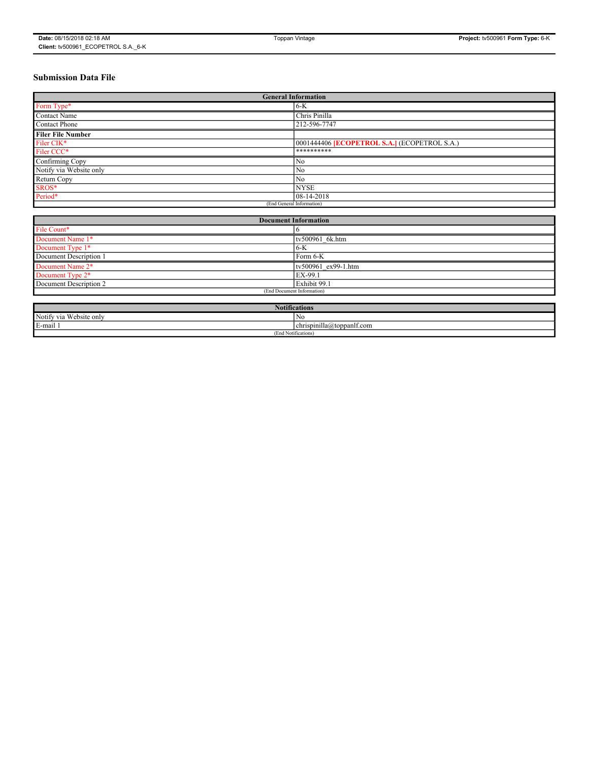# Submission Data File

| General Information | |
|---|---|
| Form Type* | 6-K |
| Contact Name | Chris Pinilla |
| Contact Phone | 212-596-7747 |
| **Filer File Number** | |
| Filer CIK* | 0001444406 **[ECOPETROL S.A.]** (ECOPETROL S.A.) |
| Filer CCC* | ********** |
| Confirming Copy | No |
| Notify via Website only | No |
| Return Copy | No |
| SROS* | NYSE |
| Period* | 08-14-2018 |
| (End General Information) | |

| Document Information | |
|---|---|
| File Count* | 6 |
| Document Name 1* | tv500961_6k.htm |
| Document Type 1* | 6-K |
| Document Description 1 | Form 6-K |
| Document Name 2* | tv500961_ex99-1.htm |
| Document Type 2* | EX-99.1 |
| Document Description 2 | Exhibit 99.1 |
| (End Document Information) | |

| Notifications | |
|---|---|
| Notify via Website only | No |
| E-mail 1 | chrispinilla@toppanlf.com |
| (End Notifications) | |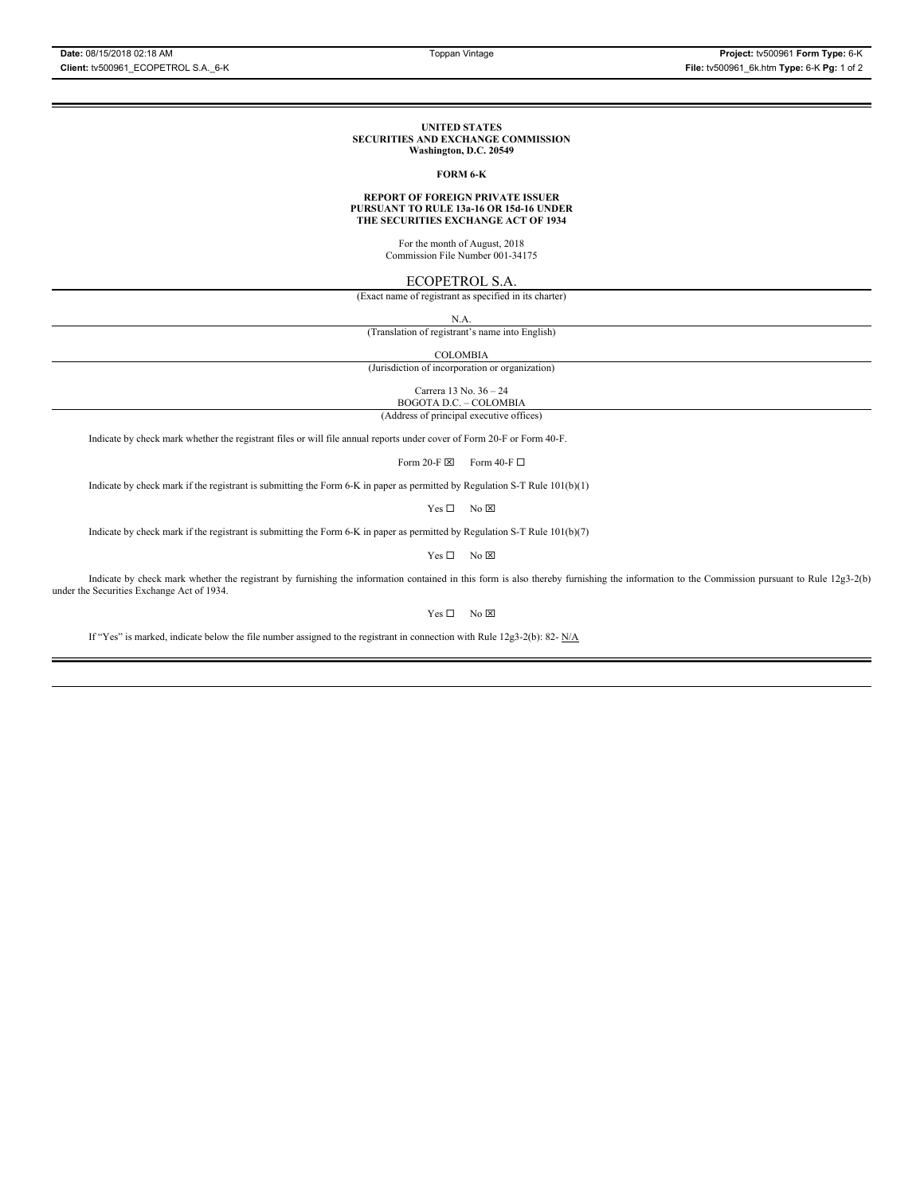**UNITED STATES**
**SECURITIES AND EXCHANGE COMMISSION**
**Washington, D.C. 20549**

**FORM 6-K**

**REPORT OF FOREIGN PRIVATE ISSUER**
**PURSUANT TO RULE 13a-16 OR 15d-16 UNDER**
**THE SECURITIES EXCHANGE ACT OF 1934**

For the month of August, 2018
Commission File Number 001-34175

ECOPETROL S.A.
(Exact name of registrant as specified in its charter)

N.A.
(Translation of registrant's name into English)

COLOMBIA
(Jurisdiction of incorporation or organization)

Carrera 13 No. 36 – 24
BOGOTA D.C. – COLOMBIA
(Address of principal executive offices)

Indicate by check mark whether the registrant files or will file annual reports under cover of Form 20-F or Form 40-F.

Form 20-F ☒ Form 40-F ☐

Indicate by check mark if the registrant is submitting the Form 6-K in paper as permitted by Regulation S-T Rule 101(b)(1)

Yes ☐ No ☒

Indicate by check mark if the registrant is submitting the Form 6-K in paper as permitted by Regulation S-T Rule 101(b)(7)

Yes ☐ No ☒

Indicate by check mark whether the registrant by furnishing the information contained in this form is also thereby furnishing the information to the Commission pursuant to Rule 12g3-2(b) under the Securities Exchange Act of 1934.

Yes ☐ No ☒

If "Yes" is marked, indicate below the file number assigned to the registrant in connection with Rule 12g3-2(b): 82- N/A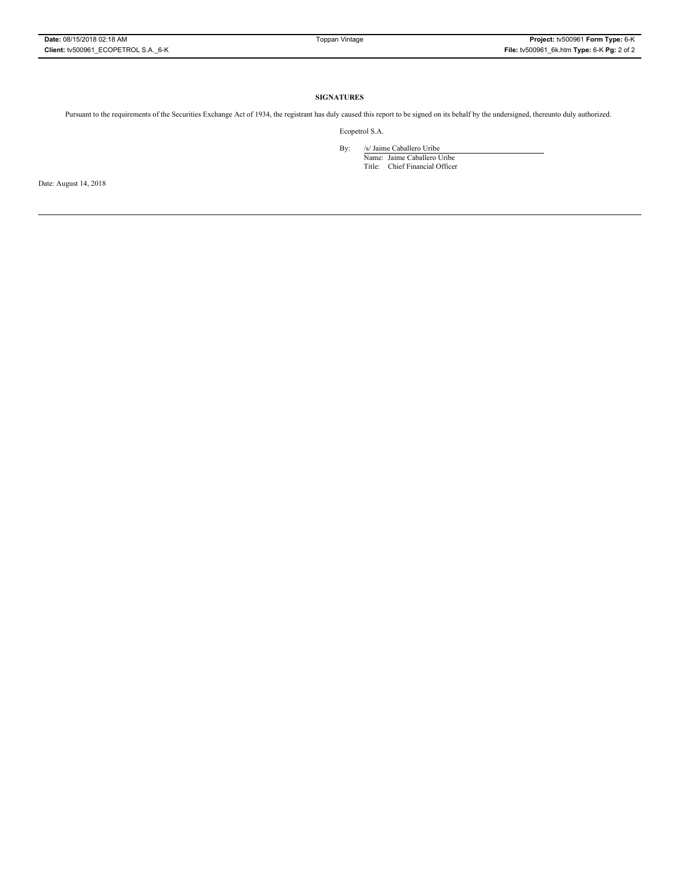**SIGNATURES**

Pursuant to the requirements of the Securities Exchange Act of 1934, the registrant has duly caused this report to be signed on its behalf by the undersigned, thereunto duly authorized.

Ecopetrol S.A.

By: /s/ Jaime Caballero Uribe
Name: Jaime Caballero Uribe
Title: Chief Financial Officer

Date: August 14, 2018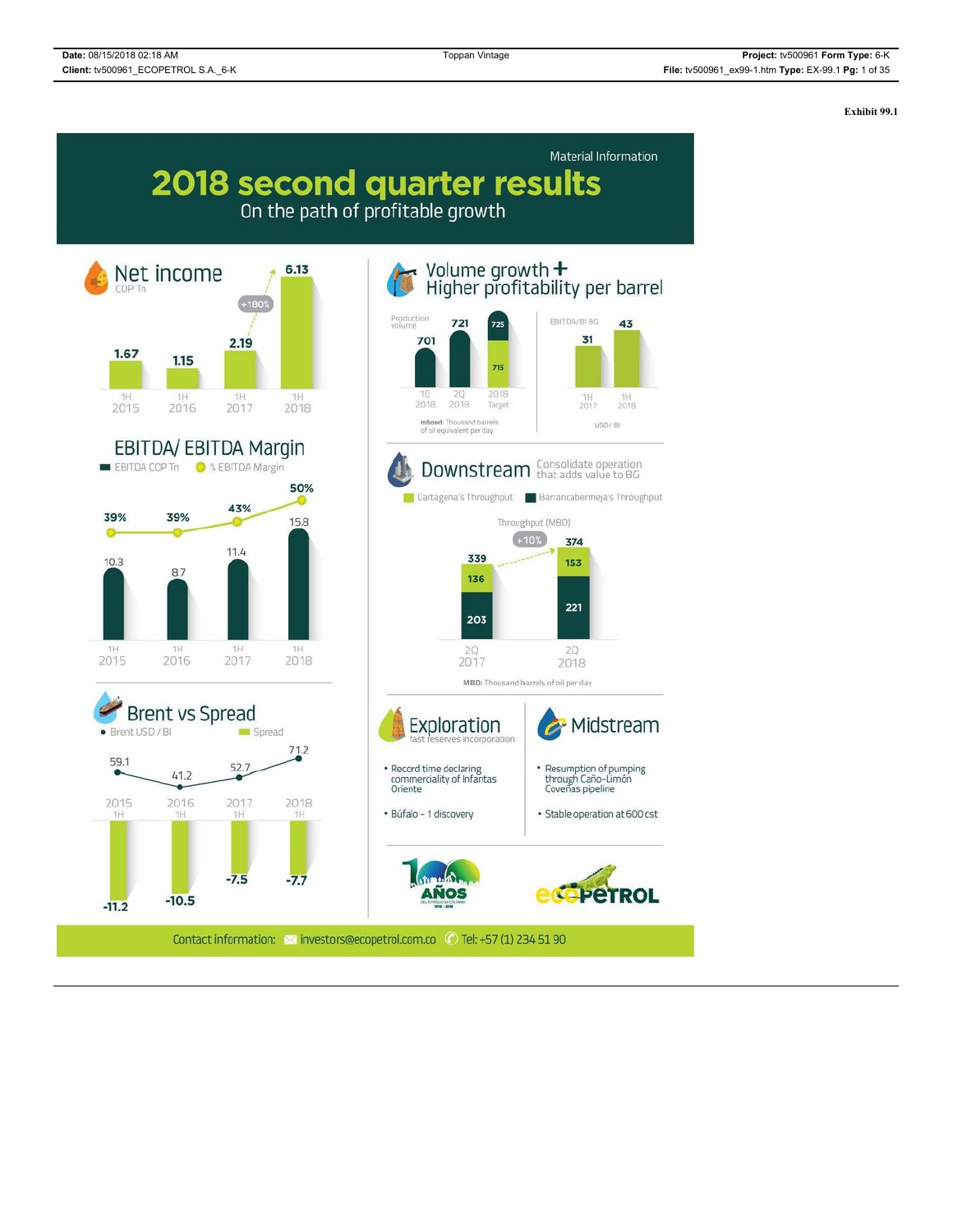Exhibit 99.1

Material Information

# 2018 second quarter results

On the path of profitable growth

## Net income

COP Tn

| 1H 2015 | 1H 2016 | 1H 2017 | 1H 2018 |
|---|---|---|---|
| 1.67 | 1.15 | 2.19 | 6.13 |

+180%

## EBITDA/ EBITDA Margin

EBITDA COP Tn / % EBITDA Margin

| | 1H 2015 | 1H 2016 | 1H 2017 | 1H 2018 |
|---|---|---|---|---|
| EBITDA COP Tn | 10.3 | 8.7 | 11.4 | 15.8 |
| % EBITDA Margin | 39% | 39% | 43% | 50% |

## Brent vs Spread

| | 2015 1H | 2016 1H | 2017 1H | 2018 1H |
|---|---|---|---|---|
| Brent USD / Bl | 59.1 | 41.2 | 52.7 | 71.2 |
| Spread | -11.2 | -10.5 | -7.5 | -7.7 |

## Volume growth + Higher profitability per barrel

Production volume

| 1Q 2018 | 2Q 2018 | 2018 Target |
|---|---|---|
| 701 | 721 | 715 - 725 |

mboed: Thousand barrels of oil equivalent per day

EBITDA/Bl BG

| 1H 2017 | 1H 2018 |
|---|---|
| 31 | 43 |

USD/ Bl

## Downstream

Consolidate operation that adds value to BG

Throughput (MBD)

| | 2Q 2017 | 2Q 2018 |
|---|---|---|
| Cartagena's Throughput | 136 | 153 |
| Barrancabermeja's Throughput | 203 | 221 |
| Total | 339 | 374 |

+10%

MBD: Thousand barrels of oil per day

## Exploration

fast reserves incorporation

- Record time declaring commerciality of Infantas Oriente
- Búfalo - 1 discovery

## Midstream

- Resumption of pumping through Caño-Limón Coveñas pipeline
- Stable operation at 600 cst

100 AÑOS

ecopetrol

Contact information: investors@ecopetrol.com.co Tel: +57 (1) 234 51 90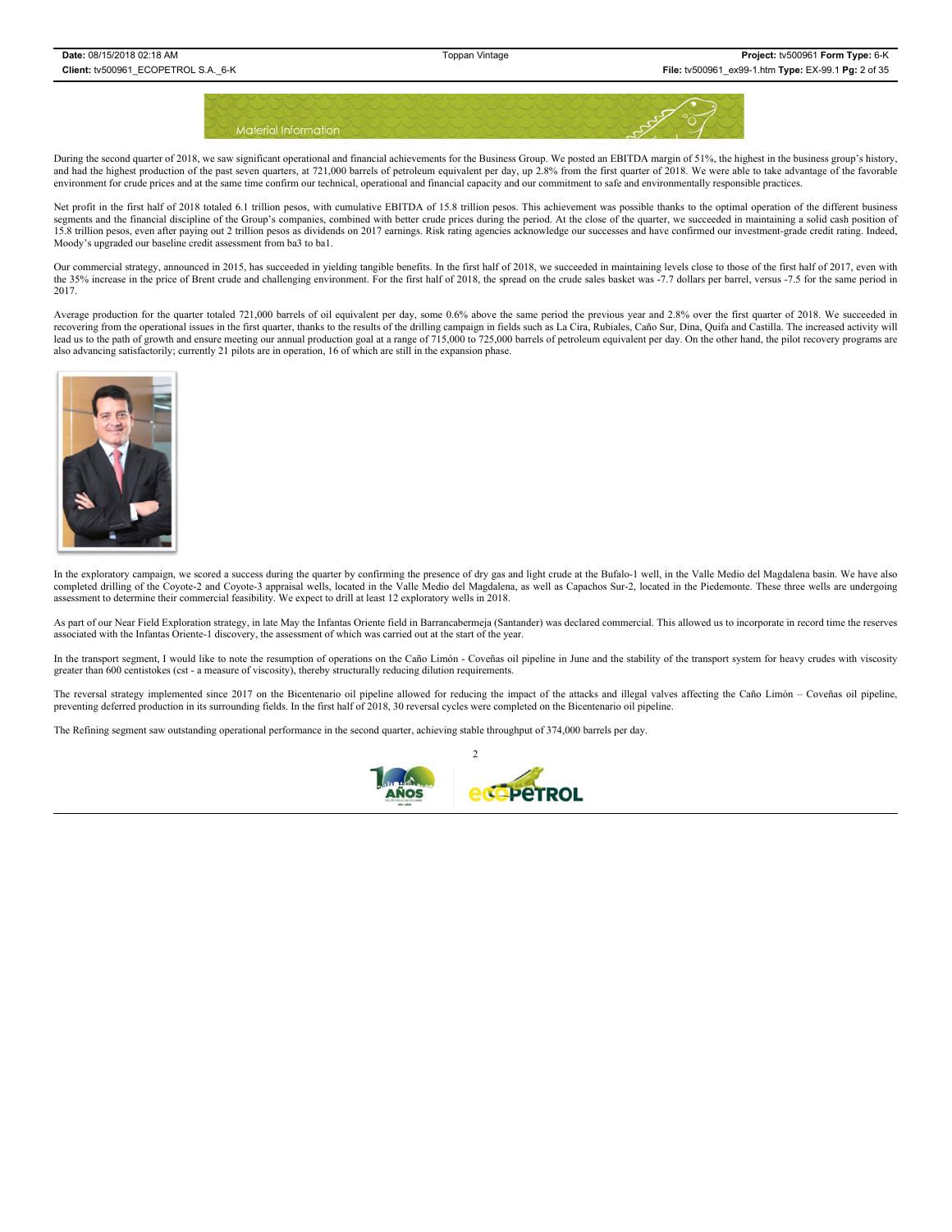Material Information

During the second quarter of 2018, we saw significant operational and financial achievements for the Business Group. We posted an EBITDA margin of 51%, the highest in the business group's history, and had the highest production of the past seven quarters, at 721,000 barrels of petroleum equivalent per day, up 2.8% from the first quarter of 2018. We were able to take advantage of the favorable environment for crude prices and at the same time confirm our technical, operational and financial capacity and our commitment to safe and environmentally responsible practices.

Net profit in the first half of 2018 totaled 6.1 trillion pesos, with cumulative EBITDA of 15.8 trillion pesos. This achievement was possible thanks to the optimal operation of the different business segments and the financial discipline of the Group's companies, combined with better crude prices during the period. At the close of the quarter, we succeeded in maintaining a solid cash position of 15.8 trillion pesos, even after paying out 2 trillion pesos as dividends on 2017 earnings. Risk rating agencies acknowledge our successes and have confirmed our investment-grade credit rating. Indeed, Moody's upgraded our baseline credit assessment from ba3 to ba1.

Our commercial strategy, announced in 2015, has succeeded in yielding tangible benefits. In the first half of 2018, we succeeded in maintaining levels close to those of the first half of 2017, even with the 35% increase in the price of Brent crude and challenging environment. For the first half of 2018, the spread on the crude sales basket was -7.7 dollars per barrel, versus -7.5 for the same period in 2017.

Average production for the quarter totaled 721,000 barrels of oil equivalent per day, some 0.6% above the same period the previous year and 2.8% over the first quarter of 2018. We succeeded in recovering from the operational issues in the first quarter, thanks to the results of the drilling campaign in fields such as La Cira, Rubiales, Caño Sur, Dina, Quifa and Castilla. The increased activity will lead us to the path of growth and ensure meeting our annual production goal at a range of 715,000 to 725,000 barrels of petroleum equivalent per day. On the other hand, the pilot recovery programs are also advancing satisfactorily; currently 21 pilots are in operation, 16 of which are still in the expansion phase.

In the exploratory campaign, we scored a success during the quarter by confirming the presence of dry gas and light crude at the Bufalo-1 well, in the Valle Medio del Magdalena basin. We have also completed drilling of the Coyote-2 and Coyote-3 appraisal wells, located in the Valle Medio del Magdalena, as well as Capachos Sur-2, located in the Piedemonte. These three wells are undergoing assessment to determine their commercial feasibility. We expect to drill at least 12 exploratory wells in 2018.

As part of our Near Field Exploration strategy, in late May the Infantas Oriente field in Barrancabermeja (Santander) was declared commercial. This allowed us to incorporate in record time the reserves associated with the Infantas Oriente-1 discovery, the assessment of which was carried out at the start of the year.

In the transport segment, I would like to note the resumption of operations on the Caño Limón - Coveñas oil pipeline in June and the stability of the transport system for heavy crudes with viscosity greater than 600 centistokes (cst - a measure of viscosity), thereby structurally reducing dilution requirements.

The reversal strategy implemented since 2017 on the Bicentenario oil pipeline allowed for reducing the impact of the attacks and illegal valves affecting the Caño Limón – Coveñas oil pipeline, preventing deferred production in its surrounding fields. In the first half of 2018, 30 reversal cycles were completed on the Bicentenario oil pipeline.

The Refining segment saw outstanding operational performance in the second quarter, achieving stable throughput of 374,000 barrels per day.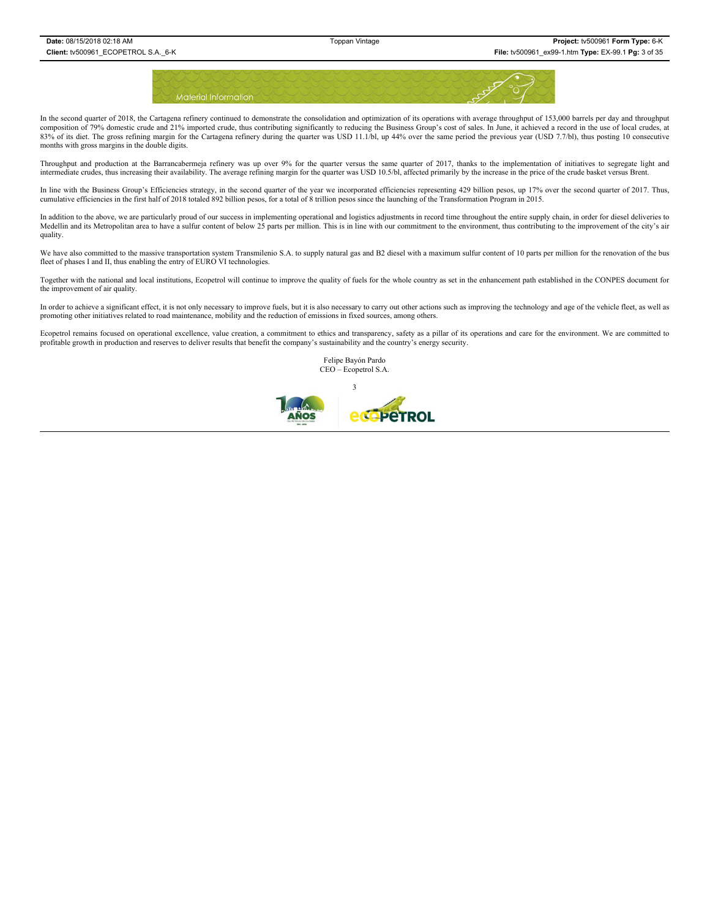In the second quarter of 2018, the Cartagena refinery continued to demonstrate the consolidation and optimization of its operations with average throughput of 153,000 barrels per day and throughput composition of 79% domestic crude and 21% imported crude, thus contributing significantly to reducing the Business Group's cost of sales. In June, it achieved a record in the use of local crudes, at 83% of its diet. The gross refining margin for the Cartagena refinery during the quarter was USD 11.1/bl, up 44% over the same period the previous year (USD 7.7/bl), thus posting 10 consecutive months with gross margins in the double digits.

Throughput and production at the Barrancabermeja refinery was up over 9% for the quarter versus the same quarter of 2017, thanks to the implementation of initiatives to segregate light and intermediate crudes, thus increasing their availability. The average refining margin for the quarter was USD 10.5/bl, affected primarily by the increase in the price of the crude basket versus Brent.

In line with the Business Group's Efficiencies strategy, in the second quarter of the year we incorporated efficiencies representing 429 billion pesos, up 17% over the second quarter of 2017. Thus, cumulative efficiencies in the first half of 2018 totaled 892 billion pesos, for a total of 8 trillion pesos since the launching of the Transformation Program in 2015.

In addition to the above, we are particularly proud of our success in implementing operational and logistics adjustments in record time throughout the entire supply chain, in order for diesel deliveries to Medellin and its Metropolitan area to have a sulfur content of below 25 parts per million. This is in line with our commitment to the environment, thus contributing to the improvement of the city's air quality.

We have also committed to the massive transportation system Transmilenio S.A. to supply natural gas and B2 diesel with a maximum sulfur content of 10 parts per million for the renovation of the bus fleet of phases I and II, thus enabling the entry of EURO VI technologies.

Together with the national and local institutions, Ecopetrol will continue to improve the quality of fuels for the whole country as set in the enhancement path established in the CONPES document for the improvement of air quality.

In order to achieve a significant effect, it is not only necessary to improve fuels, but it is also necessary to carry out other actions such as improving the technology and age of the vehicle fleet, as well as promoting other initiatives related to road maintenance, mobility and the reduction of emissions in fixed sources, among others.

Ecopetrol remains focused on operational excellence, value creation, a commitment to ethics and transparency, safety as a pillar of its operations and care for the environment. We are committed to profitable growth in production and reserves to deliver results that benefit the company's sustainability and the country's energy security.

Felipe Bayón Pardo
CEO – Ecopetrol S.A.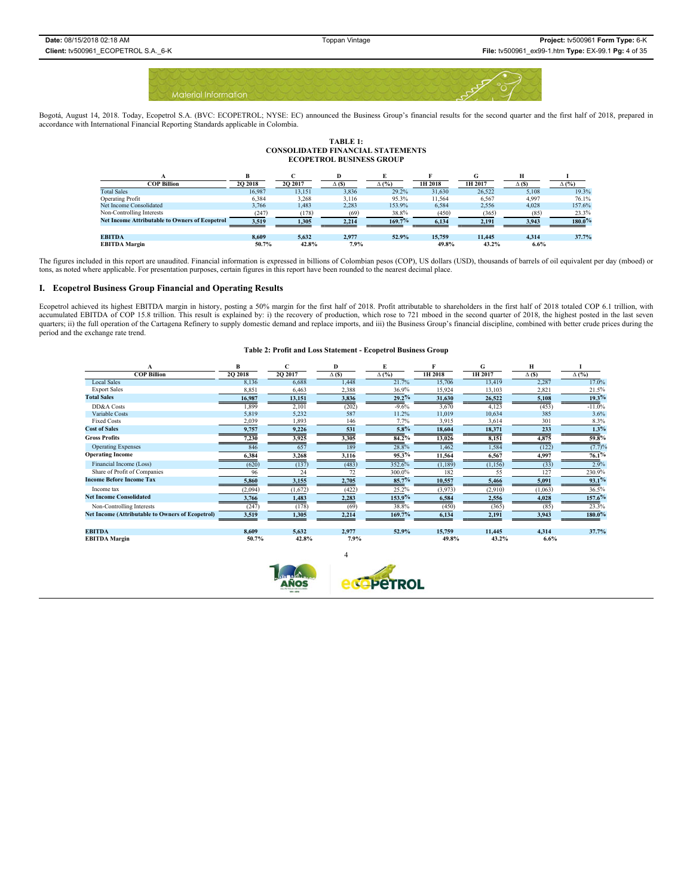Bogotá, August 14, 2018. Today, Ecopetrol S.A. (BVC: ECOPETROL; NYSE: EC) announced the Business Group's financial results for the second quarter and the first half of 2018, prepared in accordance with International Financial Reporting Standards applicable in Colombia.

**TABLE 1:**
**CONSOLIDATED FINANCIAL STATEMENTS**
**ECOPETROL BUSINESS GROUP**

| A | B | C | D | E | F | G | H | I |
|---|---|---|---|---|---|---|---|---|
| **COP Billion** | **2Q 2018** | **2Q 2017** | **Δ ($)** | **Δ (%)** | **1H 2018** | **1H 2017** | **Δ ($)** | **Δ (%)** |
| Total Sales | 16,987 | 13,151 | 3,836 | 29.2% | 31,630 | 26,522 | 5,108 | 19.3% |
| Operating Profit | 6,384 | 3,268 | 3,116 | 95.3% | 11,564 | 6,567 | 4,997 | 76.1% |
| Net Income Consolidated | 3,766 | 1,483 | 2,283 | 153.9% | 6,584 | 2,556 | 4,028 | 157.6% |
| Non-Controlling Interests | (247) | (178) | (69) | 38.8% | (450) | (365) | (85) | 23.3% |
| **Net Income Attributable to Owners of Ecopetrol** | **3,519** | **1,305** | **2,214** | **169.7%** | **6,134** | **2,191** | **3,943** | **180.0%** |
| **EBITDA** | **8,609** | **5,632** | **2,977** | **52.9%** | **15,759** | **11,445** | **4,314** | **37.7%** |
| **EBITDA Margin** | **50.7%** | **42.8%** | **7.9%** | | **49.8%** | **43.2%** | **6.6%** | |

The figures included in this report are unaudited. Financial information is expressed in billions of Colombian pesos (COP), US dollars (USD), thousands of barrels of oil equivalent per day (mboed) or tons, as noted where applicable. For presentation purposes, certain figures in this report have been rounded to the nearest decimal place.

## I. Ecopetrol Business Group Financial and Operating Results

Ecopetrol achieved its highest EBITDA margin in history, posting a 50% margin for the first half of 2018. Profit attributable to shareholders in the first half of 2018 totaled COP 6.1 trillion, with accumulated EBITDA of COP 15.8 trillion. This result is explained by: i) the recovery of production, which rose to 721 mboed in the second quarter of 2018, the highest posted in the last seven quarters; ii) the full operation of the Cartagena Refinery to supply domestic demand and replace imports, and iii) the Business Group's financial discipline, combined with better crude prices during the period and the exchange rate trend.

**Table 2: Profit and Loss Statement - Ecopetrol Business Group**

| A | B | C | D | E | F | G | H | I |
|---|---|---|---|---|---|---|---|---|
| **COP Billion** | **2Q 2018** | **2Q 2017** | **Δ ($)** | **Δ (%)** | **1H 2018** | **1H 2017** | **Δ ($)** | **Δ (%)** |
| Local Sales | 8,136 | 6,688 | 1,448 | 21.7% | 15,706 | 13,419 | 2,287 | 17.0% |
| Export Sales | 8,851 | 6,463 | 2,388 | 36.9% | 15,924 | 13,103 | 2,821 | 21.5% |
| **Total Sales** | **16,987** | **13,151** | **3,836** | **29.2%** | **31,630** | **26,522** | **5,108** | **19.3%** |
| DD&A Costs | 1,899 | 2,101 | (202) | -9.6% | 3,670 | 4,123 | (453) | -11.0% |
| Variable Costs | 5,819 | 5,232 | 587 | 11.2% | 11,019 | 10,634 | 385 | 3.6% |
| Fixed Costs | 2,039 | 1,893 | 146 | 7.7% | 3,915 | 3,614 | 301 | 8.3% |
| **Cost of Sales** | **9,757** | **9,226** | **531** | **5.8%** | **18,604** | **18,371** | **233** | **1.3%** |
| **Gross Profits** | **7,230** | **3,925** | **3,305** | **84.2%** | **13,026** | **8,151** | **4,875** | **59.8%** |
| Operating Expenses | 846 | 657 | 189 | 28.8% | 1,462 | 1,584 | (122) | (7.7)% |
| **Operating Income** | **6,384** | **3,268** | **3,116** | **95.3%** | **11,564** | **6,567** | **4,997** | **76.1%** |
| Financial Income (Loss) | (620) | (137) | (483) | 352.6% | (1,189) | (1,156) | (33) | 2.9% |
| Share of Profit of Companies | 96 | 24 | 72 | 300.0% | 182 | 55 | 127 | 230.9% |
| **Income Before Income Tax** | **5,860** | **3,155** | **2,705** | **85.7%** | **10,557** | **5,466** | **5,091** | **93.1%** |
| Income tax | (2,094) | (1,672) | (422) | 25.2% | (3,973) | (2,910) | (1,063) | 36.5% |
| **Net Income Consolidated** | **3,766** | **1,483** | **2,283** | **153.9%** | **6,584** | **2,556** | **4,028** | **157.6%** |
| Non-Controlling Interests | (247) | (178) | (69) | 38.8% | (450) | (365) | (85) | 23.3% |
| **Net Income (Attributable to Owners of Ecopetrol)** | **3,519** | **1,305** | **2,214** | **169.7%** | **6,134** | **2,191** | **3,943** | **180.0%** |
| **EBITDA** | **8,609** | **5,632** | **2,977** | **52.9%** | **15,759** | **11,445** | **4,314** | **37.7%** |
| **EBITDA Margin** | **50.7%** | **42.8%** | **7.9%** | | **49.8%** | **43.2%** | **6.6%** | |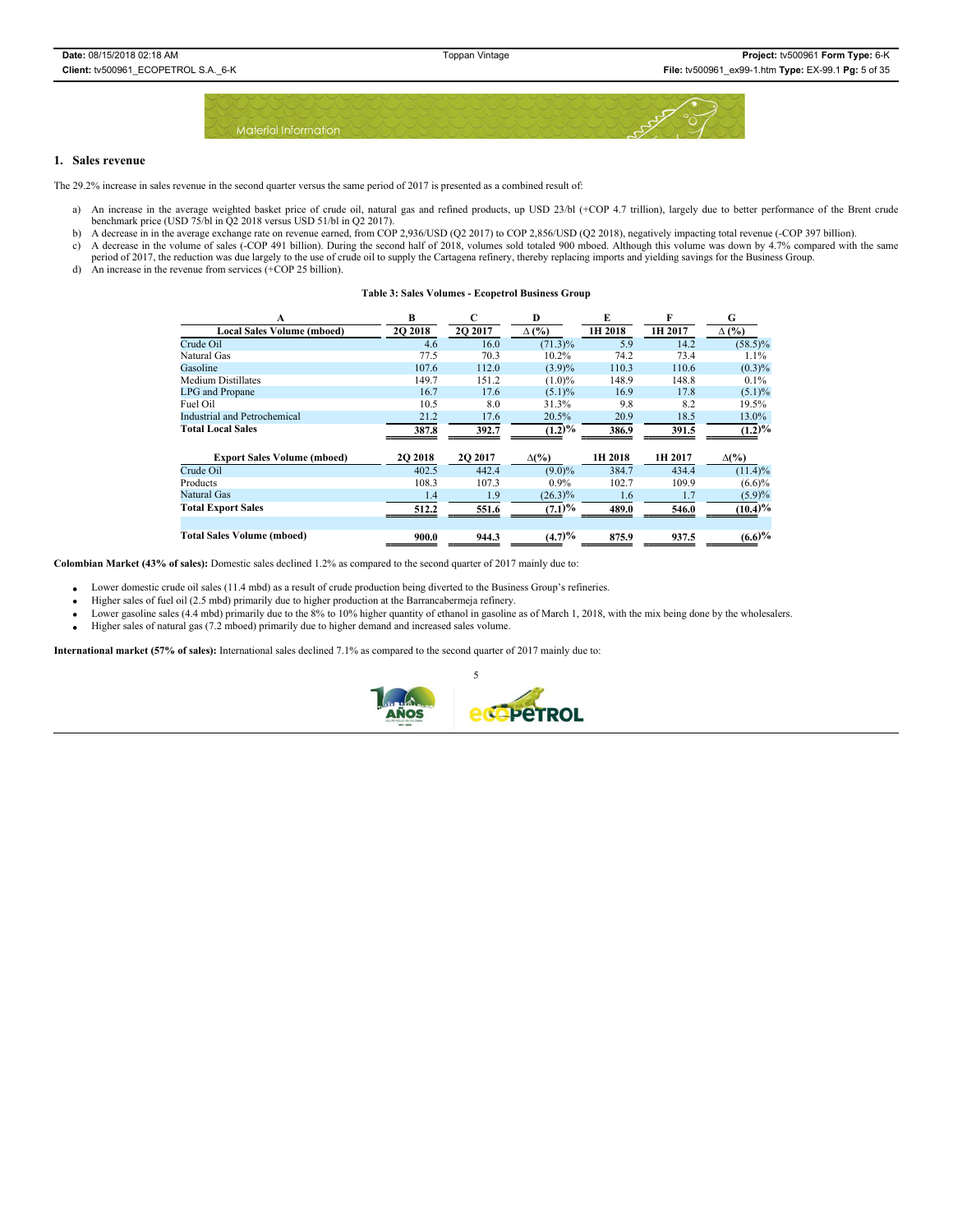## 1. Sales revenue

The 29.2% increase in sales revenue in the second quarter versus the same period of 2017 is presented as a combined result of:

a) An increase in the average weighted basket price of crude oil, natural gas and refined products, up USD 23/bl (+COP 4.7 trillion), largely due to better performance of the Brent crude benchmark price (USD 75/bl in Q2 2018 versus USD 51/bl in Q2 2017).
b) A decrease in in the average exchange rate on revenue earned, from COP 2,936/USD (Q2 2017) to COP 2,856/USD (Q2 2018), negatively impacting total revenue (-COP 397 billion).
c) A decrease in the volume of sales (-COP 491 billion). During the second half of 2018, volumes sold totaled 900 mboed. Although this volume was down by 4.7% compared with the same period of 2017, the reduction was due largely to the use of crude oil to supply the Cartagena refinery, thereby replacing imports and yielding savings for the Business Group.
d) An increase in the revenue from services (+COP 25 billion).

**Table 3: Sales Volumes - Ecopetrol Business Group**

| A | B | C | D | E | F | G |
|---|---|---|---|---|---|---|
| **Local Sales Volume (mboed)** | **2Q 2018** | **2Q 2017** | **Δ (%)** | **1H 2018** | **1H 2017** | **Δ (%)** |
| Crude Oil | 4.6 | 16.0 | (71.3)% | 5.9 | 14.2 | (58.5)% |
| Natural Gas | 77.5 | 70.3 | 10.2% | 74.2 | 73.4 | 1.1% |
| Gasoline | 107.6 | 112.0 | (3.9)% | 110.3 | 110.6 | (0.3)% |
| Medium Distillates | 149.7 | 151.2 | (1.0)% | 148.9 | 148.8 | 0.1% |
| LPG and Propane | 16.7 | 17.6 | (5.1)% | 16.9 | 17.8 | (5.1)% |
| Fuel Oil | 10.5 | 8.0 | 31.3% | 9.8 | 8.2 | 19.5% |
| Industrial and Petrochemical | 21.2 | 17.6 | 20.5% | 20.9 | 18.5 | 13.0% |
| **Total Local Sales** | **387.8** | **392.7** | **(1.2)%** | **386.9** | **391.5** | **(1.2)%** |
| **Export Sales Volume (mboed)** | **2Q 2018** | **2Q 2017** | **Δ(%)** | **1H 2018** | **1H 2017** | **Δ(%)** |
| Crude Oil | 402.5 | 442.4 | (9.0)% | 384.7 | 434.4 | (11.4)% |
| Products | 108.3 | 107.3 | 0.9% | 102.7 | 109.9 | (6.6)% |
| Natural Gas | 1.4 | 1.9 | (26.3)% | 1.6 | 1.7 | (5.9)% |
| **Total Export Sales** | **512.2** | **551.6** | **(7.1)%** | **489.0** | **546.0** | **(10.4)%** |
| **Total Sales Volume (mboed)** | **900.0** | **944.3** | **(4.7)%** | **875.9** | **937.5** | **(6.6)%** |

**Colombian Market (43% of sales):** Domestic sales declined 1.2% as compared to the second quarter of 2017 mainly due to:

- Lower domestic crude oil sales (11.4 mbd) as a result of crude production being diverted to the Business Group's refineries.
- Higher sales of fuel oil (2.5 mbd) primarily due to higher production at the Barrancabermeja refinery.
- Lower gasoline sales (4.4 mbd) primarily due to the 8% to 10% higher quantity of ethanol in gasoline as of March 1, 2018, with the mix being done by the wholesalers.
- Higher sales of natural gas (7.2 mboed) primarily due to higher demand and increased sales volume.

**International market (57% of sales):** International sales declined 7.1% as compared to the second quarter of 2017 mainly due to: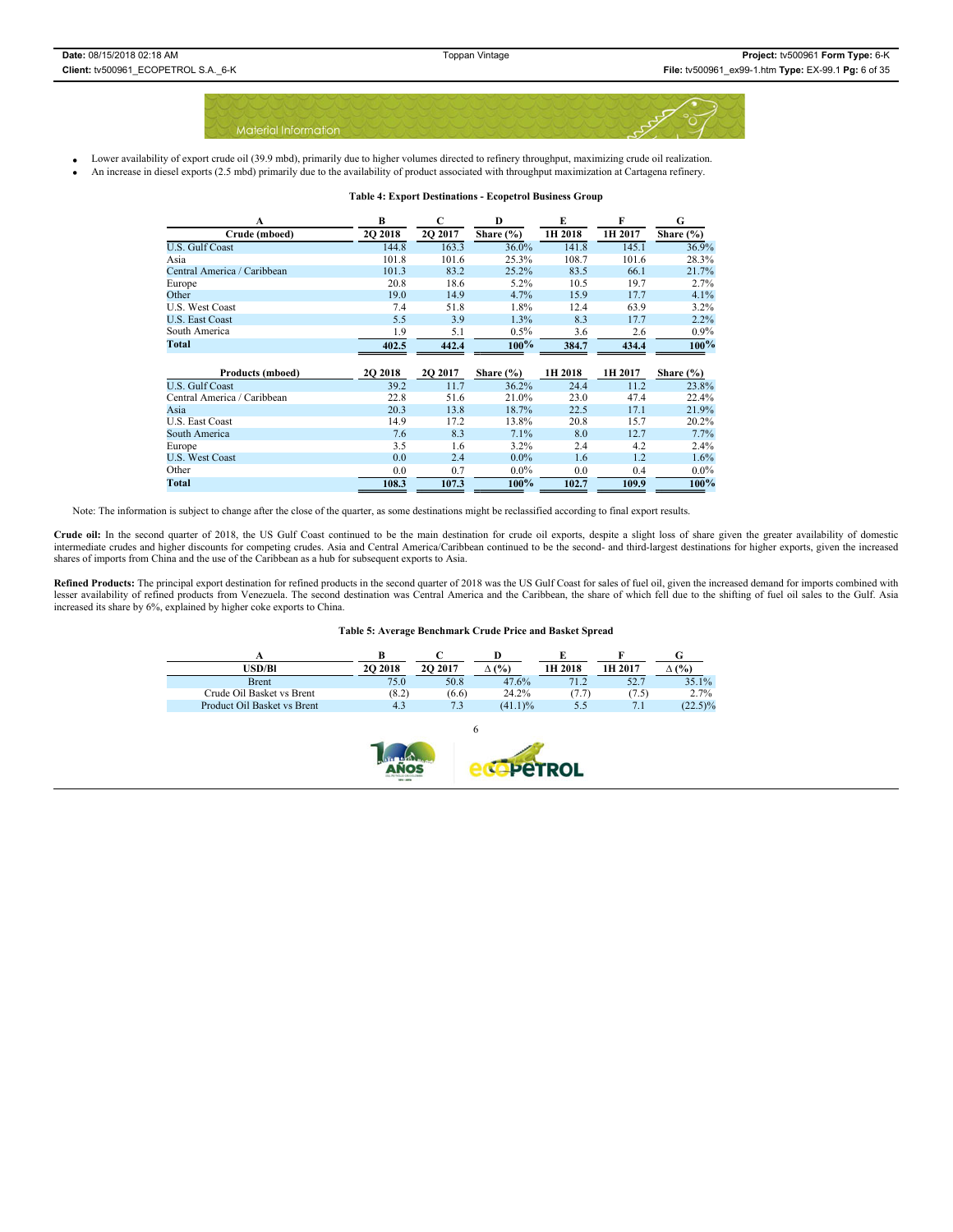- Lower availability of export crude oil (39.9 mbd), primarily due to higher volumes directed to refinery throughput, maximizing crude oil realization.
- An increase in diesel exports (2.5 mbd) primarily due to the availability of product associated with throughput maximization at Cartagena refinery.

**Table 4: Export Destinations - Ecopetrol Business Group**

| A | B | C | D | E | F | G |
|---|---|---|---|---|---|---|
| **Crude (mboed)** | **2Q 2018** | **2Q 2017** | **Share (%)** | **1H 2018** | **1H 2017** | **Share (%)** |
| U.S. Gulf Coast | 144.8 | 163.3 | 36.0% | 141.8 | 145.1 | 36.9% |
| Asia | 101.8 | 101.6 | 25.3% | 108.7 | 101.6 | 28.3% |
| Central America / Caribbean | 101.3 | 83.2 | 25.2% | 83.5 | 66.1 | 21.7% |
| Europe | 20.8 | 18.6 | 5.2% | 10.5 | 19.7 | 2.7% |
| Other | 19.0 | 14.9 | 4.7% | 15.9 | 17.7 | 4.1% |
| U.S. West Coast | 7.4 | 51.8 | 1.8% | 12.4 | 63.9 | 3.2% |
| U.S. East Coast | 5.5 | 3.9 | 1.3% | 8.3 | 17.7 | 2.2% |
| South America | 1.9 | 5.1 | 0.5% | 3.6 | 2.6 | 0.9% |
| **Total** | **402.5** | **442.4** | **100%** | **384.7** | **434.4** | **100%** |
| **Products (mboed)** | **2Q 2018** | **2Q 2017** | **Share (%)** | **1H 2018** | **1H 2017** | **Share (%)** |
| U.S. Gulf Coast | 39.2 | 11.7 | 36.2% | 24.4 | 11.2 | 23.8% |
| Central America / Caribbean | 22.8 | 51.6 | 21.0% | 23.0 | 47.4 | 22.4% |
| Asia | 20.3 | 13.8 | 18.7% | 22.5 | 17.1 | 21.9% |
| U.S. East Coast | 14.9 | 17.2 | 13.8% | 20.8 | 15.7 | 20.2% |
| South America | 7.6 | 8.3 | 7.1% | 8.0 | 12.7 | 7.7% |
| Europe | 3.5 | 1.6 | 3.2% | 2.4 | 4.2 | 2.4% |
| U.S. West Coast | 0.0 | 2.4 | 0.0% | 1.6 | 1.2 | 1.6% |
| Other | 0.0 | 0.7 | 0.0% | 0.0 | 0.4 | 0.0% |
| **Total** | **108.3** | **107.3** | **100%** | **102.7** | **109.9** | **100%** |

Note: The information is subject to change after the close of the quarter, as some destinations might be reclassified according to final export results.

**Crude oil:** In the second quarter of 2018, the US Gulf Coast continued to be the main destination for crude oil exports, despite a slight loss of share given the greater availability of domestic intermediate crudes and higher discounts for competing crudes. Asia and Central America/Caribbean continued to be the second- and third-largest destinations for higher exports, given the increased shares of imports from China and the use of the Caribbean as a hub for subsequent exports to Asia.

**Refined Products:** The principal export destination for refined products in the second quarter of 2018 was the US Gulf Coast for sales of fuel oil, given the increased demand for imports combined with lesser availability of refined products from Venezuela. The second destination was Central America and the Caribbean, the share of which fell due to the shifting of fuel oil sales to the Gulf. Asia increased its share by 6%, explained by higher coke exports to China.

**Table 5: Average Benchmark Crude Price and Basket Spread**

| A | B | C | D | E | F | G |
|---|---|---|---|---|---|---|
| **USD/Bl** | **2Q 2018** | **2Q 2017** | **Δ (%)** | **1H 2018** | **1H 2017** | **Δ (%)** |
| Brent | 75.0 | 50.8 | 47.6% | 71.2 | 52.7 | 35.1% |
| Crude Oil Basket vs Brent | (8.2) | (6.6) | 24.2% | (7.7) | (7.5) | 2.7% |
| Product Oil Basket vs Brent | 4.3 | 7.3 | (41.1)% | 5.5 | 7.1 | (22.5)% |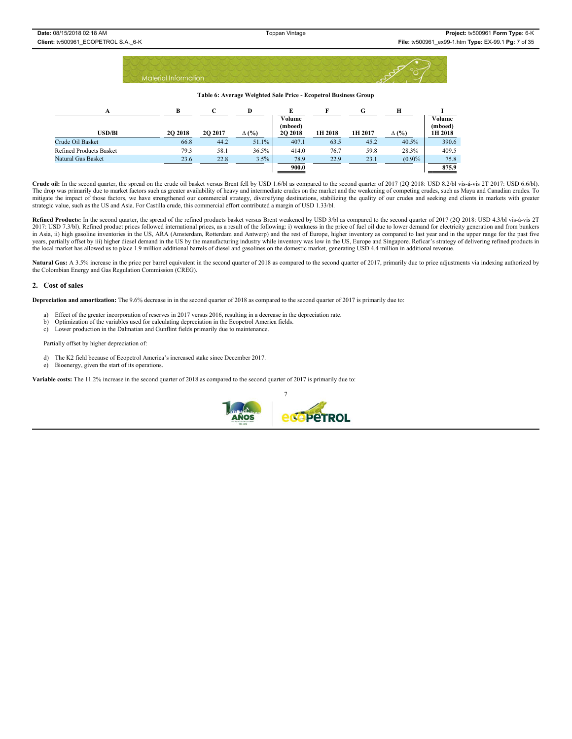**Table 6: Average Weighted Sale Price - Ecopetrol Business Group**

| A | B | C | D | E | F | G | H | I |
|---|---|---|---|---|---|---|---|---|
| USD/Bl | 2Q 2018 | 2Q 2017 | Δ (%) | Volume (mboed) 2Q 2018 | 1H 2018 | 1H 2017 | Δ (%) | Volume (mboed) 1H 2018 |
| Crude Oil Basket | 66.8 | 44.2 | 51.1% | 407.1 | 63.5 | 45.2 | 40.5% | 390.6 |
| Refined Products Basket | 79.3 | 58.1 | 36.5% | 414.0 | 76.7 | 59.8 | 28.3% | 409.5 |
| Natural Gas Basket | 23.6 | 22.8 | 3.5% | 78.9 | 22.9 | 23.1 | (0.9)% | 75.8 |
| | | | | 900.0 | | | | 875.9 |

**Crude oil:** In the second quarter, the spread on the crude oil basket versus Brent fell by USD 1.6/bl as compared to the second quarter of 2017 (2Q 2018: USD 8.2/bl vis-á-vis 2T 2017: USD 6.6/bl). The drop was primarily due to market factors such as greater availability of heavy and intermediate crudes on the market and the weakening of competing crudes, such as Maya and Canadian crudes. To mitigate the impact of those factors, we have strengthened our commercial strategy, diversifying destinations, stabilizing the quality of our crudes and seeking end clients in markets with greater strategic value, such as the US and Asia. For Castilla crude, this commercial effort contributed a margin of USD 1.33/bl.

**Refined Products:** In the second quarter, the spread of the refined products basket versus Brent weakened by USD 3/bl as compared to the second quarter of 2017 (2Q 2018: USD 4.3/bl vis-á-vis 2T 2017: USD 7.3/bl). Refined product prices followed international prices, as a result of the following: i) weakness in the price of fuel oil due to lower demand for electricity generation and from bunkers in Asia, ii) high gasoline inventories in the US, ARA (Amsterdam, Rotterdam and Antwerp) and the rest of Europe, higher inventory as compared to last year and in the upper range for the past five years, partially offset by iii) higher diesel demand in the US by the manufacturing industry while inventory was low in the US, Europe and Singapore. Reficar's strategy of delivering refined products in the local market has allowed us to place 1.9 million additional barrels of diesel and gasolines on the domestic market, generating USD 4.4 million in additional revenue.

**Natural Gas:** A 3.5% increase in the price per barrel equivalent in the second quarter of 2018 as compared to the second quarter of 2017, primarily due to price adjustments via indexing authorized by the Colombian Energy and Gas Regulation Commission (CREG).

## 2. Cost of sales

**Depreciation and amortization:** The 9.6% decrease in in the second quarter of 2018 as compared to the second quarter of 2017 is primarily due to:

a) Effect of the greater incorporation of reserves in 2017 versus 2016, resulting in a decrease in the depreciation rate.
b) Optimization of the variables used for calculating depreciation in the Ecopetrol America fields.
c) Lower production in the Dalmatian and Gunflint fields primarily due to maintenance.

Partially offset by higher depreciation of:

d) The K2 field because of Ecopetrol America's increased stake since December 2017.
e) Bioenergy, given the start of its operations.

**Variable costs:** The 11.2% increase in the second quarter of 2018 as compared to the second quarter of 2017 is primarily due to: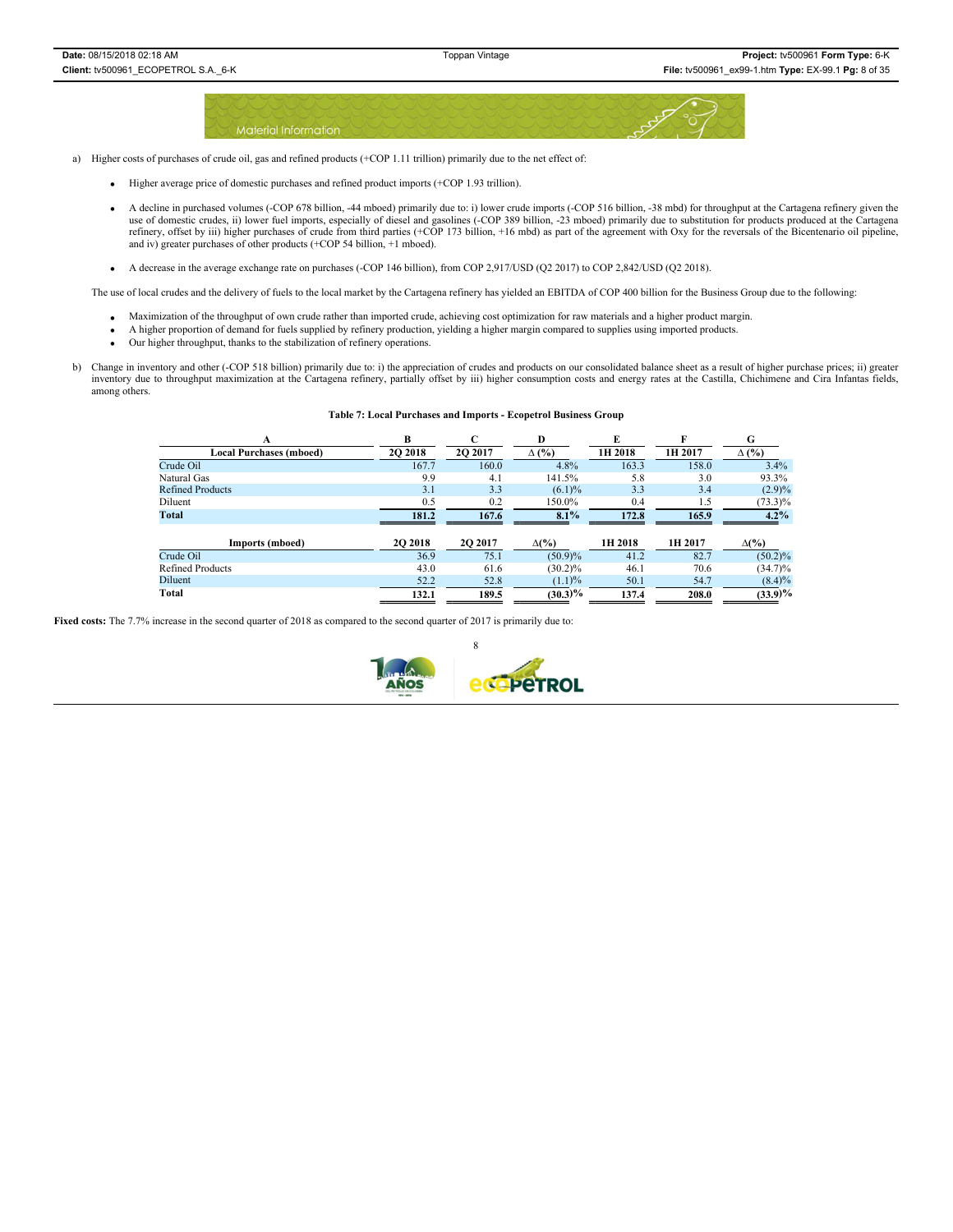a) Higher costs of purchases of crude oil, gas and refined products (+COP 1.11 trillion) primarily due to the net effect of:

- Higher average price of domestic purchases and refined product imports (+COP 1.93 trillion).
- A decline in purchased volumes (-COP 678 billion, -44 mboed) primarily due to: i) lower crude imports (-COP 516 billion, -38 mbd) for throughput at the Cartagena refinery given the use of domestic crudes, ii) lower fuel imports, especially of diesel and gasolines (-COP 389 billion, -23 mboed) primarily due to substitution for products produced at the Cartagena refinery, offset by iii) higher purchases of crude from third parties (+COP 173 billion, +16 mbd) as part of the agreement with Oxy for the reversals of the Bicentenario oil pipeline, and iv) greater purchases of other products (+COP 54 billion, +1 mboed).
- A decrease in the average exchange rate on purchases (-COP 146 billion), from COP 2,917/USD (Q2 2017) to COP 2,842/USD (Q2 2018).

The use of local crudes and the delivery of fuels to the local market by the Cartagena refinery has yielded an EBITDA of COP 400 billion for the Business Group due to the following:

- Maximization of the throughput of own crude rather than imported crude, achieving cost optimization for raw materials and a higher product margin.
- A higher proportion of demand for fuels supplied by refinery production, yielding a higher margin compared to supplies using imported products.
- Our higher throughput, thanks to the stabilization of refinery operations.

b) Change in inventory and other (-COP 518 billion) primarily due to: i) the appreciation of crudes and products on our consolidated balance sheet as a result of higher purchase prices; ii) greater inventory due to throughput maximization at the Cartagena refinery, partially offset by iii) higher consumption costs and energy rates at the Castilla, Chichimene and Cira Infantas fields, among others.

**Table 7: Local Purchases and Imports - Ecopetrol Business Group**

| A | B | C | D | E | F | G |
|---|---|---|---|---|---|---|
| **Local Purchases (mboed)** | **2Q 2018** | **2Q 2017** | **∆ (%)** | **1H 2018** | **1H 2017** | **∆ (%)** |
| Crude Oil | 167.7 | 160.0 | 4.8% | 163.3 | 158.0 | 3.4% |
| Natural Gas | 9.9 | 4.1 | 141.5% | 5.8 | 3.0 | 93.3% |
| Refined Products | 3.1 | 3.3 | (6.1)% | 3.3 | 3.4 | (2.9)% |
| Diluent | 0.5 | 0.2 | 150.0% | 0.4 | 1.5 | (73.3)% |
| **Total** | **181.2** | **167.6** | **8.1%** | **172.8** | **165.9** | **4.2%** |
| | | | | | | |
| **Imports (mboed)** | **2Q 2018** | **2Q 2017** | **∆(%)** | **1H 2018** | **1H 2017** | **∆(%)** |
| Crude Oil | 36.9 | 75.1 | (50.9)% | 41.2 | 82.7 | (50.2)% |
| Refined Products | 43.0 | 61.6 | (30.2)% | 46.1 | 70.6 | (34.7)% |
| Diluent | 52.2 | 52.8 | (1.1)% | 50.1 | 54.7 | (8.4)% |
| **Total** | **132.1** | **189.5** | **(30.3)%** | **137.4** | **208.0** | **(33.9)%** |

**Fixed costs:** The 7.7% increase in the second quarter of 2018 as compared to the second quarter of 2017 is primarily due to: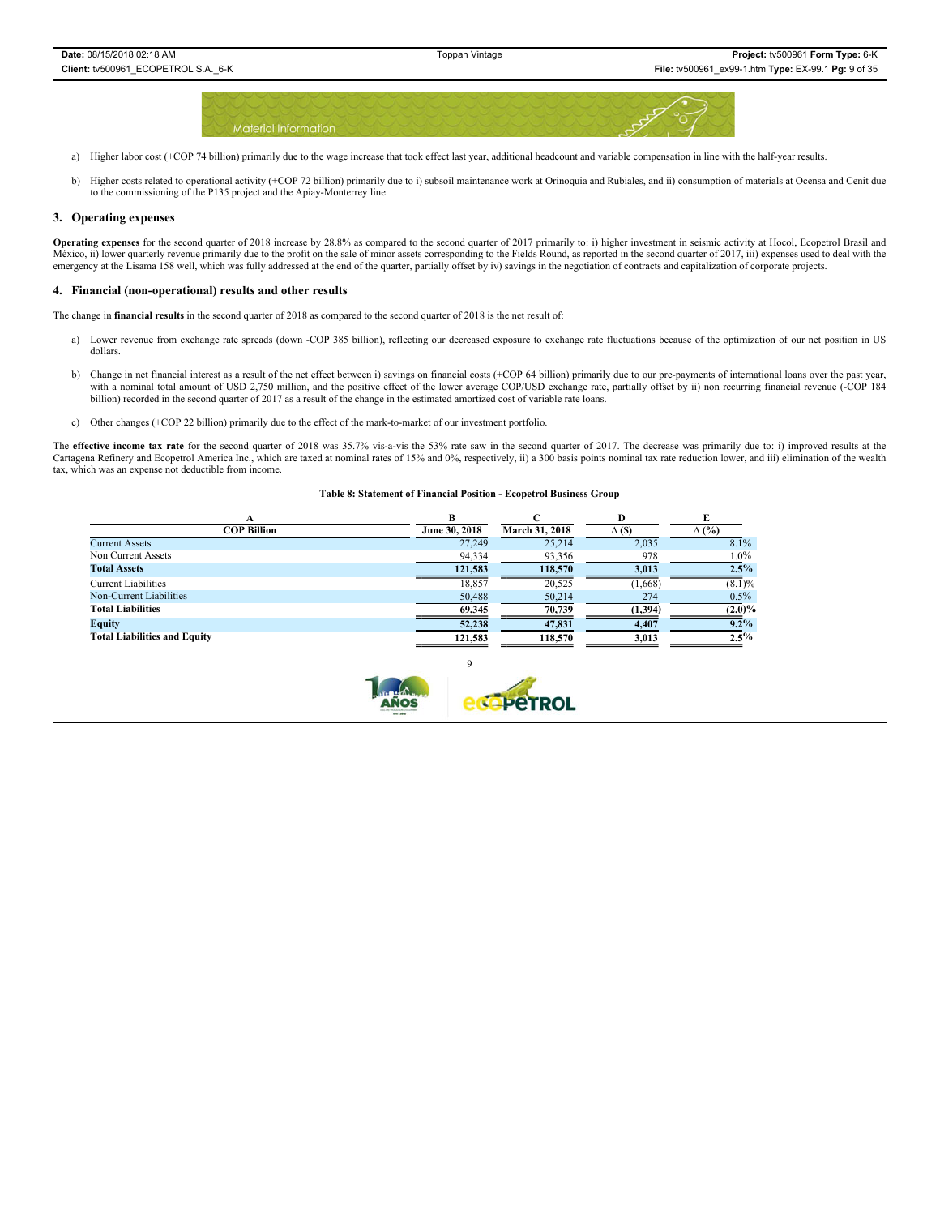a) Higher labor cost (+COP 74 billion) primarily due to the wage increase that took effect last year, additional headcount and variable compensation in line with the half-year results.

b) Higher costs related to operational activity (+COP 72 billion) primarily due to i) subsoil maintenance work at Orinoquia and Rubiales, and ii) consumption of materials at Ocensa and Cenit due to the commissioning of the P135 project and the Apiay-Monterrey line.

### 3. Operating expenses

**Operating expenses** for the second quarter of 2018 increase by 28.8% as compared to the second quarter of 2017 primarily to: i) higher investment in seismic activity at Hocol, Ecopetrol Brasil and México, ii) lower quarterly revenue primarily due to the profit on the sale of minor assets corresponding to the Fields Round, as reported in the second quarter of 2017, iii) expenses used to deal with the emergency at the Lisama 158 well, which was fully addressed at the end of the quarter, partially offset by iv) savings in the negotiation of contracts and capitalization of corporate projects.

### 4. Financial (non-operational) results and other results

The change in **financial results** in the second quarter of 2018 as compared to the second quarter of 2018 is the net result of:

a) Lower revenue from exchange rate spreads (down -COP 385 billion), reflecting our decreased exposure to exchange rate fluctuations because of the optimization of our net position in US dollars.

b) Change in net financial interest as a result of the net effect between i) savings on financial costs (+COP 64 billion) primarily due to our pre-payments of international loans over the past year, with a nominal total amount of USD 2,750 million, and the positive effect of the lower average COP/USD exchange rate, partially offset by ii) non recurring financial revenue (-COP 184 billion) recorded in the second quarter of 2017 as a result of the change in the estimated amortized cost of variable rate loans.

c) Other changes (+COP 22 billion) primarily due to the effect of the mark-to-market of our investment portfolio.

The **effective income tax rate** for the second quarter of 2018 was 35.7% vis-a-vis the 53% rate saw in the second quarter of 2017. The decrease was primarily due to: i) improved results at the Cartagena Refinery and Ecopetrol America Inc., which are taxed at nominal rates of 15% and 0%, respectively, ii) a 300 basis points nominal tax rate reduction lower, and iii) elimination of the wealth tax, which was an expense not deductible from income.

**Table 8: Statement of Financial Position - Ecopetrol Business Group**

| A | B | C | D | E |
|---|---|---|---|---|
| **COP Billion** | **June 30, 2018** | **March 31, 2018** | **Δ ($)** | **Δ (%)** |
| Current Assets | 27,249 | 25,214 | 2,035 | 8.1% |
| Non Current Assets | 94,334 | 93,356 | 978 | 1.0% |
| **Total Assets** | **121,583** | **118,570** | **3,013** | **2.5%** |
| Current Liabilities | 18,857 | 20,525 | (1,668) | (8.1)% |
| Non-Current Liabilities | 50,488 | 50,214 | 274 | 0.5% |
| **Total Liabilities** | **69,345** | **70,739** | **(1,394)** | **(2.0)%** |
| **Equity** | **52,238** | **47,831** | **4,407** | **9.2%** |
| **Total Liabilities and Equity** | **121,583** | **118,570** | **3,013** | **2.5%** |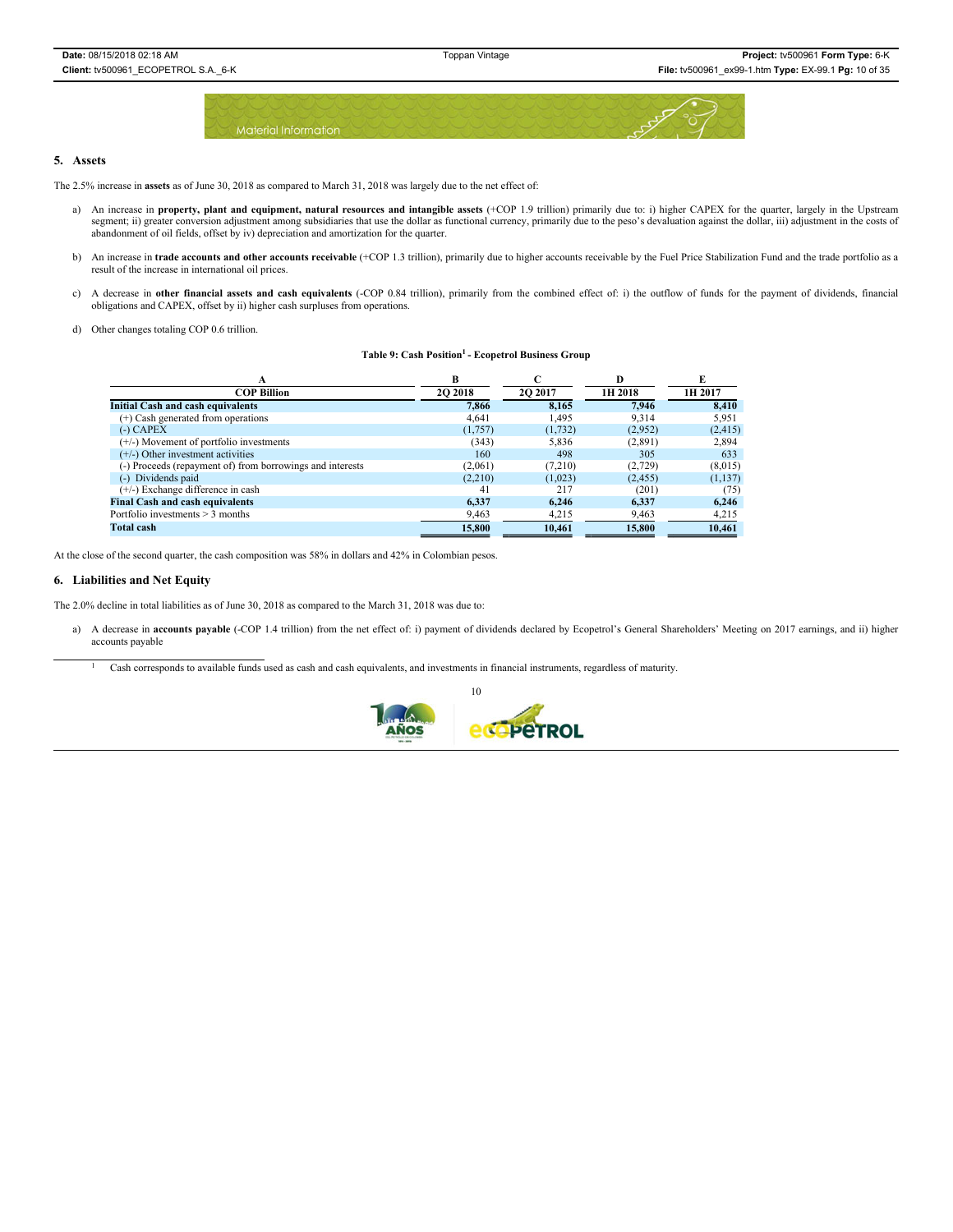## 5. Assets

The 2.5% increase in **assets** as of June 30, 2018 as compared to March 31, 2018 was largely due to the net effect of:

a) An increase in **property, plant and equipment, natural resources and intangible assets** (+COP 1.9 trillion) primarily due to: i) higher CAPEX for the quarter, largely in the Upstream segment; ii) greater conversion adjustment among subsidiaries that use the dollar as functional currency, primarily due to the peso's devaluation against the dollar, iii) adjustment in the costs of abandonment of oil fields, offset by iv) depreciation and amortization for the quarter.

b) An increase in **trade accounts and other accounts receivable** (+COP 1.3 trillion), primarily due to higher accounts receivable by the Fuel Price Stabilization Fund and the trade portfolio as a result of the increase in international oil prices.

c) A decrease in **other financial assets and cash equivalents** (-COP 0.84 trillion), primarily from the combined effect of: i) the outflow of funds for the payment of dividends, financial obligations and CAPEX, offset by ii) higher cash surpluses from operations.

d) Other changes totaling COP 0.6 trillion.

**Table 9: Cash Position[1] - Ecopetrol Business Group**

| A | B | C | D | E |
|---|---|---|---|---|
| **COP Billion** | **2Q 2018** | **2Q 2017** | **1H 2018** | **1H 2017** |
| **Initial Cash and cash equivalents** | **7,866** | **8,165** | **7,946** | **8,410** |
| (+) Cash generated from operations | 4,641 | 1,495 | 9,314 | 5,951 |
| (-) CAPEX | (1,757) | (1,732) | (2,952) | (2,415) |
| (+/-) Movement of portfolio investments | (343) | 5,836 | (2,891) | 2,894 |
| (+/-) Other investment activities | 160 | 498 | 305 | 633 |
| (-) Proceeds (repayment of) from borrowings and interests | (2,061) | (7,210) | (2,729) | (8,015) |
| (-) Dividends paid | (2,210) | (1,023) | (2,455) | (1,137) |
| (+/-) Exchange difference in cash | 41 | 217 | (201) | (75) |
| **Final Cash and cash equivalents** | **6,337** | **6,246** | **6,337** | **6,246** |
| Portfolio investments > 3 months | 9,463 | 4,215 | 9,463 | 4,215 |
| **Total cash** | **15,800** | **10,461** | **15,800** | **10,461** |

At the close of the second quarter, the cash composition was 58% in dollars and 42% in Colombian pesos.

## 6. Liabilities and Net Equity

The 2.0% decline in total liabilities as of June 30, 2018 as compared to the March 31, 2018 was due to:

a) A decrease in **accounts payable** (-COP 1.4 trillion) from the net effect of: i) payment of dividends declared by Ecopetrol's General Shareholders' Meeting on 2017 earnings, and ii) higher accounts payable

[1] Cash corresponds to available funds used as cash and cash equivalents, and investments in financial instruments, regardless of maturity.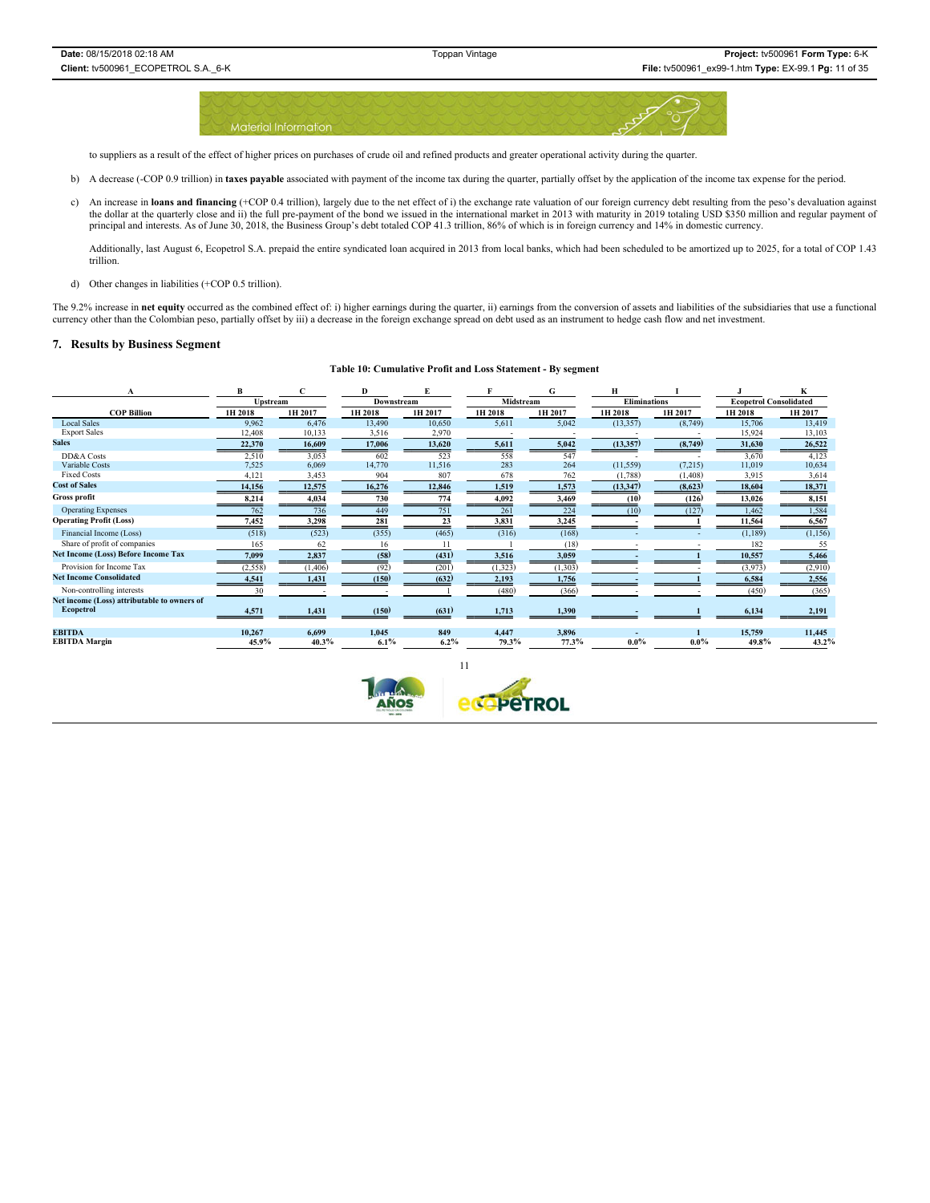to suppliers as a result of the effect of higher prices on purchases of crude oil and refined products and greater operational activity during the quarter.

b) A decrease (-COP 0.9 trillion) in **taxes payable** associated with payment of the income tax during the quarter, partially offset by the application of the income tax expense for the period.

c) An increase in **loans and financing** (+COP 0.4 trillion), largely due to the net effect of i) the exchange rate valuation of our foreign currency debt resulting from the peso's devaluation against the dollar at the quarterly close and ii) the full pre-payment of the bond we issued in the international market in 2013 with maturity in 2019 totaling USD $350 million and regular payment of principal and interests. As of June 30, 2018, the Business Group's debt totaled COP 41.3 trillion, 86% of which is in foreign currency and 14% in domestic currency.

   Additionally, last August 6, Ecopetrol S.A. prepaid the entire syndicated loan acquired in 2013 from local banks, which had been scheduled to be amortized up to 2025, for a total of COP 1.43 trillion.

d) Other changes in liabilities (+COP 0.5 trillion).

The 9.2% increase in **net equity** occurred as the combined effect of: i) higher earnings during the quarter, ii) earnings from the conversion of assets and liabilities of the subsidiaries that use a functional currency other than the Colombian peso, partially offset by iii) a decrease in the foreign exchange spread on debt used as an instrument to hedge cash flow and net investment.

## 7. Results by Business Segment

**Table 10: Cumulative Profit and Loss Statement - By segment**

| A | B | C | D | E | F | G | H | I | J | K |
|---|---|---|---|---|---|---|---|---|---|---|
| | Upstream | | Downstream | | Midstream | | Eliminations | | Ecopetrol Consolidated | |
| **COP Billion** | **1H 2018** | **1H 2017** | **1H 2018** | **1H 2017** | **1H 2018** | **1H 2017** | **1H 2018** | **1H 2017** | **1H 2018** | **1H 2017** |
| Local Sales | 9,962 | 6,476 | 13,490 | 10,650 | 5,611 | 5,042 | (13,357) | (8,749) | 15,706 | 13,419 |
| Export Sales | 12,408 | 10,133 | 3,516 | 2,970 | - | - | - | - | 15,924 | 13,103 |
| **Sales** | **22,370** | **16,609** | **17,006** | **13,620** | **5,611** | **5,042** | **(13,357)** | **(8,749)** | **31,630** | **26,522** |
| DD&A Costs | 2,510 | 3,053 | 602 | 523 | 558 | 547 | - | - | 3,670 | 4,123 |
| Variable Costs | 7,525 | 6,069 | 14,770 | 11,516 | 283 | 264 | (11,559) | (7,215) | 11,019 | 10,634 |
| Fixed Costs | 4,121 | 3,453 | 904 | 807 | 678 | 762 | (1,788) | (1,408) | 3,915 | 3,614 |
| **Cost of Sales** | **14,156** | **12,575** | **16,276** | **12,846** | **1,519** | **1,573** | **(13,347)** | **(8,623)** | **18,604** | **18,371** |
| **Gross profit** | **8,214** | **4,034** | **730** | **774** | **4,092** | **3,469** | **(10)** | **(126)** | **13,026** | **8,151** |
| Operating Expenses | 762 | 736 | 449 | 751 | 261 | 224 | (10) | (127) | 1,462 | 1,584 |
| **Operating Profit (Loss)** | **7,452** | **3,298** | **281** | **23** | **3,831** | **3,245** | **-** | **1** | **11,564** | **6,567** |
| Financial Income (Loss) | (518) | (523) | (355) | (465) | (316) | (168) | - | - | (1,189) | (1,156) |
| Share of profit of companies | 165 | 62 | 16 | 11 | 1 | (18) | - | - | 182 | 55 |
| **Net Income (Loss) Before Income Tax** | **7,099** | **2,837** | **(58)** | **(431)** | **3,516** | **3,059** | **-** | **1** | **10,557** | **5,466** |
| Provision for Income Tax | (2,558) | (1,406) | (92) | (201) | (1,323) | (1,303) | - | - | (3,973) | (2,910) |
| **Net Income Consolidated** | **4,541** | **1,431** | **(150)** | **(632)** | **2,193** | **1,756** | **-** | **1** | **6,584** | **2,556** |
| Non-controlling interests | 30 | - | - | 1 | (480) | (366) | - | - | (450) | (365) |
| **Net income (Loss) attributable to owners of Ecopetrol** | **4,571** | **1,431** | **(150)** | **(631)** | **1,713** | **1,390** | **-** | **1** | **6,134** | **2,191** |
| **EBITDA** | **10,267** | **6,699** | **1,045** | **849** | **4,447** | **3,896** | **-** | **1** | **15,759** | **11,445** |
| **EBITDA Margin** | **45.9%** | **40.3%** | **6.1%** | **6.2%** | **79.3%** | **77.3%** | **0.0%** | **0.0%** | **49.8%** | **43.2%** |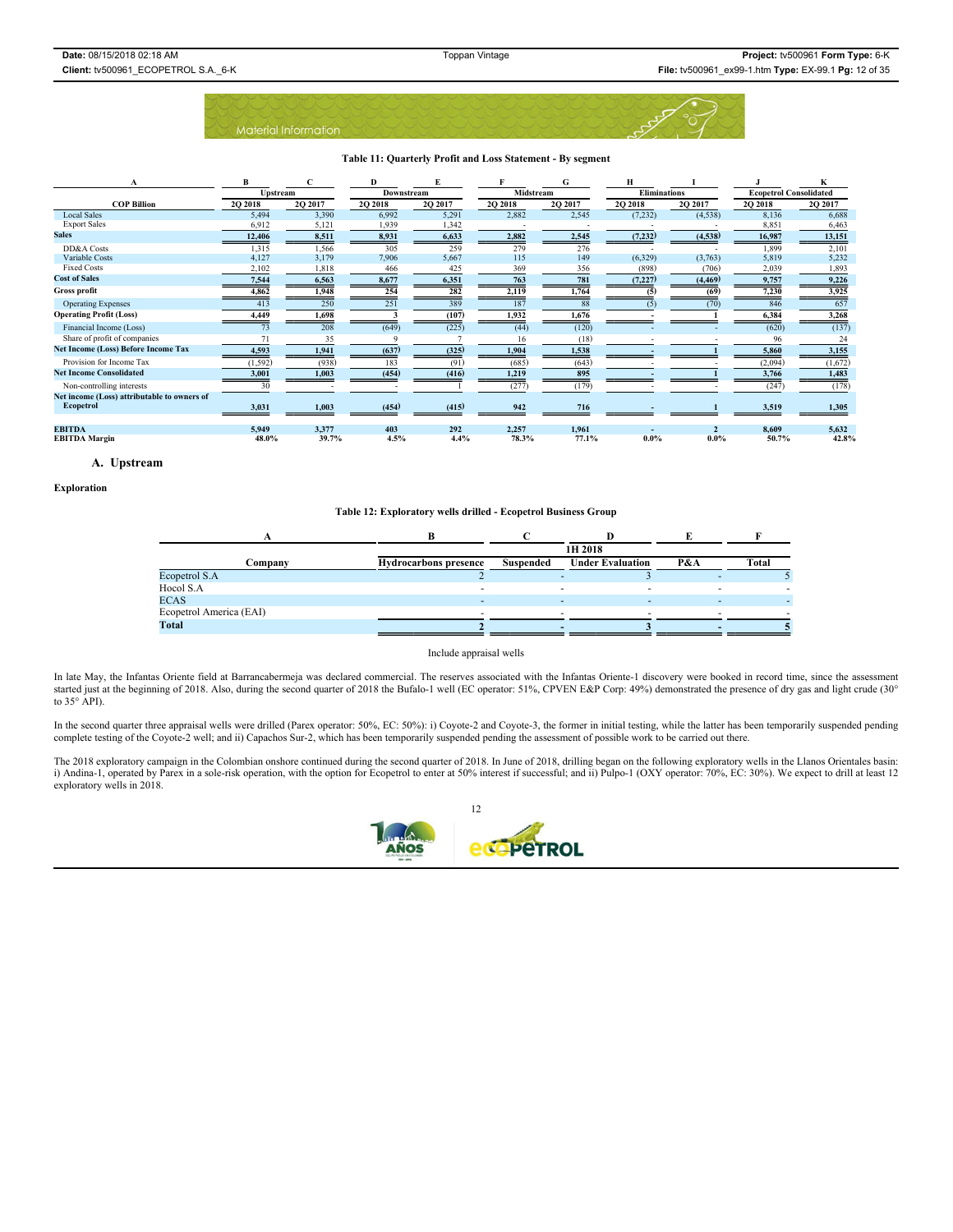**Table 11: Quarterly Profit and Loss Statement - By segment**

| A | B | C | D | E | F | G | H | I | J | K |
|---|---|---|---|---|---|---|---|---|---|---|
| | Upstream | | Downstream | | Midstream | | Eliminations | | Ecopetrol Consolidated | |
| COP Billion | 2Q 2018 | 2Q 2017 | 2Q 2018 | 2Q 2017 | 2Q 2018 | 2Q 2017 | 2Q 2018 | 2Q 2017 | 2Q 2018 | 2Q 2017 |
| Local Sales | 5,494 | 3,390 | 6,992 | 5,291 | 2,882 | 2,545 | (7,232) | (4,538) | 8,136 | 6,688 |
| Export Sales | 6,912 | 5,121 | 1,939 | 1,342 | - | - | - | - | 8,851 | 6,463 |
| **Sales** | **12,406** | **8,511** | **8,931** | **6,633** | **2,882** | **2,545** | **(7,232)** | **(4,538)** | **16,987** | **13,151** |
| DD&A Costs | 1,315 | 1,566 | 305 | 259 | 279 | 276 | - | - | 1,899 | 2,101 |
| Variable Costs | 4,127 | 3,179 | 7,906 | 5,667 | 115 | 149 | (6,329) | (3,763) | 5,819 | 5,232 |
| Fixed Costs | 2,102 | 1,818 | 466 | 425 | 369 | 356 | (898) | (706) | 2,039 | 1,893 |
| **Cost of Sales** | **7,544** | **6,563** | **8,677** | **6,351** | **763** | **781** | **(7,227)** | **(4,469)** | **9,757** | **9,226** |
| **Gross profit** | **4,862** | **1,948** | **254** | **282** | **2,119** | **1,764** | **(5)** | **(69)** | **7,230** | **3,925** |
| Operating Expenses | 413 | 250 | 251 | 389 | 187 | 88 | (5) | (70) | 846 | 657 |
| **Operating Profit (Loss)** | **4,449** | **1,698** | **3** | **(107)** | **1,932** | **1,676** | **-** | **1** | **6,384** | **3,268** |
| Financial Income (Loss) | 73 | 208 | (649) | (225) | (44) | (120) | - | - | (620) | (137) |
| Share of profit of companies | 71 | 35 | 9 | 7 | 16 | (18) | - | - | 96 | 24 |
| **Net Income (Loss) Before Income Tax** | **4,593** | **1,941** | **(637)** | **(325)** | **1,904** | **1,538** | **-** | **1** | **5,860** | **3,155** |
| Provision for Income Tax | (1,592) | (938) | 183 | (91) | (685) | (643) | - | - | (2,094) | (1,672) |
| **Net Income Consolidated** | **3,001** | **1,003** | **(454)** | **(416)** | **1,219** | **895** | **-** | **1** | **3,766** | **1,483** |
| Non-controlling interests | 30 | - | - | 1 | (277) | (179) | - | - | (247) | (178) |
| **Net income (Loss) attributable to owners of Ecopetrol** | **3,031** | **1,003** | **(454)** | **(415)** | **942** | **716** | **-** | **1** | **3,519** | **1,305** |
| **EBITDA** | **5,949** | **3,377** | **403** | **292** | **2,257** | **1,961** | **-** | **2** | **8,609** | **5,632** |
| **EBITDA Margin** | **48.0%** | **39.7%** | **4.5%** | **4.4%** | **78.3%** | **77.1%** | **0.0%** | **0.0%** | **50.7%** | **42.8%** |

## A. Upstream

**Exploration**

**Table 12: Exploratory wells drilled - Ecopetrol Business Group**

| A | B | C | D | E | F |
|---|---|---|---|---|---|
| | 1H 2018 | | | | |
| Company | Hydrocarbons presence | Suspended | Under Evaluation | P&A | Total |
| Ecopetrol S.A | 2 | - | 3 | - | 5 |
| Hocol S.A | - | - | - | - | - |
| ECAS | - | - | - | - | - |
| Ecopetrol America (EAI) | - | - | - | - | - |
| **Total** | **2** | **-** | **3** | **-** | **5** |

Include appraisal wells

In late May, the Infantas Oriente field at Barrancabermeja was declared commercial. The reserves associated with the Infantas Oriente-1 discovery were booked in record time, since the assessment started just at the beginning of 2018. Also, during the second quarter of 2018 the Bufalo-1 well (EC operator: 51%, CPVEN E&P Corp: 49%) demonstrated the presence of dry gas and light crude (30° to 35° API).

In the second quarter three appraisal wells were drilled (Parex operator: 50%, EC: 50%): i) Coyote-2 and Coyote-3, the former in initial testing, while the latter has been temporarily suspended pending complete testing of the Coyote-2 well; and ii) Capachos Sur-2, which has been temporarily suspended pending the assessment of possible work to be carried out there.

The 2018 exploratory campaign in the Colombian onshore continued during the second quarter of 2018. In June of 2018, drilling began on the following exploratory wells in the Llanos Orientales basin: i) Andina-1, operated by Parex in a sole-risk operation, with the option for Ecopetrol to enter at 50% interest if successful; and ii) Pulpo-1 (OXY operator: 70%, EC: 30%). We expect to drill at least 12 exploratory wells in 2018.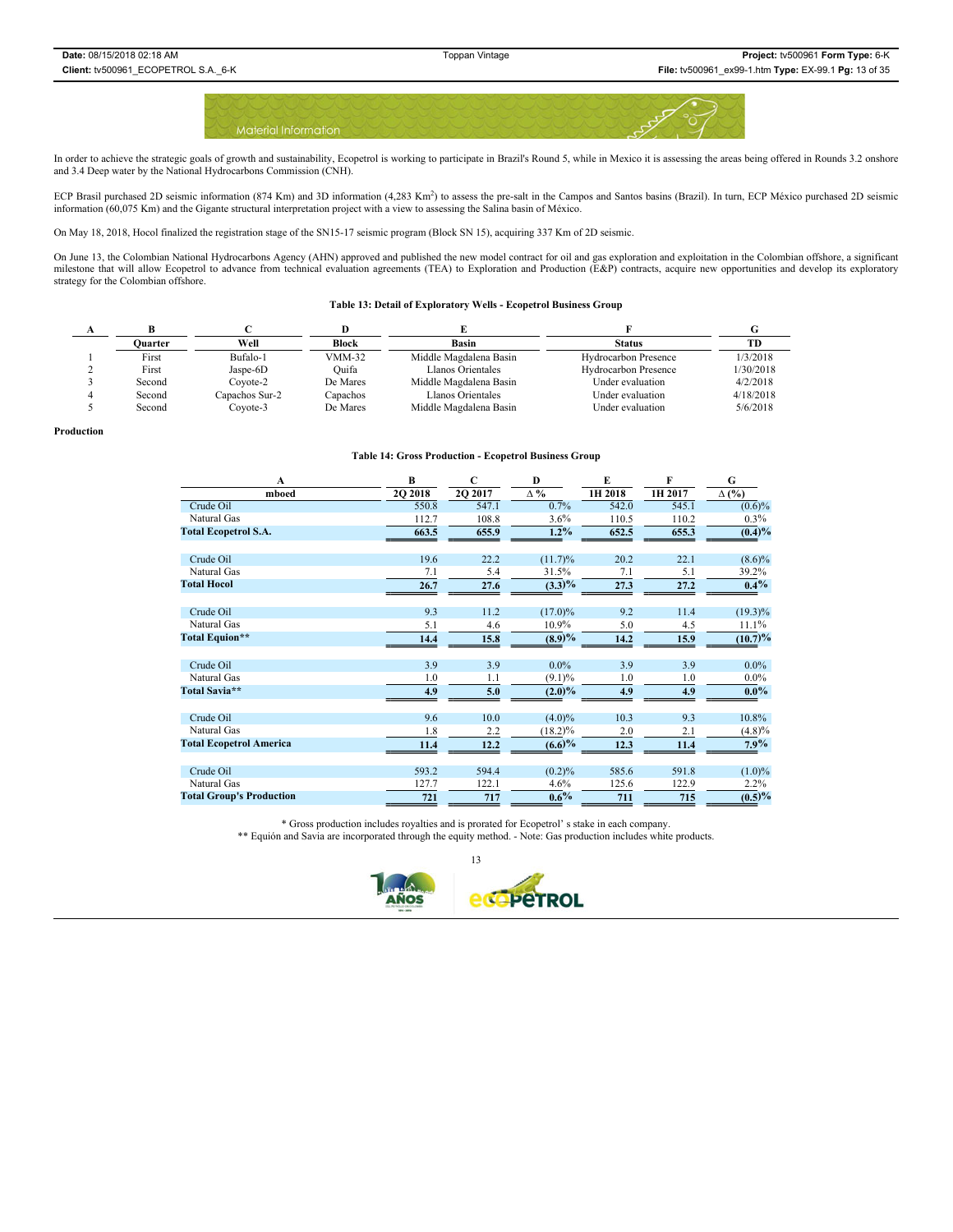In order to achieve the strategic goals of growth and sustainability, Ecopetrol is working to participate in Brazil's Round 5, while in Mexico it is assessing the areas being offered in Rounds 3.2 onshore and 3.4 Deep water by the National Hydrocarbons Commission (CNH).

ECP Brasil purchased 2D seismic information (874 Km) and 3D information (4,283 $Km^2$) to assess the pre-salt in the Campos and Santos basins (Brazil). In turn, ECP México purchased 2D seismic information (60,075 Km) and the Gigante structural interpretation project with a view to assessing the Salina basin of México.

On May 18, 2018, Hocol finalized the registration stage of the SN15-17 seismic program (Block SN 15), acquiring 337 Km of 2D seismic.

On June 13, the Colombian National Hydrocarbons Agency (AHN) approved and published the new model contract for oil and gas exploration and exploitation in the Colombian offshore, a significant milestone that will allow Ecopetrol to advance from technical evaluation agreements (TEA) to Exploration and Production (E&P) contracts, acquire new opportunities and develop its exploratory strategy for the Colombian offshore.

**Table 13: Detail of Exploratory Wells - Ecopetrol Business Group**

| A | B | C | D | E | F | G |
|---|---|---|---|---|---|---|
| | **Quarter** | **Well** | **Block** | **Basin** | **Status** | **TD** |
| 1 | First | Bufalo-1 | VMM-32 | Middle Magdalena Basin | Hydrocarbon Presence | 1/3/2018 |
| 2 | First | Jaspe-6D | Quifa | Llanos Orientales | Hydrocarbon Presence | 1/30/2018 |
| 3 | Second | Coyote-2 | De Mares | Middle Magdalena Basin | Under evaluation | 4/2/2018 |
| 4 | Second | Capachos Sur-2 | Capachos | Llanos Orientales | Under evaluation | 4/18/2018 |
| 5 | Second | Coyote-3 | De Mares | Middle Magdalena Basin | Under evaluation | 5/6/2018 |

**Production**

**Table 14: Gross Production - Ecopetrol Business Group**

| A | B | C | D | E | F | G |
|---|---|---|---|---|---|---|
| **mboed** | **2Q 2018** | **2Q 2017** | **Δ %** | **1H 2018** | **1H 2017** | **Δ (%)** |
| Crude Oil | 550.8 | 547.1 | 0.7% | 542.0 | 545.1 | (0.6)% |
| Natural Gas | 112.7 | 108.8 | 3.6% | 110.5 | 110.2 | 0.3% |
| **Total Ecopetrol S.A.** | **663.5** | **655.9** | **1.2%** | **652.5** | **655.3** | **(0.4)%** |
| | | | | | | |
| Crude Oil | 19.6 | 22.2 | (11.7)% | 20.2 | 22.1 | (8.6)% |
| Natural Gas | 7.1 | 5.4 | 31.5% | 7.1 | 5.1 | 39.2% |
| **Total Hocol** | **26.7** | **27.6** | **(3.3)%** | **27.3** | **27.2** | **0.4%** |
| | | | | | | |
| Crude Oil | 9.3 | 11.2 | (17.0)% | 9.2 | 11.4 | (19.3)% |
| Natural Gas | 5.1 | 4.6 | 10.9% | 5.0 | 4.5 | 11.1% |
| **Total Equion**\*\* | **14.4** | **15.8** | **(8.9)%** | **14.2** | **15.9** | **(10.7)%** |
| | | | | | | |
| Crude Oil | 3.9 | 3.9 | 0.0% | 3.9 | 3.9 | 0.0% |
| Natural Gas | 1.0 | 1.1 | (9.1)% | 1.0 | 1.0 | 0.0% |
| **Total Savia**\*\* | **4.9** | **5.0** | **(2.0)%** | **4.9** | **4.9** | **0.0%** |
| | | | | | | |
| Crude Oil | 9.6 | 10.0 | (4.0)% | 10.3 | 9.3 | 10.8% |
| Natural Gas | 1.8 | 2.2 | (18.2)% | 2.0 | 2.1 | (4.8)% |
| **Total Ecopetrol America** | **11.4** | **12.2** | **(6.6)%** | **12.3** | **11.4** | **7.9%** |
| | | | | | | |
| Crude Oil | 593.2 | 594.4 | (0.2)% | 585.6 | 591.8 | (1.0)% |
| Natural Gas | 127.7 | 122.1 | 4.6% | 125.6 | 122.9 | 2.2% |
| **Total Group's Production** | **721** | **717** | **0.6%** | **711** | **715** | **(0.5)%** |

\* Gross production includes royalties and is prorated for Ecopetrol' s stake in each company.

\*\* Equión and Savia are incorporated through the equity method. - Note: Gas production includes white products.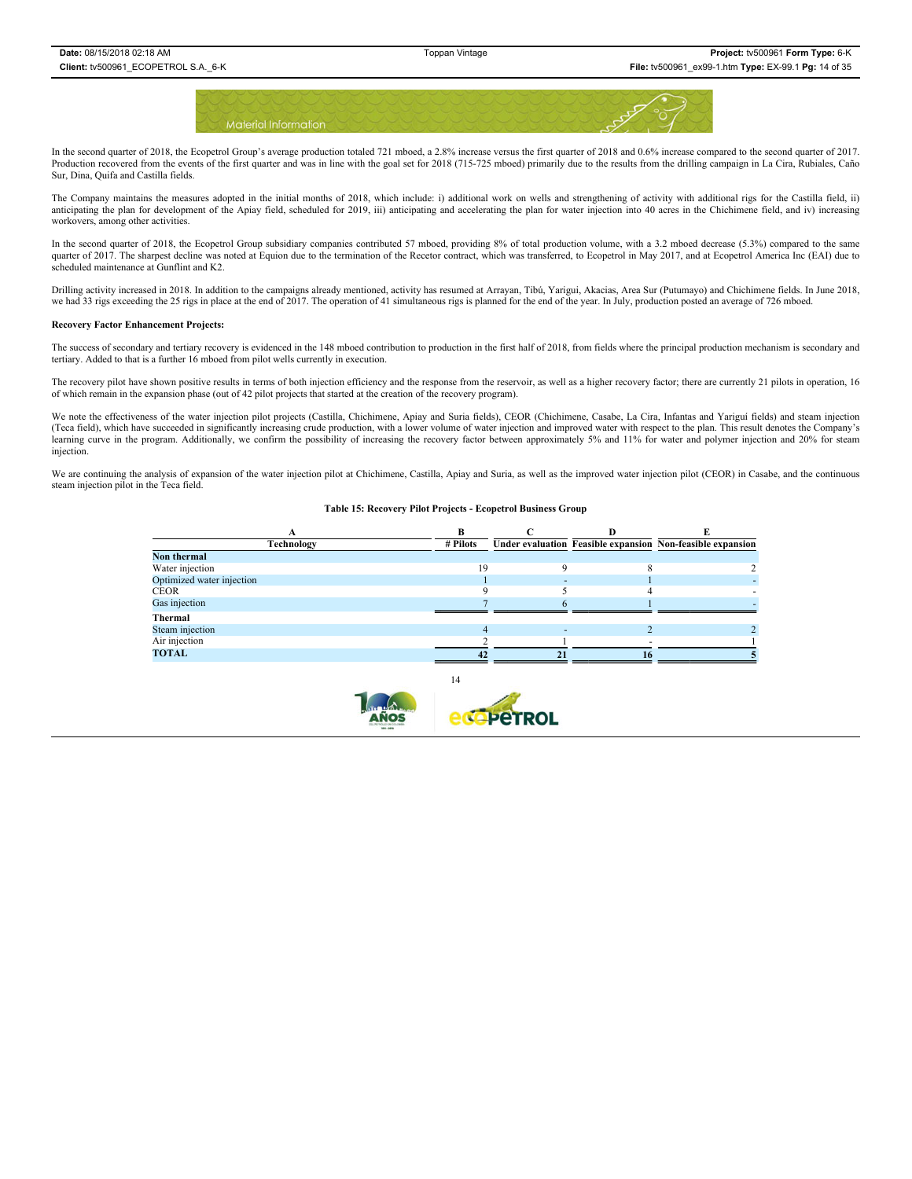Material Information

In the second quarter of 2018, the Ecopetrol Group's average production totaled 721 mboed, a 2.8% increase versus the first quarter of 2018 and 0.6% increase compared to the second quarter of 2017. Production recovered from the events of the first quarter and was in line with the goal set for 2018 (715-725 mboed) primarily due to the results from the drilling campaign in La Cira, Rubiales, Caño Sur, Dina, Quifa and Castilla fields.

The Company maintains the measures adopted in the initial months of 2018, which include: i) additional work on wells and strengthening of activity with additional rigs for the Castilla field, ii) anticipating the plan for development of the Apiay field, scheduled for 2019, iii) anticipating and accelerating the plan for water injection into 40 acres in the Chichimene field, and iv) increasing workovers, among other activities.

In the second quarter of 2018, the Ecopetrol Group subsidiary companies contributed 57 mboed, providing 8% of total production volume, with a 3.2 mboed decrease (5.3%) compared to the same quarter of 2017. The sharpest decline was noted at Equion due to the termination of the Recetor contract, which was transferred, to Ecopetrol in May 2017, and at Ecopetrol America Inc (EAI) due to scheduled maintenance at Gunflint and K2.

Drilling activity increased in 2018. In addition to the campaigns already mentioned, activity has resumed at Arrayan, Tibú, Yarigui, Akacias, Area Sur (Putumayo) and Chichimene fields. In June 2018, we had 33 rigs exceeding the 25 rigs in place at the end of 2017. The operation of 41 simultaneous rigs is planned for the end of the year. In July, production posted an average of 726 mboed.

**Recovery Factor Enhancement Projects:**

The success of secondary and tertiary recovery is evidenced in the 148 mboed contribution to production in the first half of 2018, from fields where the principal production mechanism is secondary and tertiary. Added to that is a further 16 mboed from pilot wells currently in execution.

The recovery pilot have shown positive results in terms of both injection efficiency and the response from the reservoir, as well as a higher recovery factor; there are currently 21 pilots in operation, 16 of which remain in the expansion phase (out of 42 pilot projects that started at the creation of the recovery program).

We note the effectiveness of the water injection pilot projects (Castilla, Chichimene, Apiay and Suria fields), CEOR (Chichimene, Casabe, La Cira, Infantas and Yariguí fields) and steam injection (Teca field), which have succeeded in significantly increasing crude production, with a lower volume of water injection and improved water with respect to the plan. This result denotes the Company's learning curve in the program. Additionally, we confirm the possibility of increasing the recovery factor between approximately 5% and 11% for water and polymer injection and 20% for steam injection.

We are continuing the analysis of expansion of the water injection pilot at Chichimene, Castilla, Apiay and Suria, as well as the improved water injection pilot (CEOR) in Casabe, and the continuous steam injection pilot in the Teca field.

**Table 15: Recovery Pilot Projects - Ecopetrol Business Group**

| A | B | C | D | E |
|---|---|---|---|---|
| **Technology** | **# Pilots** | **Under evaluation** | **Feasible expansion** | **Non-feasible expansion** |
| **Non thermal** | | | | |
| Water injection | 19 | 9 | 8 | 2 |
| Optimized water injection | 1 | - | 1 | - |
| CEOR | 9 | 5 | 4 | - |
| Gas injection | 7 | 6 | 1 | - |
| **Thermal** | | | | |
| Steam injection | 4 | - | 2 | 2 |
| Air injection | 2 | 1 | - | 1 |
| **TOTAL** | **42** | **21** | **16** | **5** |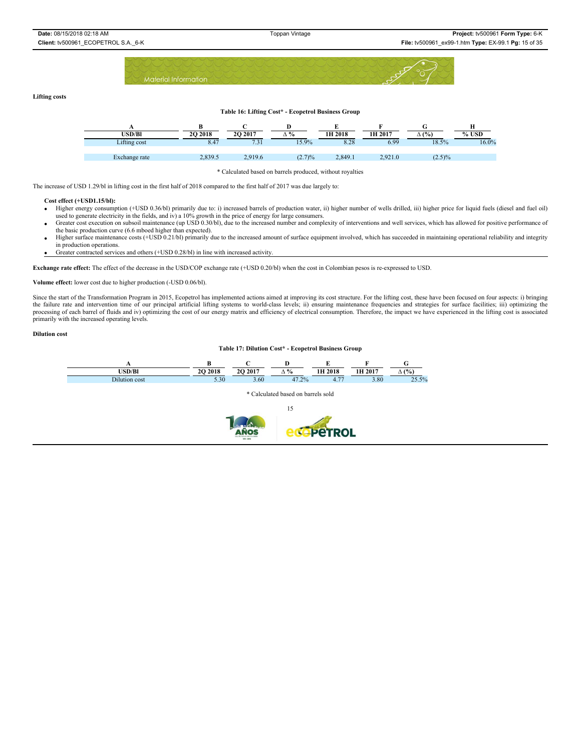**Lifting costs**

**Table 16: Lifting Cost* - Ecopetrol Business Group**

| A | B | C | D | E | F | G | H |
|---|---|---|---|---|---|---|---|
| USD/Bl | 2Q 2018 | 2Q 2017 | ∆ % | 1H 2018 | 1H 2017 | ∆ (%) | % USD |
| Lifting cost | 8.47 | 7.31 | 15.9% | 8.28 | 6.99 | 18.5% | 16.0% |
| Exchange rate | 2,839.5 | 2,919.6 | (2.7)% | 2,849.1 | 2,921.0 | (2.5)% | |

* Calculated based on barrels produced, without royalties

The increase of USD 1.29/bl in lifting cost in the first half of 2018 compared to the first half of 2017 was due largely to:

**Cost effect (+USD1.15/bl):**

- Higher energy consumption (+USD 0.36/bl) primarily due to: i) increased barrels of production water, ii) higher number of wells drilled, iii) higher price for liquid fuels (diesel and fuel oil) used to generate electricity in the fields, and iv) a 10% growth in the price of energy for large consumers.
- Greater cost execution on subsoil maintenance (up USD 0.30/bl), due to the increased number and complexity of interventions and well services, which has allowed for positive performance of the basic production curve (6.6 mboed higher than expected).
- Higher surface maintenance costs (+USD 0.21/bl) primarily due to the increased amount of surface equipment involved, which has succeeded in maintaining operational reliability and integrity in production operations.
- Greater contracted services and others (+USD 0.28/bl) in line with increased activity.

**Exchange rate effect:** The effect of the decrease in the USD/COP exchange rate (+USD 0.20/bl) when the cost in Colombian pesos is re-expressed to USD.

**Volume effect:** lower cost due to higher production (-USD 0.06/bl).

Since the start of the Transformation Program in 2015, Ecopetrol has implemented actions aimed at improving its cost structure. For the lifting cost, these have been focused on four aspects: i) bringing the failure rate and intervention time of our principal artificial lifting systems to world-class levels; ii) ensuring maintenance frequencies and strategies for surface facilities; iii) optimizing the processing of each barrel of fluids and iv) optimizing the cost of our energy matrix and efficiency of electrical consumption. Therefore, the impact we have experienced in the lifting cost is associated primarily with the increased operating levels.

**Dilution cost**

**Table 17: Dilution Cost* - Ecopetrol Business Group**

| A | B | C | D | E | F | G |
|---|---|---|---|---|---|---|
| USD/Bl | 2Q 2018 | 2Q 2017 | ∆ % | 1H 2018 | 1H 2017 | ∆ (%) |
| Dilution cost | 5.30 | 3.60 | 47.2% | 4.77 | 3.80 | 25.5% |

* Calculated based on barrels sold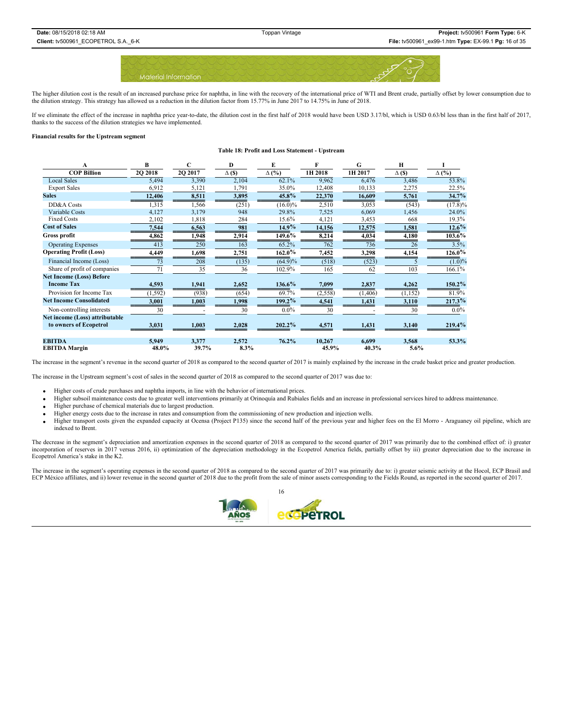The higher dilution cost is the result of an increased purchase price for naphtha, in line with the recovery of the international price of WTI and Brent crude, partially offset by lower consumption due to the dilution strategy. This strategy has allowed us a reduction in the dilution factor from 15.77% in June 2017 to 14.75% in June of 2018.

If we eliminate the effect of the increase in naphtha price year-to-date, the dilution cost in the first half of 2018 would have been USD 3.17/bl, which is USD 0.63/bl less than in the first half of 2017, thanks to the success of the dilution strategies we have implemented.

**Financial results for the Upstream segment**

**Table 18: Profit and Loss Statement - Upstream**

| A | B | C | D | E | F | G | H | I |
|---|---|---|---|---|---|---|---|---|
| **COP Billion** | **2Q 2018** | **2Q 2017** | **Δ ($)** | **Δ (%)** | **1H 2018** | **1H 2017** | **Δ ($)** | **Δ (%)** |
| Local Sales | 5,494 | 3,390 | 2,104 | 62.1% | 9,962 | 6,476 | 3,486 | 53.8% |
| Export Sales | 6,912 | 5,121 | 1,791 | 35.0% | 12,408 | 10,133 | 2,275 | 22.5% |
| **Sales** | **12,406** | **8,511** | **3,895** | **45.8%** | **22,370** | **16,609** | **5,761** | **34.7%** |
| DD&A Costs | 1,315 | 1,566 | (251) | (16.0)% | 2,510 | 3,053 | (543) | (17.8)% |
| Variable Costs | 4,127 | 3,179 | 948 | 29.8% | 7,525 | 6,069 | 1,456 | 24.0% |
| Fixed Costs | 2,102 | 1,818 | 284 | 15.6% | 4,121 | 3,453 | 668 | 19.3% |
| **Cost of Sales** | **7,544** | **6,563** | **981** | **14.9%** | **14,156** | **12,575** | **1,581** | **12.6%** |
| **Gross profit** | **4,862** | **1,948** | **2,914** | **149.6%** | **8,214** | **4,034** | **4,180** | **103.6%** |
| Operating Expenses | 413 | 250 | 163 | 65.2% | 762 | 736 | 26 | 3.5% |
| **Operating Profit (Loss)** | **4,449** | **1,698** | **2,751** | **162.0%** | **7,452** | **3,298** | **4,154** | **126.0%** |
| Financial Income (Loss) | 73 | 208 | (135) | (64.9)% | (518) | (523) | 5 | (1.0)% |
| Share of profit of companies | 71 | 35 | 36 | 102.9% | 165 | 62 | 103 | 166.1% |
| **Net Income (Loss) Before Income Tax** | **4,593** | **1,941** | **2,652** | **136.6%** | **7,099** | **2,837** | **4,262** | **150.2%** |
| Provision for Income Tax | (1,592) | (938) | (654) | 69.7% | (2,558) | (1,406) | (1,152) | 81.9% |
| **Net Income Consolidated** | **3,001** | **1,003** | **1,998** | **199.2%** | **4,541** | **1,431** | **3,110** | **217.3%** |
| Non-controlling interests | 30 | - | 30 | 0.0% | 30 | - | 30 | 0.0% |
| **Net income (Loss) attributable to owners of Ecopetrol** | **3,031** | **1,003** | **2,028** | **202.2%** | **4,571** | **1,431** | **3,140** | **219.4%** |
| | | | | | | | | |
| **EBITDA** | **5,949** | **3,377** | **2,572** | **76.2%** | **10,267** | **6,699** | **3,568** | **53.3%** |
| **EBITDA Margin** | **48.0%** | **39.7%** | **8.3%** | | **45.9%** | **40.3%** | **5.6%** | |

The increase in the segment's revenue in the second quarter of 2018 as compared to the second quarter of 2017 is mainly explained by the increase in the crude basket price and greater production.

The increase in the Upstream segment's cost of sales in the second quarter of 2018 as compared to the second quarter of 2017 was due to:

- Higher costs of crude purchases and naphtha imports, in line with the behavior of international prices.
- Higher subsoil maintenance costs due to greater well interventions primarily at Orinoquía and Rubiales fields and an increase in professional services hired to address maintenance.
- Higher purchase of chemical materials due to largest production.
- Higher energy costs due to the increase in rates and consumption from the commissioning of new production and injection wells.
- Higher transport costs given the expanded capacity at Ocensa (Project P135) since the second half of the previous year and higher fees on the El Morro - Araguaney oil pipeline, which are indexed to Brent.

The decrease in the segment's depreciation and amortization expenses in the second quarter of 2018 as compared to the second quarter of 2017 was primarily due to the combined effect of: i) greater incorporation of reserves in 2017 versus 2016, ii) optimization of the depreciation methodology in the Ecopetrol America fields, partially offset by iii) greater depreciation due to the increase in Ecopetrol America's stake in the K2.

The increase in the segment's operating expenses in the second quarter of 2018 as compared to the second quarter of 2017 was primarily due to: i) greater seismic activity at the Hocol, ECP Brasil and ECP México affiliates, and ii) lower revenue in the second quarter of 2018 due to the profit from the sale of minor assets corresponding to the Fields Round, as reported in the second quarter of 2017.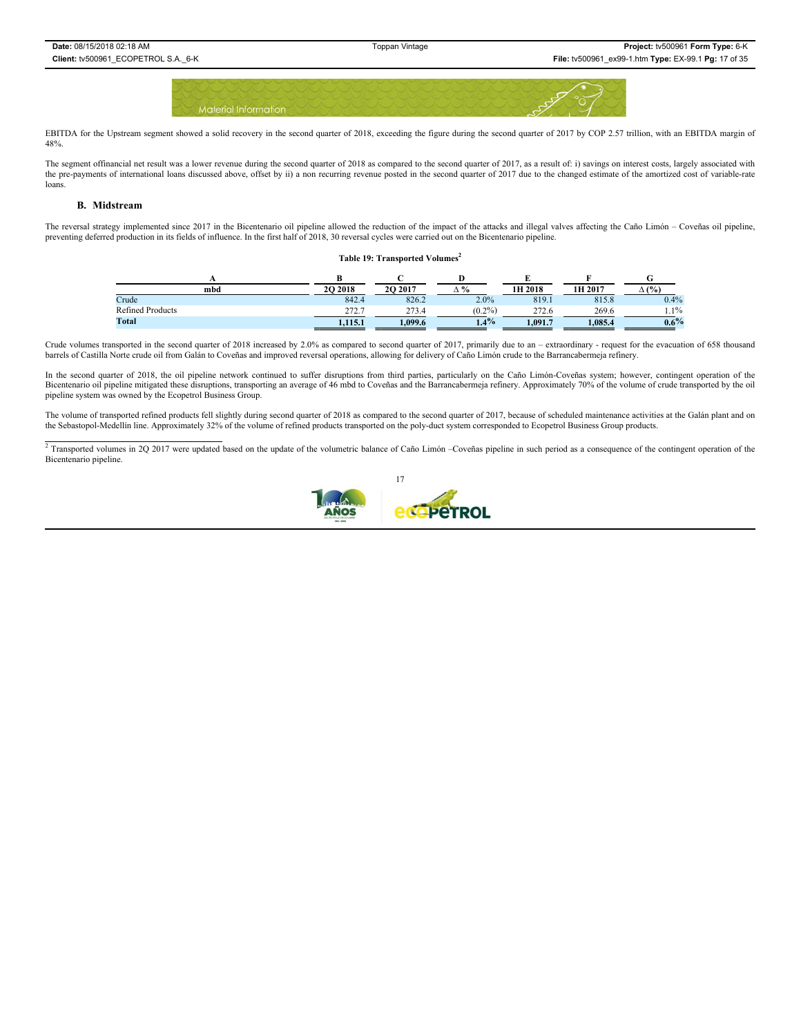EBITDA for the Upstream segment showed a solid recovery in the second quarter of 2018, exceeding the figure during the second quarter of 2017 by COP 2.57 trillion, with an EBITDA margin of 48%.

The segment offinancial net result was a lower revenue during the second quarter of 2018 as compared to the second quarter of 2017, as a result of: i) savings on interest costs, largely associated with the pre-payments of international loans discussed above, offset by ii) a non recurring revenue posted in the second quarter of 2017 due to the changed estimate of the amortized cost of variable-rate loans.

### B. Midstream

The reversal strategy implemented since 2017 in the Bicentenario oil pipeline allowed the reduction of the impact of the attacks and illegal valves affecting the Caño Limón – Coveñas oil pipeline, preventing deferred production in its fields of influence. In the first half of 2018, 30 reversal cycles were carried out on the Bicentenario pipeline.

**Table 19: Transported Volumes[2]**

| A | B | C | D | E | F | G |
|---|---|---|---|---|---|---|
| mbd | 2Q 2018 | 2Q 2017 | Δ % | 1H 2018 | 1H 2017 | Δ (%) |
| Crude | 842.4 | 826.2 | 2.0% | 819.1 | 815.8 | 0.4% |
| Refined Products | 272.7 | 273.4 | (0.2%) | 272.6 | 269.6 | 1.1% |
| **Total** | **1,115.1** | **1,099.6** | **1.4%** | **1,091.7** | **1,085.4** | **0.6%** |

Crude volumes transported in the second quarter of 2018 increased by 2.0% as compared to second quarter of 2017, primarily due to an – extraordinary - request for the evacuation of 658 thousand barrels of Castilla Norte crude oil from Galán to Coveñas and improved reversal operations, allowing for delivery of Caño Limón crude to the Barrancabermeja refinery.

In the second quarter of 2018, the oil pipeline network continued to suffer disruptions from third parties, particularly on the Caño Limón-Coveñas system; however, contingent operation of the Bicentenario oil pipeline mitigated these disruptions, transporting an average of 46 mbd to Coveñas and the Barrancabermeja refinery. Approximately 70% of the volume of crude transported by the oil pipeline system was owned by the Ecopetrol Business Group.

The volume of transported refined products fell slightly during second quarter of 2018 as compared to the second quarter of 2017, because of scheduled maintenance activities at the Galán plant and on the Sebastopol-Medellín line. Approximately 32% of the volume of refined products transported on the poly-duct system corresponded to Ecopetrol Business Group products.

[2] Transported volumes in 2Q 2017 were updated based on the update of the volumetric balance of Caño Limón –Coveñas pipeline in such period as a consequence of the contingent operation of the Bicentenario pipeline.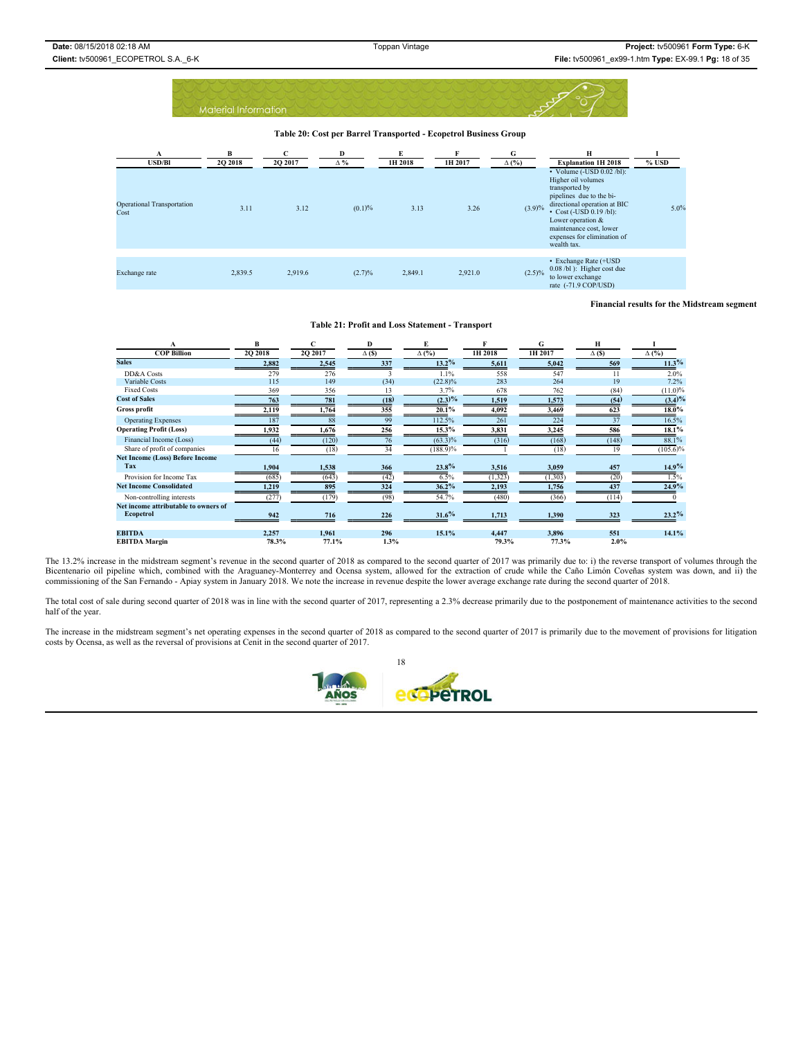Material Information

**Table 20: Cost per Barrel Transported - Ecopetrol Business Group**

| A | B | C | D | E | F | G | H | I |
|---|---|---|---|---|---|---|---|---|
| USD/Bl | 2Q 2018 | 2Q 2017 | Δ % | 1H 2018 | 1H 2017 | Δ (%) | Explanation 1H 2018 | % USD |
| Operational Transportation Cost | 3.11 | 3.12 | (0.1)% | 3.13 | 3.26 | (3.9)% | • Volume (-USD 0.02 /bl): Higher oil volumes transported by pipelines due to the bi-directional operation at BIC • Cost (-USD 0.19 /bl): Lower operation & maintenance cost, lower expenses for elimination of wealth tax. | 5.0% |
| Exchange rate | 2,839.5 | 2,919.6 | (2.7)% | 2,849.1 | 2,921.0 | (2.5)% | • Exchange Rate (+USD 0.08 /bl ): Higher cost due to lower exchange rate (-71.9 COP/USD) | |

**Financial results for the Midstream segment**

**Table 21: Profit and Loss Statement - Transport**

| A | B | C | D | E | F | G | H | I |
|---|---|---|---|---|---|---|---|---|
| COP Billion | 2Q 2018 | 2Q 2017 | Δ ($) | Δ (%) | 1H 2018 | 1H 2017 | Δ ($) | Δ (%) |
| **Sales** | **2,882** | **2,545** | **337** | **13.2%** | **5,611** | **5,042** | **569** | **11.3%** |
| DD&A Costs | 279 | 276 | 3 | 1.1% | 558 | 547 | 11 | 2.0% |
| Variable Costs | 115 | 149 | (34) | (22.8)% | 283 | 264 | 19 | 7.2% |
| Fixed Costs | 369 | 356 | 13 | 3.7% | 678 | 762 | (84) | (11.0)% |
| **Cost of Sales** | **763** | **781** | **(18)** | **(2.3)%** | **1,519** | **1,573** | **(54)** | **(3.4)%** |
| **Gross profit** | **2,119** | **1,764** | **355** | **20.1%** | **4,092** | **3,469** | **623** | **18.0%** |
| Operating Expenses | 187 | 88 | 99 | 112.5% | 261 | 224 | 37 | 16.5% |
| **Operating Profit (Loss)** | **1,932** | **1,676** | **256** | **15.3%** | **3,831** | **3,245** | **586** | **18.1%** |
| Financial Income (Loss) | (44) | (120) | 76 | (63.3)% | (316) | (168) | (148) | 88.1% |
| Share of profit of companies | 16 | (18) | 34 | (188.9)% | 1 | (18) | 19 | (105.6)% |
| **Net Income (Loss) Before Income Tax** | **1,904** | **1,538** | **366** | **23.8%** | **3,516** | **3,059** | **457** | **14.9%** |
| Provision for Income Tax | (685) | (643) | (42) | 6.5% | (1,323) | (1,303) | (20) | 1.5% |
| **Net Income Consolidated** | **1,219** | **895** | **324** | **36.2%** | **2,193** | **1,756** | **437** | **24.9%** |
| Non-controlling interests | (277) | (179) | (98) | 54.7% | (480) | (366) | (114) | 0 |
| **Net income attributable to owners of Ecopetrol** | **942** | **716** | **226** | **31.6%** | **1,713** | **1,390** | **323** | **23.2%** |
| **EBITDA** | **2,257** | **1,961** | **296** | **15.1%** | **4,447** | **3,896** | **551** | **14.1%** |
| **EBITDA Margin** | **78.3%** | **77.1%** | **1.3%** | | **79.3%** | **77.3%** | **2.0%** | |

The 13.2% increase in the midstream segment's revenue in the second quarter of 2018 as compared to the second quarter of 2017 was primarily due to: i) the reverse transport of volumes through the Bicentenario oil pipeline which, combined with the Araguaney-Monterrey and Ocensa system, allowed for the extraction of crude while the Caño Limón Coveñas system was down, and ii) the commissioning of the San Fernando - Apiay system in January 2018. We note the increase in revenue despite the lower average exchange rate during the second quarter of 2018.

The total cost of sale during second quarter of 2018 was in line with the second quarter of 2017, representing a 2.3% decrease primarily due to the postponement of maintenance activities to the second half of the year.

The increase in the midstream segment's net operating expenses in the second quarter of 2018 as compared to the second quarter of 2017 is primarily due to the movement of provisions for litigation costs by Ocensa, as well as the reversal of provisions at Cenit in the second quarter of 2017.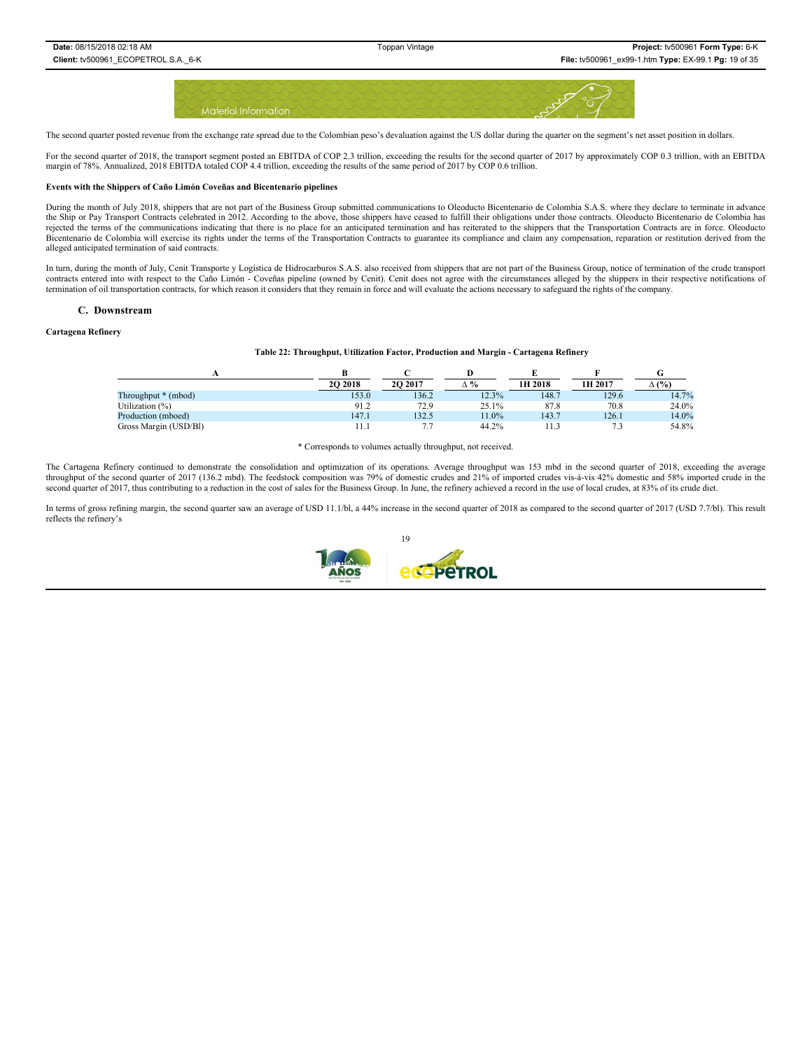The second quarter posted revenue from the exchange rate spread due to the Colombian peso's devaluation against the US dollar during the quarter on the segment's net asset position in dollars.

For the second quarter of 2018, the transport segment posted an EBITDA of COP 2.3 trillion, exceeding the results for the second quarter of 2017 by approximately COP 0.3 trillion, with an EBITDA margin of 78%. Annualized, 2018 EBITDA totaled COP 4.4 trillion, exceeding the results of the same period of 2017 by COP 0.6 trillion.

**Events with the Shippers of Caño Limón Coveñas and Bicentenario pipelines**

During the month of July 2018, shippers that are not part of the Business Group submitted communications to Oleoducto Bicentenario de Colombia S.A.S. where they declare to terminate in advance the Ship or Pay Transport Contracts celebrated in 2012. According to the above, those shippers have ceased to fulfill their obligations under those contracts. Oleoducto Bicentenario de Colombia has rejected the terms of the communications indicating that there is no place for an anticipated termination and has reiterated to the shippers that the Transportation Contracts are in force. Oleoducto Bicentenario de Colombia will exercise its rights under the terms of the Transportation Contracts to guarantee its compliance and claim any compensation, reparation or restitution derived from the alleged anticipated termination of said contracts.

In turn, during the month of July, Cenit Transporte y Logística de Hidrocarburos S.A.S. also received from shippers that are not part of the Business Group, notice of termination of the crude transport contracts entered into with respect to the Caño Limón - Coveñas pipeline (owned by Cenit). Cenit does not agree with the circumstances alleged by the shippers in their respective notifications of termination of oil transportation contracts, for which reason it considers that they remain in force and will evaluate the actions necessary to safeguard the rights of the company.

### C. Downstream

**Cartagena Refinery**

**Table 22: Throughput, Utilization Factor, Production and Margin - Cartagena Refinery**

| A | B<br>2Q 2018 | C<br>2Q 2017 | D<br>Δ % | E<br>1H 2018 | F<br>1H 2017 | G<br>Δ (%) |
|---|---|---|---|---|---|---|
| Throughput * (mbod) | 153.0 | 136.2 | 12.3% | 148.7 | 129.6 | 14.7% |
| Utilization (%) | 91.2 | 72.9 | 25.1% | 87.8 | 70.8 | 24.0% |
| Production (mboed) | 147.1 | 132.5 | 11.0% | 143.7 | 126.1 | 14.0% |
| Gross Margin (USD/Bl) | 11.1 | 7.7 | 44.2% | 11.3 | 7.3 | 54.8% |

\* Corresponds to volumes actually throughput, not received.

The Cartagena Refinery continued to demonstrate the consolidation and optimization of its operations. Average throughput was 153 mbd in the second quarter of 2018, exceeding the average throughput of the second quarter of 2017 (136.2 mbd). The feedstock composition was 79% of domestic crudes and 21% of imported crudes vis-à-vis 42% domestic and 58% imported crude in the second quarter of 2017, thus contributing to a reduction in the cost of sales for the Business Group. In June, the refinery achieved a record in the use of local crudes, at 83% of its crude diet.

In terms of gross refining margin, the second quarter saw an average of USD 11.1/bl, a 44% increase in the second quarter of 2018 as compared to the second quarter of 2017 (USD 7.7/bl). This result reflects the refinery's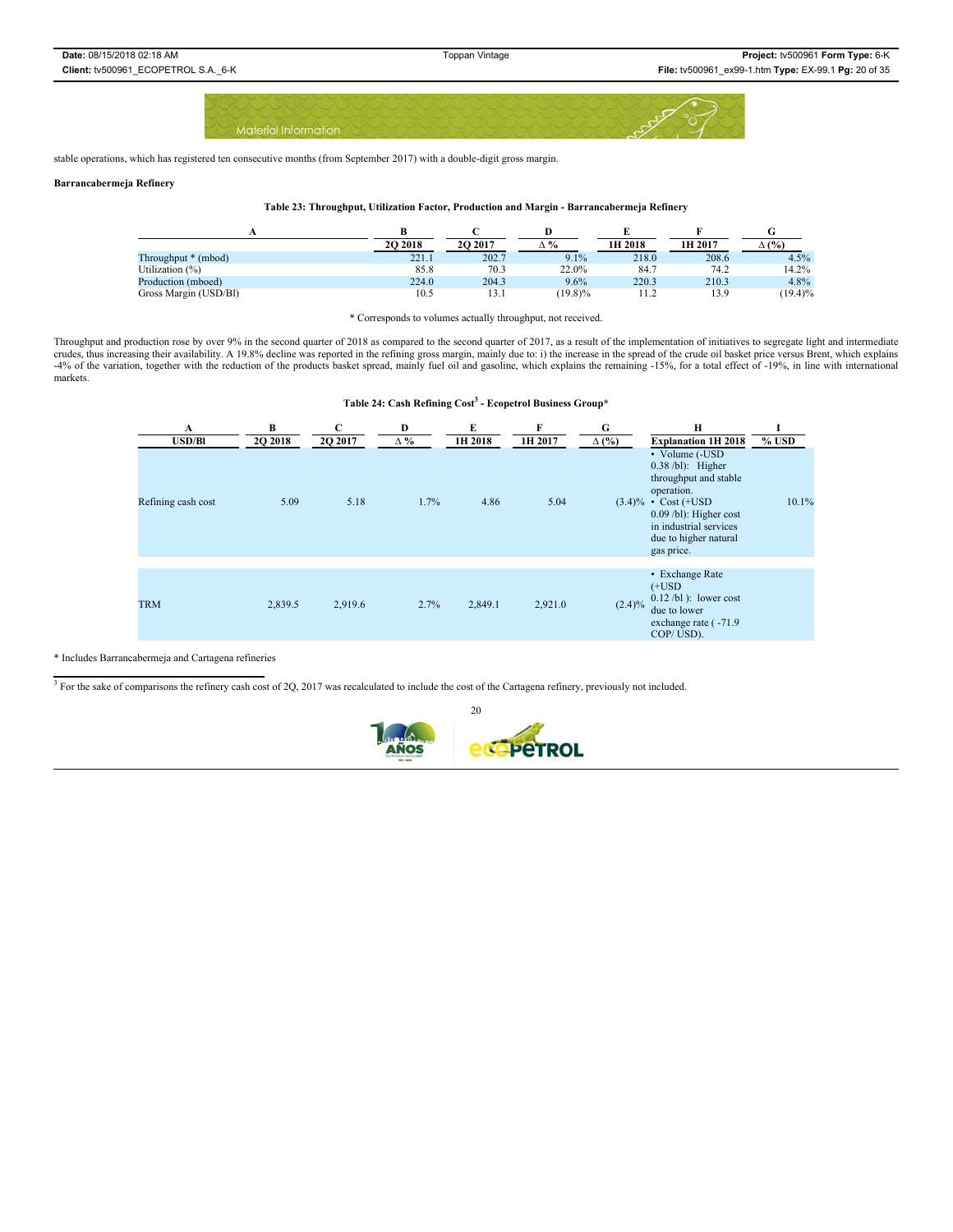stable operations, which has registered ten consecutive months (from September 2017) with a double-digit gross margin.

**Barrancabermeja Refinery**

**Table 23: Throughput, Utilization Factor, Production and Margin - Barrancabermeja Refinery**

| A | B | C | D | E | F | G |
|---|---|---|---|---|---|---|
| | **2Q 2018** | **2Q 2017** | **∆ %** | **1H 2018** | **1H 2017** | **∆ (%)** |
| Throughput * (mbod) | 221.1 | 202.7 | 9.1% | 218.0 | 208.6 | 4.5% |
| Utilization (%) | 85.8 | 70.3 | 22.0% | 84.7 | 74.2 | 14.2% |
| Production (mboed) | 224.0 | 204.3 | 9.6% | 220.3 | 210.3 | 4.8% |
| Gross Margin (USD/Bl) | 10.5 | 13.1 | (19.8)% | 11.2 | 13.9 | (19.4)% |

\* Corresponds to volumes actually throughput, not received.

Throughput and production rose by over 9% in the second quarter of 2018 as compared to the second quarter of 2017, as a result of the implementation of initiatives to segregate light and intermediate crudes, thus increasing their availability. A 19.8% decline was reported in the refining gross margin, mainly due to: i) the increase in the spread of the crude oil basket price versus Brent, which explains -4% of the variation, together with the reduction of the products basket spread, mainly fuel oil and gasoline, which explains the remaining -15%, for a total effect of -19%, in line with international markets.

**Table 24: Cash Refining Cost[3] - Ecopetrol Business Group***

| A | B | C | D | E | F | G | H | I |
|---|---|---|---|---|---|---|---|---|
| **USD/Bl** | **2Q 2018** | **2Q 2017** | **∆ %** | **1H 2018** | **1H 2017** | **∆ (%)** | **Explanation 1H 2018** | **% USD** |
| Refining cash cost | 5.09 | 5.18 | 1.7% | 4.86 | 5.04 | (3.4)% | • Volume (-USD 0.38 /bl): Higher throughput and stable operation. • Cost (+USD 0.09 /bl): Higher cost in industrial services due to higher natural gas price. | 10.1% |
| TRM | 2,839.5 | 2,919.6 | 2.7% | 2,849.1 | 2,921.0 | (2.4)% | • Exchange Rate (+USD 0.12 /bl ): lower cost due to lower exchange rate ( -71.9 COP/ USD). | |

\* Includes Barrancabermeja and Cartagena refineries

[3] For the sake of comparisons the refinery cash cost of 2Q, 2017 was recalculated to include the cost of the Cartagena refinery, previously not included.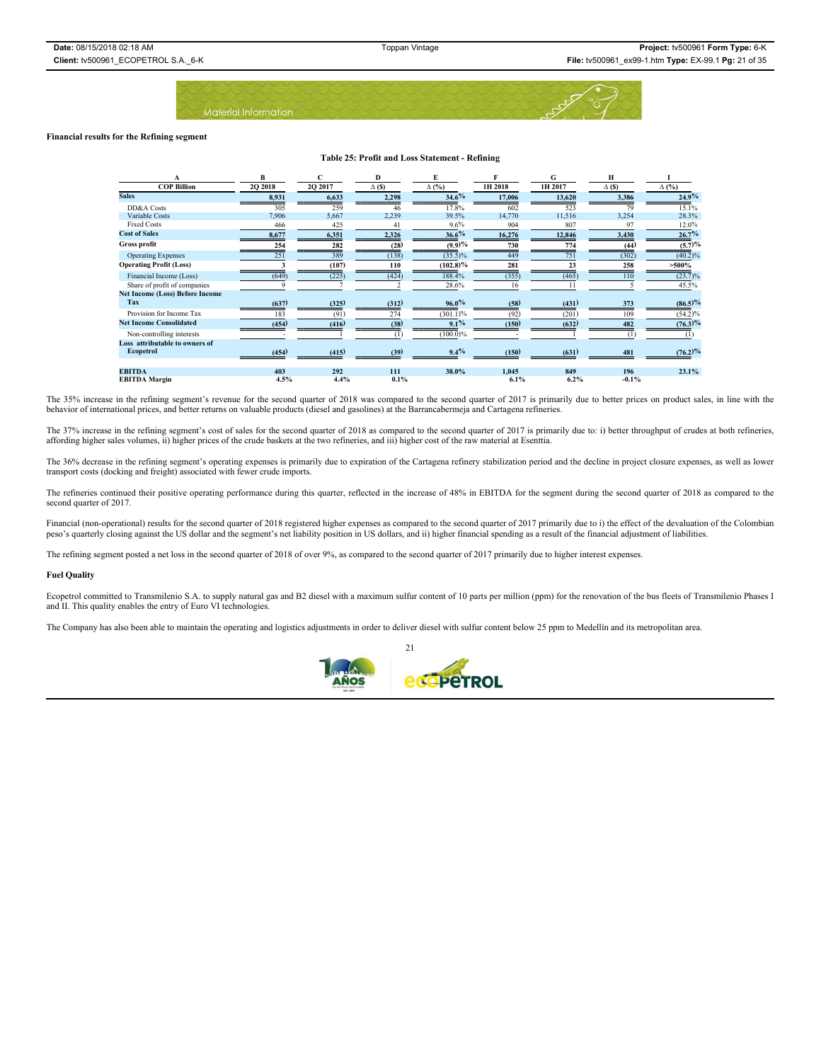**Financial results for the Refining segment**

**Table 25: Profit and Loss Statement - Refining**

| A | B | C | D | E | F | G | H | I |
|---|---|---|---|---|---|---|---|---|
| **COP Billion** | **2Q 2018** | **2Q 2017** | **Δ ($)** | **Δ (%)** | **1H 2018** | **1H 2017** | **Δ ($)** | **Δ (%)** |
| **Sales** | **8,931** | **6,633** | **2,298** | **34.6%** | **17,006** | **13,620** | **3,386** | **24.9%** |
| DD&A Costs | 305 | 259 | 46 | 17.8% | 602 | 523 | 79 | 15.1% |
| Variable Costs | 7,906 | 5,667 | 2,239 | 39.5% | 14,770 | 11,516 | 3,254 | 28.3% |
| Fixed Costs | 466 | 425 | 41 | 9.6% | 904 | 807 | 97 | 12.0% |
| **Cost of Sales** | **8,677** | **6,351** | **2,326** | **36.6%** | **16,276** | **12,846** | **3,430** | **26.7%** |
| **Gross profit** | **254** | **282** | **(28)** | **(9.9)%** | **730** | **774** | **(44)** | **(5.7)%** |
| Operating Expenses | 251 | 389 | (138) | (35.5)% | 449 | 751 | (302) | (40.2)% |
| **Operating Profit (Loss)** | **3** | **(107)** | **110** | **(102.8)%** | **281** | **23** | **258** | **>500%** |
| Financial Income (Loss) | (649) | (225) | (424) | 188.4% | (355) | (465) | 110 | (23.7)% |
| Share of profit of companies | 9 | 7 | 2 | 28.6% | 16 | 11 | 5 | 45.5% |
| **Net Income (Loss) Before Income Tax** | **(637)** | **(325)** | **(312)** | **96.0%** | **(58)** | **(431)** | **373** | **(86.5)%** |
| Provision for Income Tax | 183 | (91) | 274 | (301.1)% | (92) | (201) | 109 | (54.2)% |
| **Net Income Consolidated** | **(454)** | **(416)** | **(38)** | **9.1%** | **(150)** | **(632)** | **482** | **(76.3)%** |
| Non-controlling interests | - | 1 | (1) | (100.0)% | - | 1 | (1) | (1) |
| **Loss attributable to owners of Ecopetrol** | **(454)** | **(415)** | **(39)** | **9.4%** | **(150)** | **(631)** | **481** | **(76.2)%** |
| | | | | | | | | |
| **EBITDA** | **403** | **292** | **111** | **38.0%** | **1,045** | **849** | **196** | **23.1%** |
| **EBITDA Margin** | **4.5%** | **4.4%** | **0.1%** | | **6.1%** | **6.2%** | **-0.1%** | |

The 35% increase in the refining segment's revenue for the second quarter of 2018 was compared to the second quarter of 2017 is primarily due to better prices on product sales, in line with the behavior of international prices, and better returns on valuable products (diesel and gasolines) at the Barrancabermeja and Cartagena refineries.

The 37% increase in the refining segment's cost of sales for the second quarter of 2018 as compared to the second quarter of 2017 is primarily due to: i) better throughput of crudes at both refineries, affording higher sales volumes, ii) higher prices of the crude baskets at the two refineries, and iii) higher cost of the raw material at Esenttia.

The 36% decrease in the refining segment's operating expenses is primarily due to expiration of the Cartagena refinery stabilization period and the decline in project closure expenses, as well as lower transport costs (docking and freight) associated with fewer crude imports.

The refineries continued their positive operating performance during this quarter, reflected in the increase of 48% in EBITDA for the segment during the second quarter of 2018 as compared to the second quarter of 2017.

Financial (non-operational) results for the second quarter of 2018 registered higher expenses as compared to the second quarter of 2017 primarily due to i) the effect of the devaluation of the Colombian peso's quarterly closing against the US dollar and the segment's net liability position in US dollars, and ii) higher financial spending as a result of the financial adjustment of liabilities.

The refining segment posted a net loss in the second quarter of 2018 of over 9%, as compared to the second quarter of 2017 primarily due to higher interest expenses.

**Fuel Quality**

Ecopetrol committed to Transmilenio S.A. to supply natural gas and B2 diesel with a maximum sulfur content of 10 parts per million (ppm) for the renovation of the bus fleets of Transmilenio Phases I and II. This quality enables the entry of Euro VI technologies.

The Company has also been able to maintain the operating and logistics adjustments in order to deliver diesel with sulfur content below 25 ppm to Medellín and its metropolitan area.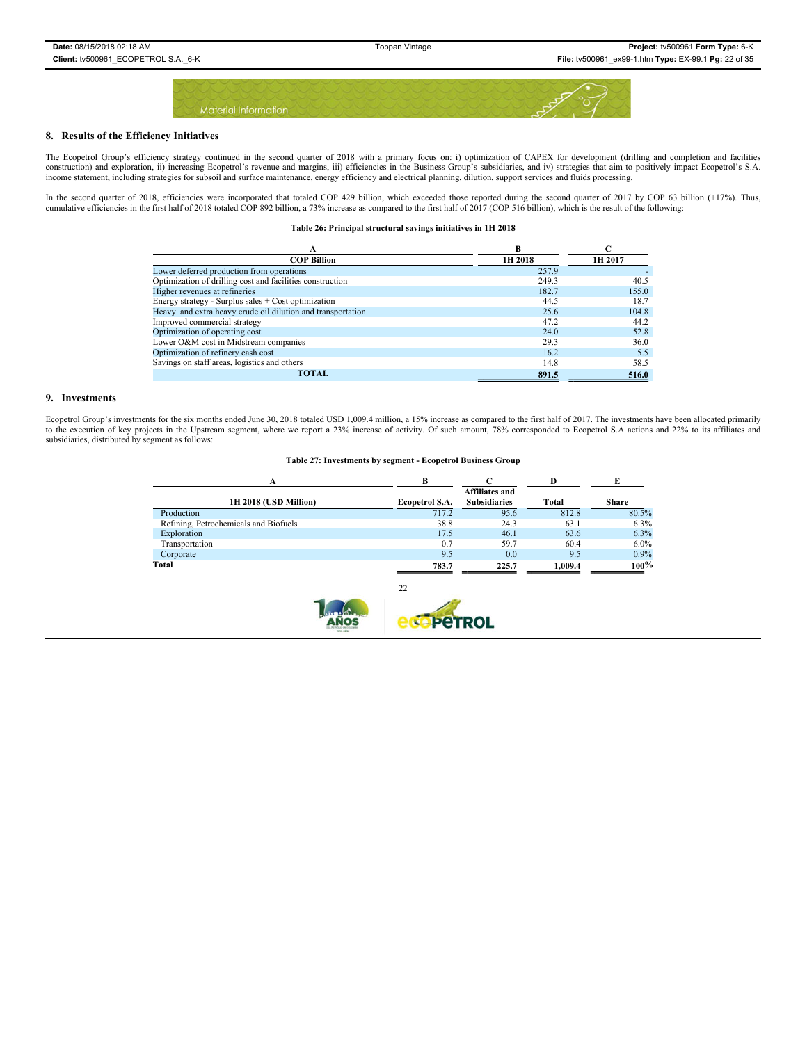## 8. Results of the Efficiency Initiatives

The Ecopetrol Group's efficiency strategy continued in the second quarter of 2018 with a primary focus on: i) optimization of CAPEX for development (drilling and completion and facilities construction) and exploration, ii) increasing Ecopetrol's revenue and margins, iii) efficiencies in the Business Group's subsidiaries, and iv) strategies that aim to positively impact Ecopetrol's S.A. income statement, including strategies for subsoil and surface maintenance, energy efficiency and electrical planning, dilution, support services and fluids processing.

In the second quarter of 2018, efficiencies were incorporated that totaled COP 429 billion, which exceeded those reported during the second quarter of 2017 by COP 63 billion (+17%). Thus, cumulative efficiencies in the first half of 2018 totaled COP 892 billion, a 73% increase as compared to the first half of 2017 (COP 516 billion), which is the result of the following:

**Table 26: Principal structural savings initiatives in 1H 2018**

| A | B | C |
|---|---|---|
| **COP Billion** | **1H 2018** | **1H 2017** |
| Lower deferred production from operations | 257.9 | - |
| Optimization of drilling cost and facilities construction | 249.3 | 40.5 |
| Higher revenues at refineries | 182.7 | 155.0 |
| Energy strategy - Surplus sales + Cost optimization | 44.5 | 18.7 |
| Heavy and extra heavy crude oil dilution and transportation | 25.6 | 104.8 |
| Improved commercial strategy | 47.2 | 44.2 |
| Optimization of operating cost | 24.0 | 52.8 |
| Lower O&M cost in Midstream companies | 29.3 | 36.0 |
| Optimization of refinery cash cost | 16.2 | 5.5 |
| Savings on staff areas, logistics and others | 14.8 | 58.5 |
| **TOTAL** | **891.5** | **516.0** |

## 9. Investments

Ecopetrol Group's investments for the six months ended June 30, 2018 totaled USD 1,009.4 million, a 15% increase as compared to the first half of 2017. The investments have been allocated primarily to the execution of key projects in the Upstream segment, where we report a 23% increase of activity. Of such amount, 78% corresponded to Ecopetrol S.A actions and 22% to its affiliates and subsidiaries, distributed by segment as follows:

**Table 27: Investments by segment - Ecopetrol Business Group**

| A | B | C | D | E |
|---|---|---|---|---|
| **1H 2018 (USD Million)** | **Ecopetrol S.A.** | **Affiliates and Subsidiaries** | **Total** | **Share** |
| Production | 717.2 | 95.6 | 812.8 | 80.5% |
| Refining, Petrochemicals and Biofuels | 38.8 | 24.3 | 63.1 | 6.3% |
| Exploration | 17.5 | 46.1 | 63.6 | 6.3% |
| Transportation | 0.7 | 59.7 | 60.4 | 6.0% |
| Corporate | 9.5 | 0.0 | 9.5 | 0.9% |
| **Total** | **783.7** | **225.7** | **1,009.4** | **100%** |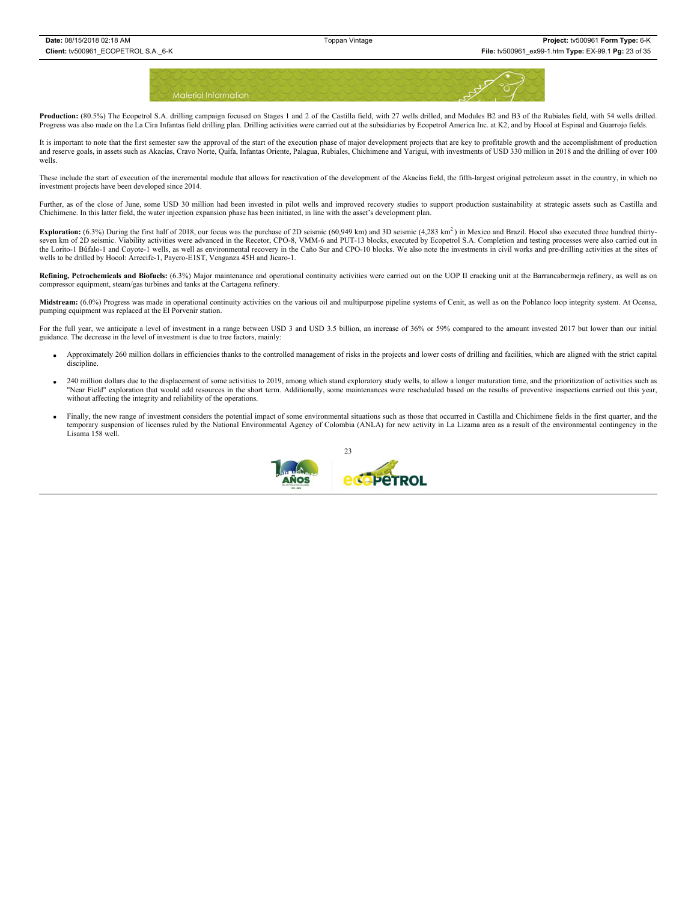Material Information

**Production:** (80.5%) The Ecopetrol S.A. drilling campaign focused on Stages 1 and 2 of the Castilla field, with 27 wells drilled, and Modules B2 and B3 of the Rubiales field, with 54 wells drilled. Progress was also made on the La Cira Infantas field drilling plan. Drilling activities were carried out at the subsidiaries by Ecopetrol America Inc. at K2, and by Hocol at Espinal and Guarrojo fields.

It is important to note that the first semester saw the approval of the start of the execution phase of major development projects that are key to profitable growth and the accomplishment of production and reserve goals, in assets such as Akacías, Cravo Norte, Quifa, Infantas Oriente, Palagua, Rubiales, Chichimene and Yariguí, with investments of USD 330 million in 2018 and the drilling of over 100 wells.

These include the start of execution of the incremental module that allows for reactivation of the development of the Akacías field, the fifth-largest original petroleum asset in the country, in which no investment projects have been developed since 2014.

Further, as of the close of June, some USD 30 million had been invested in pilot wells and improved recovery studies to support production sustainability at strategic assets such as Castilla and Chichimene. In this latter field, the water injection expansion phase has been initiated, in line with the asset's development plan.

**Exploration:** (6.3%) During the first half of 2018, our focus was the purchase of 2D seismic (60,949 km) and 3D seismic (4,283 $km^2$) in Mexico and Brazil. Hocol also executed three hundred thirty-seven km of 2D seismic. Viability activities were advanced in the Recetor, CPO-8, VMM-6 and PUT-13 blocks, executed by Ecopetrol S.A. Completion and testing processes were also carried out in the Lorito-1 Búfalo-1 and Coyote-1 wells, as well as environmental recovery in the Caño Sur and CPO-10 blocks. We also note the investments in civil works and pre-drilling activities at the sites of wells to be drilled by Hocol: Arrecife-1, Payero-E1ST, Venganza 45H and Jicaro-1.

**Refining, Petrochemicals and Biofuels:** (6.3%) Major maintenance and operational continuity activities were carried out on the UOP II cracking unit at the Barrancabermeja refinery, as well as on compressor equipment, steam/gas turbines and tanks at the Cartagena refinery.

**Midstream:** (6.0%) Progress was made in operational continuity activities on the various oil and multipurpose pipeline systems of Cenit, as well as on the Poblanco loop integrity system. At Ocensa, pumping equipment was replaced at the El Porvenir station.

For the full year, we anticipate a level of investment in a range between USD 3 and USD 3.5 billion, an increase of 36% or 59% compared to the amount invested 2017 but lower than our initial guidance. The decrease in the level of investment is due to tree factors, mainly:

- Approximately 260 million dollars in efficiencies thanks to the controlled management of risks in the projects and lower costs of drilling and facilities, which are aligned with the strict capital discipline.
- 240 million dollars due to the displacement of some activities to 2019, among which stand exploratory study wells, to allow a longer maturation time, and the prioritization of activities such as "Near Field" exploration that would add resources in the short term. Additionally, some maintenances were rescheduled based on the results of preventive inspections carried out this year, without affecting the integrity and reliability of the operations.
- Finally, the new range of investment considers the potential impact of some environmental situations such as those that occurred in Castilla and Chichimene fields in the first quarter, and the temporary suspension of licenses ruled by the National Environmental Agency of Colombia (ANLA) for new activity in La Lizama area as a result of the environmental contingency in the Lisama 158 well.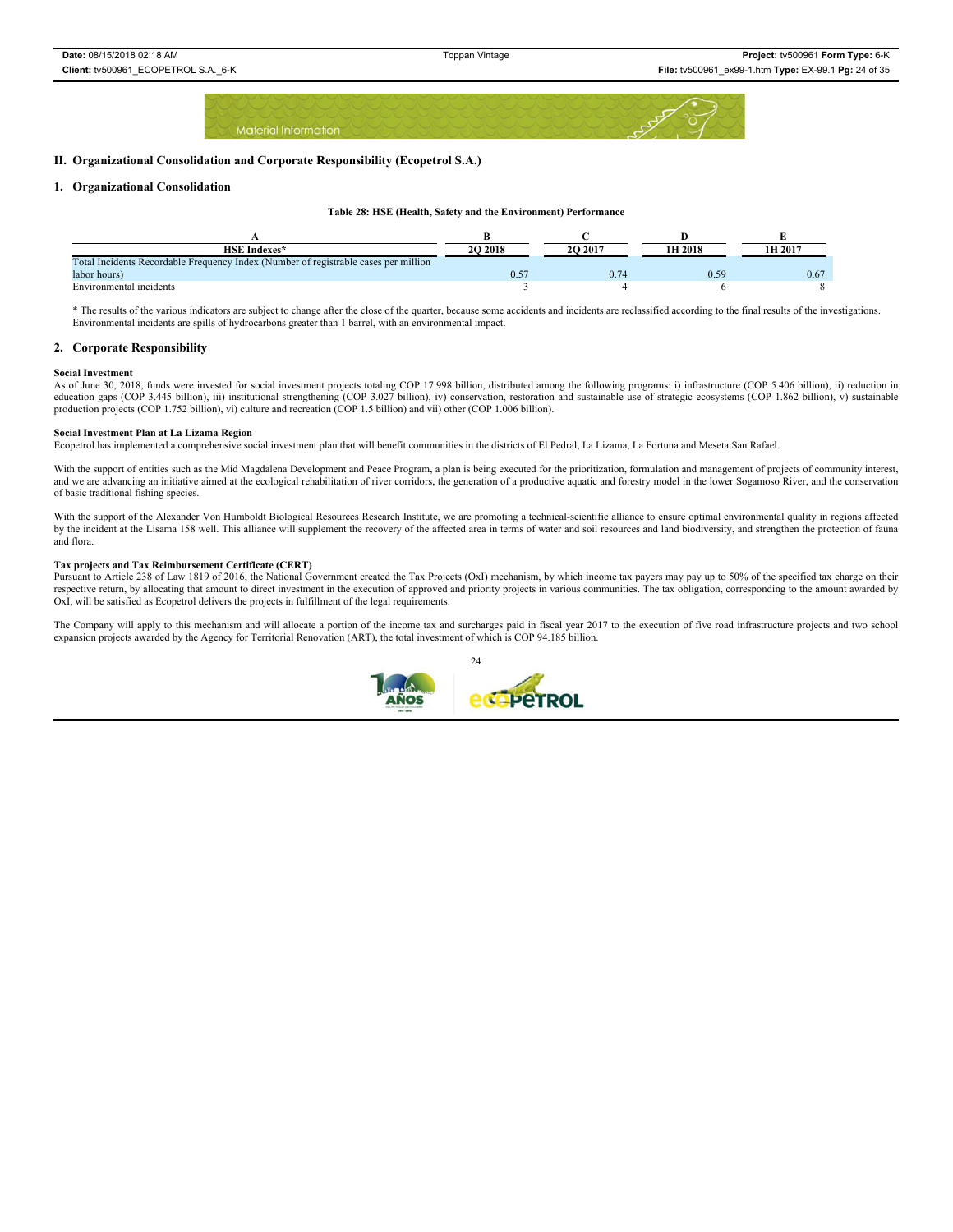## II. Organizational Consolidation and Corporate Responsibility (Ecopetrol S.A.)

### 1. Organizational Consolidation

**Table 28: HSE (Health, Safety and the Environment) Performance**

| A | B | C | D | E |
|---|---|---|---|---|
| **HSE Indexes*** | **2Q 2018** | **2Q 2017** | **1H 2018** | **1H 2017** |
| Total Incidents Recordable Frequency Index (Number of registrable cases per million labor hours) | 0.57 | 0.74 | 0.59 | 0.67 |
| Environmental incidents | 3 | 4 | 6 | 8 |

* The results of the various indicators are subject to change after the close of the quarter, because some accidents and incidents are reclassified according to the final results of the investigations. Environmental incidents are spills of hydrocarbons greater than 1 barrel, with an environmental impact.

### 2. Corporate Responsibility

**Social Investment**

As of June 30, 2018, funds were invested for social investment projects totaling COP 17.998 billion, distributed among the following programs: i) infrastructure (COP 5.406 billion), ii) reduction in education gaps (COP 3.445 billion), iii) institutional strengthening (COP 3.027 billion), iv) conservation, restoration and sustainable use of strategic ecosystems (COP 1.862 billion), v) sustainable production projects (COP 1.752 billion), vi) culture and recreation (COP 1.5 billion) and vii) other (COP 1.006 billion).

**Social Investment Plan at La Lizama Region**

Ecopetrol has implemented a comprehensive social investment plan that will benefit communities in the districts of El Pedral, La Lizama, La Fortuna and Meseta San Rafael.

With the support of entities such as the Mid Magdalena Development and Peace Program, a plan is being executed for the prioritization, formulation and management of projects of community interest, and we are advancing an initiative aimed at the ecological rehabilitation of river corridors, the generation of a productive aquatic and forestry model in the lower Sogamoso River, and the conservation of basic traditional fishing species.

With the support of the Alexander Von Humboldt Biological Resources Research Institute, we are promoting a technical-scientific alliance to ensure optimal environmental quality in regions affected by the incident at the Lisama 158 well. This alliance will supplement the recovery of the affected area in terms of water and soil resources and land biodiversity, and strengthen the protection of fauna and flora.

**Tax projects and Tax Reimbursement Certificate (CERT)**

Pursuant to Article 238 of Law 1819 of 2016, the National Government created the Tax Projects (OxI) mechanism, by which income tax payers may pay up to 50% of the specified tax charge on their respective return, by allocating that amount to direct investment in the execution of approved and priority projects in various communities. The tax obligation, corresponding to the amount awarded by OxI, will be satisfied as Ecopetrol delivers the projects in fulfillment of the legal requirements.

The Company will apply to this mechanism and will allocate a portion of the income tax and surcharges paid in fiscal year 2017 to the execution of five road infrastructure projects and two school expansion projects awarded by the Agency for Territorial Renovation (ART), the total investment of which is COP 94.185 billion.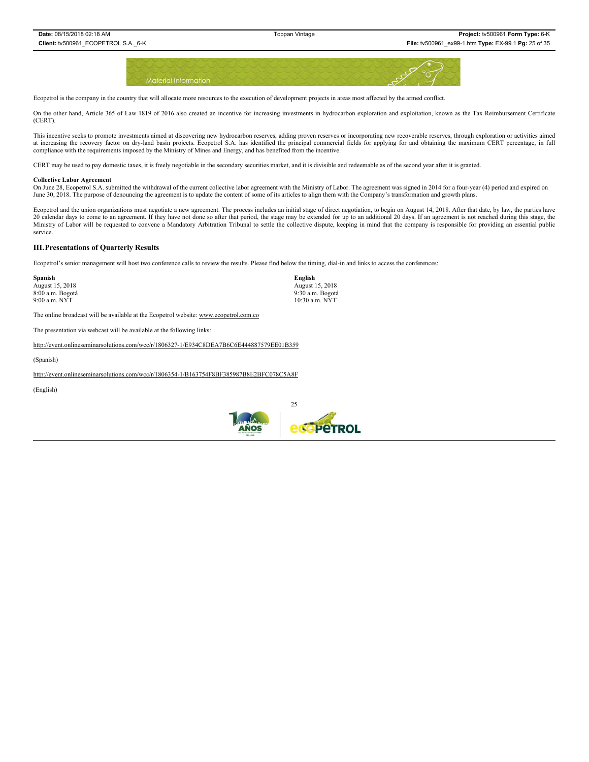Ecopetrol is the company in the country that will allocate more resources to the execution of development projects in areas most affected by the armed conflict.

On the other hand, Article 365 of Law 1819 of 2016 also created an incentive for increasing investments in hydrocarbon exploration and exploitation, known as the Tax Reimbursement Certificate (CERT).

This incentive seeks to promote investments aimed at discovering new hydrocarbon reserves, adding proven reserves or incorporating new recoverable reserves, through exploration or activities aimed at increasing the recovery factor on dry-land basin projects. Ecopetrol S.A. has identified the principal commercial fields for applying for and obtaining the maximum CERT percentage, in full compliance with the requirements imposed by the Ministry of Mines and Energy, and has benefited from the incentive.

CERT may be used to pay domestic taxes, it is freely negotiable in the secondary securities market, and it is divisible and redeemable as of the second year after it is granted.

**Collective Labor Agreement**

On June 28, Ecopetrol S.A. submitted the withdrawal of the current collective labor agreement with the Ministry of Labor. The agreement was signed in 2014 for a four-year (4) period and expired on June 30, 2018. The purpose of denouncing the agreement is to update the content of some of its articles to align them with the Company's transformation and growth plans.

Ecopetrol and the union organizations must negotiate a new agreement. The process includes an initial stage of direct negotiation, to begin on August 14, 2018. After that date, by law, the parties have 20 calendar days to come to an agreement. If they have not done so after that period, the stage may be extended for up to an additional 20 days. If an agreement is not reached during this stage, the Ministry of Labor will be requested to convene a Mandatory Arbitration Tribunal to settle the collective dispute, keeping in mind that the company is responsible for providing an essential public service.

## III. Presentations of Quarterly Results

Ecopetrol's senior management will host two conference calls to review the results. Please find below the timing, dial-in and links to access the conferences:

| **Spanish** | **English** |
|---|---|
| August 15, 2018 | August 15, 2018 |
| 8:00 a.m. Bogotá | 9:30 a.m. Bogotá |
| 9:00 a.m. NYT | 10:30 a.m. NYT |

The online broadcast will be available at the Ecopetrol website: www.ecopetrol.com.co

The presentation via webcast will be available at the following links:

http://event.onlineseminarsolutions.com/wcc/r/1806327-1/E934C8DEA7B6C6E444887579EE01B359

(Spanish)

http://event.onlineseminarsolutions.com/wcc/r/1806354-1/B163754F8BF385987B8E2BFC078C5A8F

(English)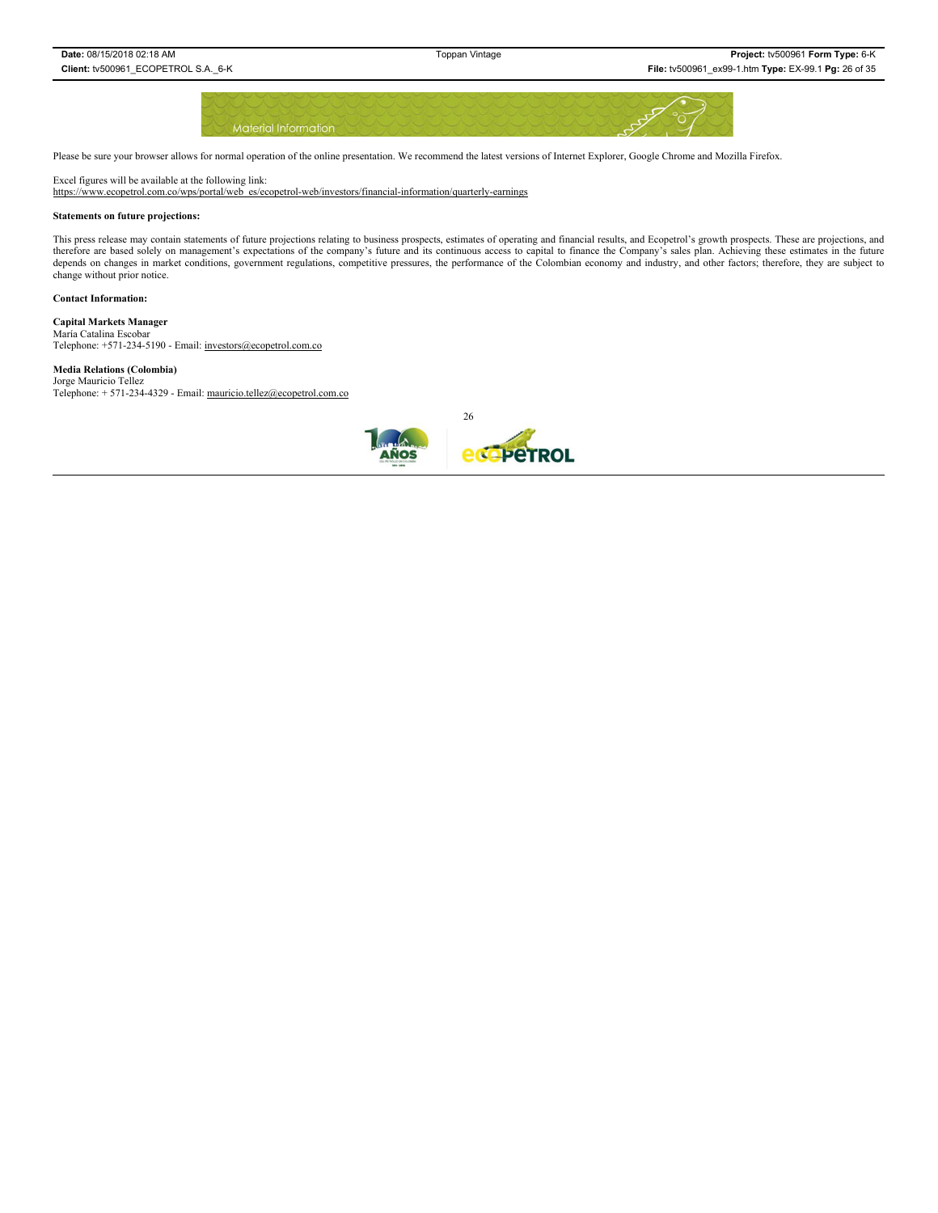## Material Information

Please be sure your browser allows for normal operation of the online presentation. We recommend the latest versions of Internet Explorer, Google Chrome and Mozilla Firefox.

Excel figures will be available at the following link:
https://www.ecopetrol.com.co/wps/portal/web_es/ecopetrol-web/investors/financial-information/quarterly-earnings

**Statements on future projections:**

This press release may contain statements of future projections relating to business prospects, estimates of operating and financial results, and Ecopetrol's growth prospects. These are projections, and therefore are based solely on management's expectations of the company's future and its continuous access to capital to finance the Company's sales plan. Achieving these estimates in the future depends on changes in market conditions, government regulations, competitive pressures, the performance of the Colombian economy and industry, and other factors; therefore, they are subject to change without prior notice.

**Contact Information:**

**Capital Markets Manager**
María Catalina Escobar
Telephone: +571-234-5190 - Email: investors@ecopetrol.com.co

**Media Relations (Colombia)**
Jorge Mauricio Tellez
Telephone: + 571-234-4329 - Email: mauricio.tellez@ecopetrol.com.co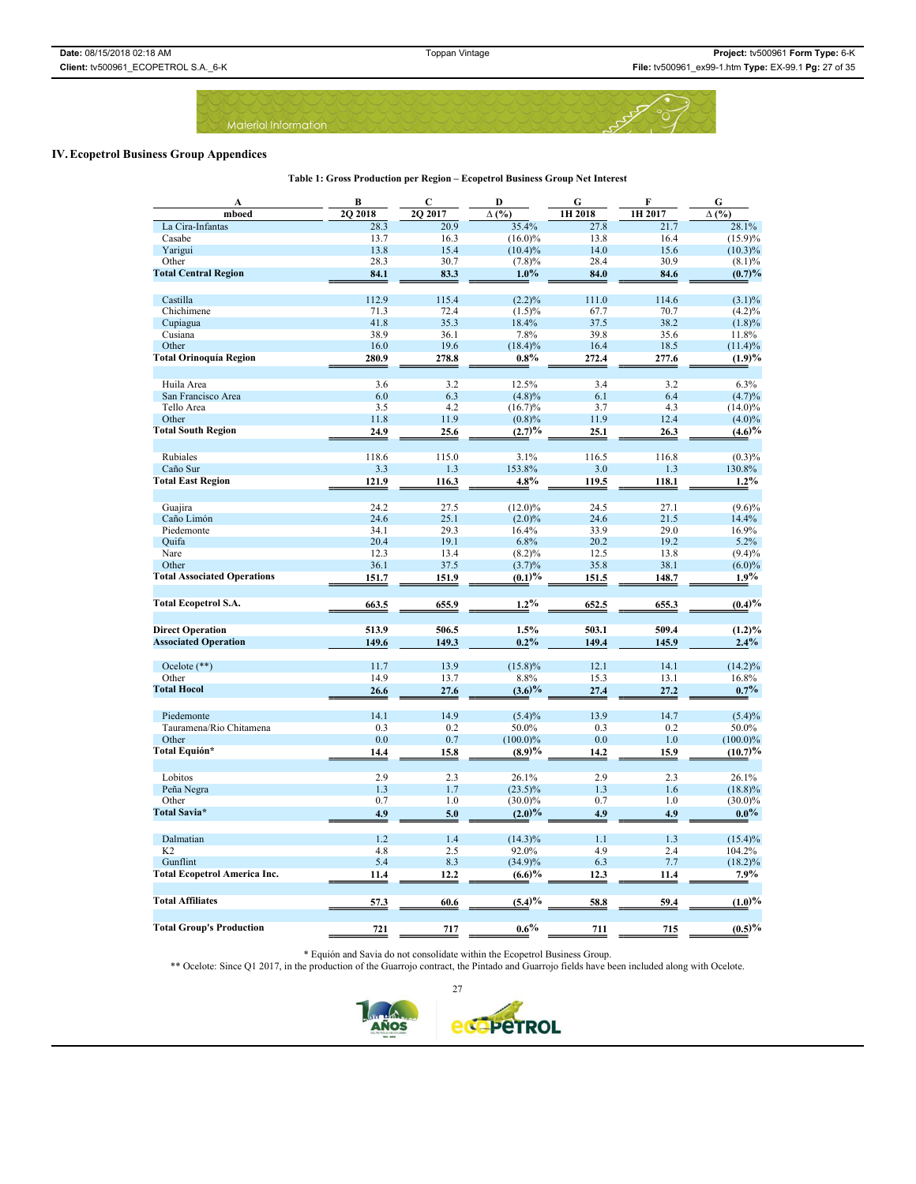Material Information

## IV. Ecopetrol Business Group Appendices

**Table 1: Gross Production per Region – Ecopetrol Business Group Net Interest**

| A | B | C | D | G | F | G |
|---|---|---|---|---|---|---|
| mboed | 2Q 2018 | 2Q 2017 | Δ (%) | 1H 2018 | 1H 2017 | Δ (%) |
| La Cira-Infantas | 28.3 | 20.9 | 35.4% | 27.8 | 21.7 | 28.1% |
| Casabe | 13.7 | 16.3 | (16.0)% | 13.8 | 16.4 | (15.9)% |
| Yarigui | 13.8 | 15.4 | (10.4)% | 14.0 | 15.6 | (10.3)% |
| Other | 28.3 | 30.7 | (7.8)% | 28.4 | 30.9 | (8.1)% |
| **Total Central Region** | **84.1** | **83.3** | **1.0%** | **84.0** | **84.6** | **(0.7)%** |
| Castilla | 112.9 | 115.4 | (2.2)% | 111.0 | 114.6 | (3.1)% |
| Chichimene | 71.3 | 72.4 | (1.5)% | 67.7 | 70.7 | (4.2)% |
| Cupiagua | 41.8 | 35.3 | 18.4% | 37.5 | 38.2 | (1.8)% |
| Cusiana | 38.9 | 36.1 | 7.8% | 39.8 | 35.6 | 11.8% |
| Other | 16.0 | 19.6 | (18.4)% | 16.4 | 18.5 | (11.4)% |
| **Total Orinoquía Region** | **280.9** | **278.8** | **0.8%** | **272.4** | **277.6** | **(1.9)%** |
| Huila Area | 3.6 | 3.2 | 12.5% | 3.4 | 3.2 | 6.3% |
| San Francisco Area | 6.0 | 6.3 | (4.8)% | 6.1 | 6.4 | (4.7)% |
| Tello Area | 3.5 | 4.2 | (16.7)% | 3.7 | 4.3 | (14.0)% |
| Other | 11.8 | 11.9 | (0.8)% | 11.9 | 12.4 | (4.0)% |
| **Total South Region** | **24.9** | **25.6** | **(2.7)%** | **25.1** | **26.3** | **(4.6)%** |
| Rubiales | 118.6 | 115.0 | 3.1% | 116.5 | 116.8 | (0.3)% |
| Caño Sur | 3.3 | 1.3 | 153.8% | 3.0 | 1.3 | 130.8% |
| **Total East Region** | **121.9** | **116.3** | **4.8%** | **119.5** | **118.1** | **1.2%** |
| Guajira | 24.2 | 27.5 | (12.0)% | 24.5 | 27.1 | (9.6)% |
| Caño Limón | 24.6 | 25.1 | (2.0)% | 24.6 | 21.5 | 14.4% |
| Piedemonte | 34.1 | 29.3 | 16.4% | 33.9 | 29.0 | 16.9% |
| Quifa | 20.4 | 19.1 | 6.8% | 20.2 | 19.2 | 5.2% |
| Nare | 12.3 | 13.4 | (8.2)% | 12.5 | 13.8 | (9.4)% |
| Other | 36.1 | 37.5 | (3.7)% | 35.8 | 38.1 | (6.0)% |
| **Total Associated Operations** | **151.7** | **151.9** | **(0.1)%** | **151.5** | **148.7** | **1.9%** |
| **Total Ecopetrol S.A.** | **663.5** | **655.9** | **1.2%** | **652.5** | **655.3** | **(0.4)%** |
| **Direct Operation** | **513.9** | **506.5** | **1.5%** | **503.1** | **509.4** | **(1.2)%** |
| **Associated Operation** | **149.6** | **149.3** | **0.2%** | **149.4** | **145.9** | **2.4%** |
| Ocelote (**) | 11.7 | 13.9 | (15.8)% | 12.1 | 14.1 | (14.2)% |
| Other | 14.9 | 13.7 | 8.8% | 15.3 | 13.1 | 16.8% |
| **Total Hocol** | **26.6** | **27.6** | **(3.6)%** | **27.4** | **27.2** | **0.7%** |
| Piedemonte | 14.1 | 14.9 | (5.4)% | 13.9 | 14.7 | (5.4)% |
| Tauramena/Rio Chitamena | 0.3 | 0.2 | 50.0% | 0.3 | 0.2 | 50.0% |
| Other | 0.0 | 0.7 | (100.0)% | 0.0 | 1.0 | (100.0)% |
| **Total Equión*** | **14.4** | **15.8** | **(8.9)%** | **14.2** | **15.9** | **(10.7)%** |
| Lobitos | 2.9 | 2.3 | 26.1% | 2.9 | 2.3 | 26.1% |
| Peña Negra | 1.3 | 1.7 | (23.5)% | 1.3 | 1.6 | (18.8)% |
| Other | 0.7 | 1.0 | (30.0)% | 0.7 | 1.0 | (30.0)% |
| **Total Savia*** | **4.9** | **5.0** | **(2.0)%** | **4.9** | **4.9** | **0.0%** |
| Dalmatian | 1.2 | 1.4 | (14.3)% | 1.1 | 1.3 | (15.4)% |
| K2 | 4.8 | 2.5 | 92.0% | 4.9 | 2.4 | 104.2% |
| Gunflint | 5.4 | 8.3 | (34.9)% | 6.3 | 7.7 | (18.2)% |
| **Total Ecopetrol America Inc.** | **11.4** | **12.2** | **(6.6)%** | **12.3** | **11.4** | **7.9%** |
| **Total Affiliates** | **57.3** | **60.6** | **(5.4)%** | **58.8** | **59.4** | **(1.0)%** |
| **Total Group's Production** | **721** | **717** | **0.6%** | **711** | **715** | **(0.5)%** |

\* Equión and Savia do not consolidate within the Ecopetrol Business Group.

** Ocelote: Since Q1 2017, in the production of the Guarrojo contract, the Pintado and Guarrojo fields have been included along with Ocelote.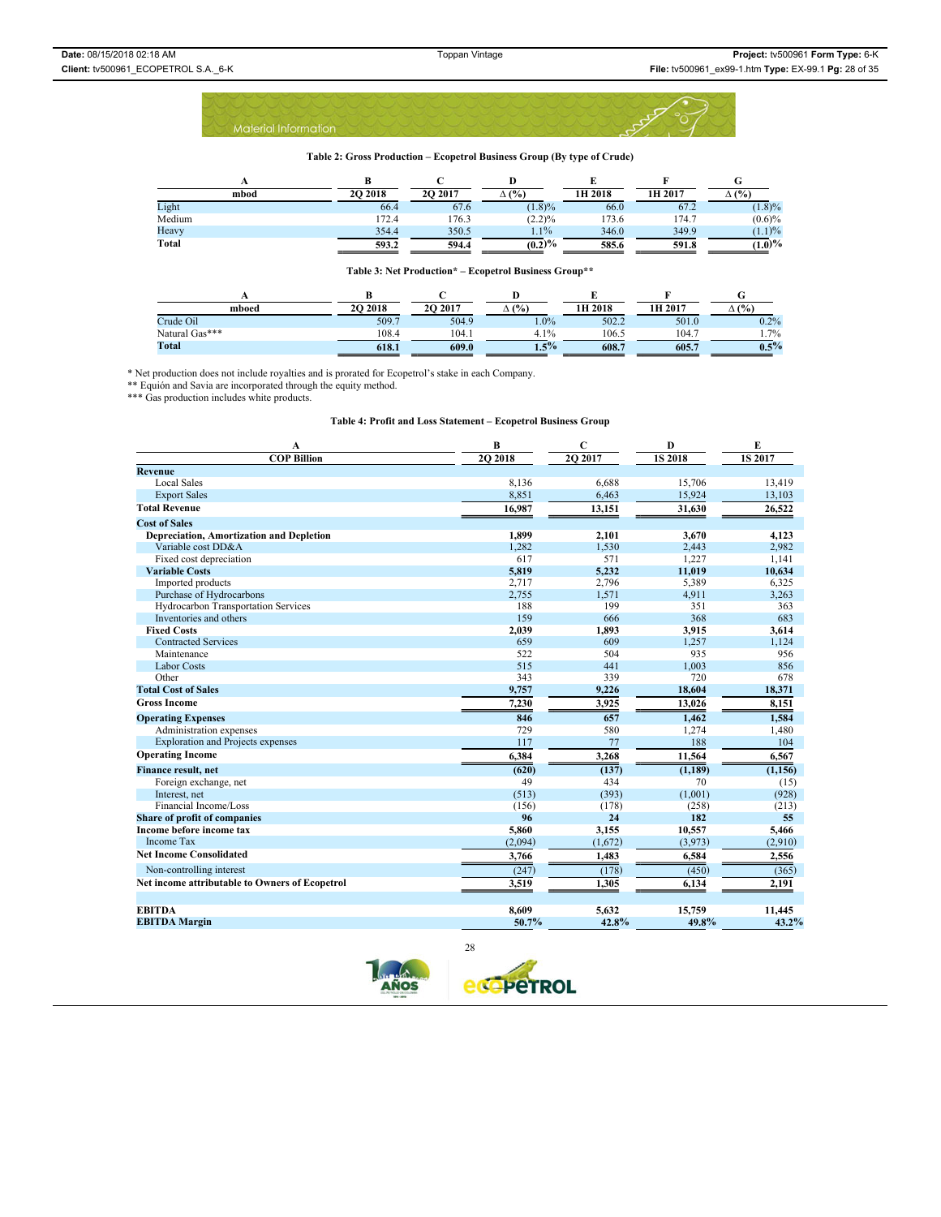Material Information

**Table 2: Gross Production – Ecopetrol Business Group (By type of Crude)**

| A | B | C | D | E | F | G |
|---|---|---|---|---|---|---|
| mbod | 2Q 2018 | 2Q 2017 | Δ (%) | 1H 2018 | 1H 2017 | Δ (%) |
| Light | 66.4 | 67.6 | (1.8)% | 66.0 | 67.2 | (1.8)% |
| Medium | 172.4 | 176.3 | (2.2)% | 173.6 | 174.7 | (0.6)% |
| Heavy | 354.4 | 350.5 | 1.1% | 346.0 | 349.9 | (1.1)% |
| **Total** | **593.2** | **594.4** | **(0.2)%** | **585.6** | **591.8** | **(1.0)%** |

**Table 3: Net Production* – Ecopetrol Business Group****

| A | B | C | D | E | F | G |
|---|---|---|---|---|---|---|
| mboed | 2Q 2018 | 2Q 2017 | Δ (%) | 1H 2018 | 1H 2017 | Δ (%) |
| Crude Oil | 509.7 | 504.9 | 1.0% | 502.2 | 501.0 | 0.2% |
| Natural Gas*** | 108.4 | 104.1 | 4.1% | 106.5 | 104.7 | 1.7% |
| **Total** | **618.1** | **609.0** | **1.5%** | **608.7** | **605.7** | **0.5%** |

\* Net production does not include royalties and is prorated for Ecopetrol's stake in each Company.
\** Equión and Savia are incorporated through the equity method.
\*** Gas production includes white products.

**Table 4: Profit and Loss Statement – Ecopetrol Business Group**

| A | B | C | D | E |
|---|---|---|---|---|
| COP Billion | 2Q 2018 | 2Q 2017 | 1S 2018 | 1S 2017 |
| **Revenue** | | | | |
| Local Sales | 8,136 | 6,688 | 15,706 | 13,419 |
| Export Sales | 8,851 | 6,463 | 15,924 | 13,103 |
| **Total Revenue** | **16,987** | **13,151** | **31,630** | **26,522** |
| **Cost of Sales** | | | | |
| **Depreciation, Amortization and Depletion** | **1,899** | **2,101** | **3,670** | **4,123** |
| Variable cost DD&A | 1,282 | 1,530 | 2,443 | 2,982 |
| Fixed cost depreciation | 617 | 571 | 1,227 | 1,141 |
| **Variable Costs** | **5,819** | **5,232** | **11,019** | **10,634** |
| Imported products | 2,717 | 2,796 | 5,389 | 6,325 |
| Purchase of Hydrocarbons | 2,755 | 1,571 | 4,911 | 3,263 |
| Hydrocarbon Transportation Services | 188 | 199 | 351 | 363 |
| Inventories and others | 159 | 666 | 368 | 683 |
| **Fixed Costs** | **2,039** | **1,893** | **3,915** | **3,614** |
| Contracted Services | 659 | 609 | 1,257 | 1,124 |
| Maintenance | 522 | 504 | 935 | 956 |
| Labor Costs | 515 | 441 | 1,003 | 856 |
| Other | 343 | 339 | 720 | 678 |
| **Total Cost of Sales** | **9,757** | **9,226** | **18,604** | **18,371** |
| **Gross Income** | **7,230** | **3,925** | **13,026** | **8,151** |
| **Operating Expenses** | **846** | **657** | **1,462** | **1,584** |
| Administration expenses | 729 | 580 | 1,274 | 1,480 |
| Exploration and Projects expenses | 117 | 77 | 188 | 104 |
| **Operating Income** | **6,384** | **3,268** | **11,564** | **6,567** |
| **Finance result, net** | **(620)** | **(137)** | **(1,189)** | **(1,156)** |
| Foreign exchange, net | 49 | 434 | 70 | (15) |
| Interest, net | (513) | (393) | (1,001) | (928) |
| Financial Income/Loss | (156) | (178) | (258) | (213) |
| **Share of profit of companies** | **96** | **24** | **182** | **55** |
| **Income before income tax** | **5,860** | **3,155** | **10,557** | **5,466** |
| Income Tax | (2,094) | (1,672) | (3,973) | (2,910) |
| **Net Income Consolidated** | **3,766** | **1,483** | **6,584** | **2,556** |
| Non-controlling interest | (247) | (178) | (450) | (365) |
| **Net income attributable to Owners of Ecopetrol** | **3,519** | **1,305** | **6,134** | **2,191** |
| | | | | |
| **EBITDA** | **8,609** | **5,632** | **15,759** | **11,445** |
| **EBITDA Margin** | **50.7%** | **42.8%** | **49.8%** | **43.2%** |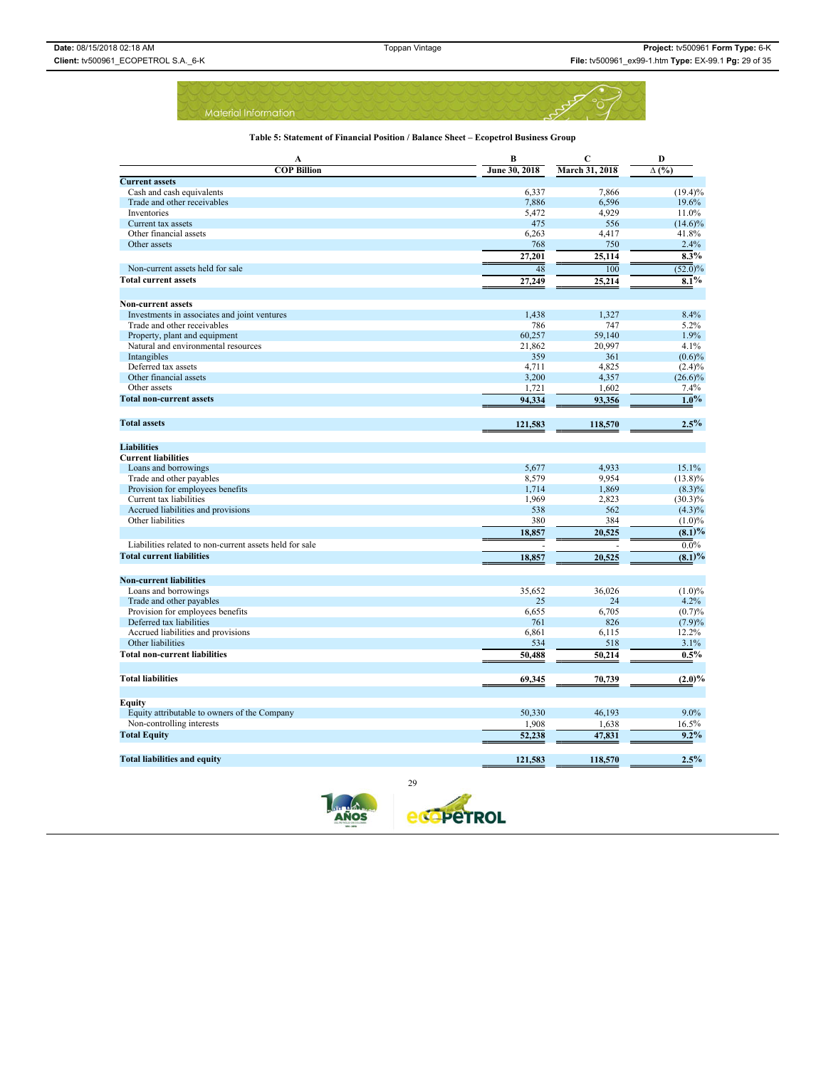Material Information

**Table 5: Statement of Financial Position / Balance Sheet – Ecopetrol Business Group**

| A | B | C | D |
|---|---|---|---|
| **COP Billion** | **June 30, 2018** | **March 31, 2018** | **Δ (%)** |
| **Current assets** | | | |
| Cash and cash equivalents | 6,337 | 7,866 | (19.4)% |
| Trade and other receivables | 7,886 | 6,596 | 19.6% |
| Inventories | 5,472 | 4,929 | 11.0% |
| Current tax assets | 475 | 556 | (14.6)% |
| Other financial assets | 6,263 | 4,417 | 41.8% |
| Other assets | 768 | 750 | 2.4% |
| | **27,201** | **25,114** | **8.3%** |
| Non-current assets held for sale | 48 | 100 | (52.0)% |
| **Total current assets** | **27,249** | **25,214** | **8.1%** |
| **Non-current assets** | | | |
| Investments in associates and joint ventures | 1,438 | 1,327 | 8.4% |
| Trade and other receivables | 786 | 747 | 5.2% |
| Property, plant and equipment | 60,257 | 59,140 | 1.9% |
| Natural and environmental resources | 21,862 | 20,997 | 4.1% |
| Intangibles | 359 | 361 | (0.6)% |
| Deferred tax assets | 4,711 | 4,825 | (2.4)% |
| Other financial assets | 3,200 | 4,357 | (26.6)% |
| Other assets | 1,721 | 1,602 | 7.4% |
| **Total non-current assets** | **94,334** | **93,356** | **1.0%** |
| **Total assets** | **121,583** | **118,570** | **2.5%** |
| **Liabilities** | | | |
| **Current liabilities** | | | |
| Loans and borrowings | 5,677 | 4,933 | 15.1% |
| Trade and other payables | 8,579 | 9,954 | (13.8)% |
| Provision for employees benefits | 1,714 | 1,869 | (8.3)% |
| Current tax liabilities | 1,969 | 2,823 | (30.3)% |
| Accrued liabilities and provisions | 538 | 562 | (4.3)% |
| Other liabilities | 380 | 384 | (1.0)% |
| | **18,857** | **20,525** | **(8.1)%** |
| Liabilities related to non-current assets held for sale | - | - | 0.0% |
| **Total current liabilities** | **18,857** | **20,525** | **(8.1)%** |
| **Non-current liabilities** | | | |
| Loans and borrowings | 35,652 | 36,026 | (1.0)% |
| Trade and other payables | 25 | 24 | 4.2% |
| Provision for employees benefits | 6,655 | 6,705 | (0.7)% |
| Deferred tax liabilities | 761 | 826 | (7.9)% |
| Accrued liabilities and provisions | 6,861 | 6,115 | 12.2% |
| Other liabilities | 534 | 518 | 3.1% |
| **Total non-current liabilities** | **50,488** | **50,214** | **0.5%** |
| **Total liabilities** | **69,345** | **70,739** | **(2.0)%** |
| **Equity** | | | |
| Equity attributable to owners of the Company | 50,330 | 46,193 | 9.0% |
| Non-controlling interests | 1,908 | 1,638 | 16.5% |
| **Total Equity** | **52,238** | **47,831** | **9.2%** |
| **Total liabilities and equity** | **121,583** | **118,570** | **2.5%** |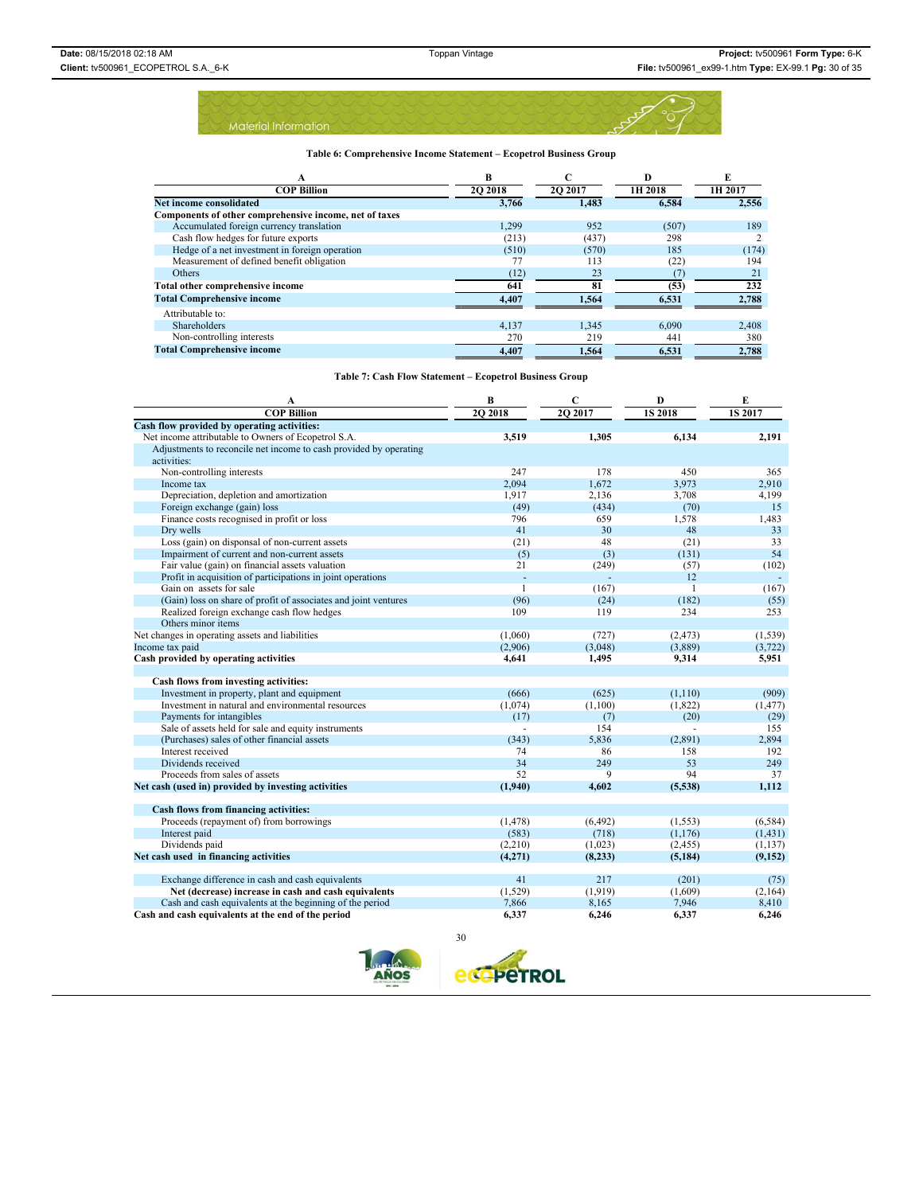Material Information

**Table 6: Comprehensive Income Statement – Ecopetrol Business Group**

| A | B | C | D | E |
|---|---|---|---|---|
| **COP Billion** | **2Q 2018** | **2Q 2017** | **1H 2018** | **1H 2017** |
| **Net income consolidated** | **3,766** | **1,483** | **6,584** | **2,556** |
| **Components of other comprehensive income, net of taxes** | | | | |
| Accumulated foreign currency translation | 1,299 | 952 | (507) | 189 |
| Cash flow hedges for future exports | (213) | (437) | 298 | 2 |
| Hedge of a net investment in foreign operation | (510) | (570) | 185 | (174) |
| Measurement of defined benefit obligation | 77 | 113 | (22) | 194 |
| Others | (12) | 23 | (7) | 21 |
| **Total other comprehensive income** | **641** | **81** | **(53)** | **232** |
| **Total Comprehensive income** | **4,407** | **1,564** | **6,531** | **2,788** |
| Attributable to: | | | | |
| Shareholders | 4,137 | 1,345 | 6,090 | 2,408 |
| Non-controlling interests | 270 | 219 | 441 | 380 |
| **Total Comprehensive income** | **4,407** | **1,564** | **6,531** | **2,788** |

**Table 7: Cash Flow Statement – Ecopetrol Business Group**

| A | B | C | D | E |
|---|---|---|---|---|
| **COP Billion** | **2Q 2018** | **2Q 2017** | **1S 2018** | **1S 2017** |
| **Cash flow provided by operating activities:** | | | | |
| Net income attributable to Owners of Ecopetrol S.A. | **3,519** | **1,305** | **6,134** | **2,191** |
| Adjustments to reconcile net income to cash provided by operating activities: | | | | |
| Non-controlling interests | 247 | 178 | 450 | 365 |
| Income tax | 2,094 | 1,672 | 3,973 | 2,910 |
| Depreciation, depletion and amortization | 1,917 | 2,136 | 3,708 | 4,199 |
| Foreign exchange (gain) loss | (49) | (434) | (70) | 15 |
| Finance costs recognised in profit or loss | 796 | 659 | 1,578 | 1,483 |
| Dry wells | 41 | 30 | 48 | 33 |
| Loss (gain) on disposal of non-current assets | (21) | 48 | (21) | 33 |
| Impairment of current and non-current assets | (5) | (3) | (131) | 54 |
| Fair value (gain) on financial assets valuation | 21 | (249) | (57) | (102) |
| Profit in acquisition of participations in joint operations | - | - | 12 | - |
| Gain on assets for sale | 1 | (167) | 1 | (167) |
| (Gain) loss on share of profit of associates and joint ventures | (96) | (24) | (182) | (55) |
| Realized foreign exchange cash flow hedges | 109 | 119 | 234 | 253 |
| Others minor items | | | | |
| Net changes in operating assets and liabilities | (1,060) | (727) | (2,473) | (1,539) |
| Income tax paid | (2,906) | (3,048) | (3,889) | (3,722) |
| **Cash provided by operating activities** | **4,641** | **1,495** | **9,314** | **5,951** |
| | | | | |
| **Cash flows from investing activities:** | | | | |
| Investment in property, plant and equipment | (666) | (625) | (1,110) | (909) |
| Investment in natural and environmental resources | (1,074) | (1,100) | (1,822) | (1,477) |
| Payments for intangibles | (17) | (7) | (20) | (29) |
| Sale of assets held for sale and equity instruments | - | 154 | - | 155 |
| (Purchases) sales of other financial assets | (343) | 5,836 | (2,891) | 2,894 |
| Interest received | 74 | 86 | 158 | 192 |
| Dividends received | 34 | 249 | 53 | 249 |
| Proceeds from sales of assets | 52 | 9 | 94 | 37 |
| **Net cash (used in) provided by investing activities** | **(1,940)** | **4,602** | **(5,538)** | **1,112** |
| | | | | |
| **Cash flows from financing activities:** | | | | |
| Proceeds (repayment of) from borrowings | (1,478) | (6,492) | (1,553) | (6,584) |
| Interest paid | (583) | (718) | (1,176) | (1,431) |
| Dividends paid | (2,210) | (1,023) | (2,455) | (1,137) |
| **Net cash used in financing activities** | **(4,271)** | **(8,233)** | **(5,184)** | **(9,152)** |
| | | | | |
| Exchange difference in cash and cash equivalents | 41 | 217 | (201) | (75) |
| **Net (decrease) increase in cash and cash equivalents** | (1,529) | (1,919) | (1,609) | (2,164) |
| Cash and cash equivalents at the beginning of the period | 7,866 | 8,165 | 7,946 | 8,410 |
| **Cash and cash equivalents at the end of the period** | 6,337 | 6,246 | 6,337 | 6,246 |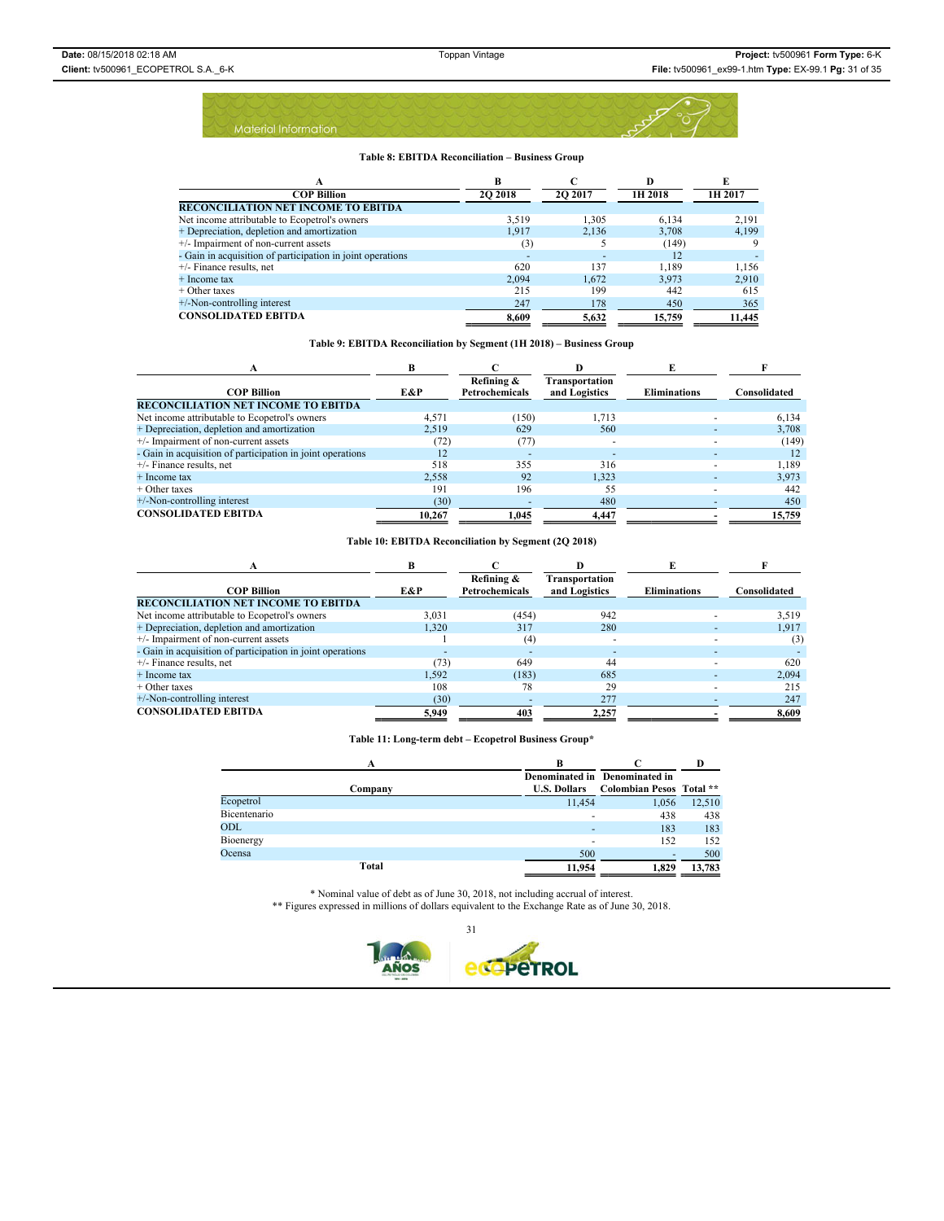Material Information

**Table 8: EBITDA Reconciliation – Business Group**

| A | B | C | D | E |
|---|---|---|---|---|
| **COP Billion** | **2Q 2018** | **2Q 2017** | **1H 2018** | **1H 2017** |
| **RECONCILIATION NET INCOME TO EBITDA** | | | | |
| Net income attributable to Ecopetrol's owners | 3,519 | 1,305 | 6,134 | 2,191 |
| + Depreciation, depletion and amortization | 1,917 | 2,136 | 3,708 | 4,199 |
| +/- Impairment of non-current assets | (3) | 5 | (149) | 9 |
| - Gain in acquisition of participation in joint operations | - | - | 12 | - |
| +/- Finance results, net | 620 | 137 | 1,189 | 1,156 |
| + Income tax | 2,094 | 1,672 | 3,973 | 2,910 |
| + Other taxes | 215 | 199 | 442 | 615 |
| +/-Non-controlling interest | 247 | 178 | 450 | 365 |
| **CONSOLIDATED EBITDA** | **8,609** | **5,632** | **15,759** | **11,445** |

**Table 9: EBITDA Reconciliation by Segment (1H 2018) – Business Group**

| A | B | C | D | E | F |
|---|---|---|---|---|---|
| **COP Billion** | **E&P** | **Refining & Petrochemicals** | **Transportation and Logistics** | **Eliminations** | **Consolidated** |
| **RECONCILIATION NET INCOME TO EBITDA** | | | | | |
| Net income attributable to Ecopetrol's owners | 4,571 | (150) | 1,713 | - | 6,134 |
| + Depreciation, depletion and amortization | 2,519 | 629 | 560 | - | 3,708 |
| +/- Impairment of non-current assets | (72) | (77) | - | - | (149) |
| - Gain in acquisition of participation in joint operations | 12 | - | - | - | 12 |
| +/- Finance results, net | 518 | 355 | 316 | - | 1,189 |
| + Income tax | 2,558 | 92 | 1,323 | - | 3,973 |
| + Other taxes | 191 | 196 | 55 | - | 442 |
| +/-Non-controlling interest | (30) | - | 480 | - | 450 |
| **CONSOLIDATED EBITDA** | **10,267** | **1,045** | **4,447** | **-** | **15,759** |

**Table 10: EBITDA Reconciliation by Segment (2Q 2018)**

| A | B | C | D | E | F |
|---|---|---|---|---|---|
| **COP Billion** | **E&P** | **Refining & Petrochemicals** | **Transportation and Logistics** | **Eliminations** | **Consolidated** |
| **RECONCILIATION NET INCOME TO EBITDA** | | | | | |
| Net income attributable to Ecopetrol's owners | 3,031 | (454) | 942 | - | 3,519 |
| + Depreciation, depletion and amortization | 1,320 | 317 | 280 | - | 1,917 |
| +/- Impairment of non-current assets | 1 | (4) | - | - | (3) |
| - Gain in acquisition of participation in joint operations | - | - | - | - | - |
| +/- Finance results, net | (73) | 649 | 44 | - | 620 |
| + Income tax | 1,592 | (183) | 685 | - | 2,094 |
| + Other taxes | 108 | 78 | 29 | - | 215 |
| +/-Non-controlling interest | (30) | - | 277 | - | 247 |
| **CONSOLIDATED EBITDA** | **5,949** | **403** | **2,257** | **-** | **8,609** |

**Table 11: Long-term debt – Ecopetrol Business Group***

| A | B | C | D |
|---|---|---|---|
| **Company** | **Denominated in U.S. Dollars** | **Denominated in Colombian Pesos** | **Total \*\*** |
| Ecopetrol | 11,454 | 1,056 | 12,510 |
| Bicentenario | - | 438 | 438 |
| ODL | - | 183 | 183 |
| Bioenergy | - | 152 | 152 |
| Ocensa | 500 | - | 500 |
| **Total** | **11,954** | **1,829** | **13,783** |

\* Nominal value of debt as of June 30, 2018, not including accrual of interest.

\*\* Figures expressed in millions of dollars equivalent to the Exchange Rate as of June 30, 2018.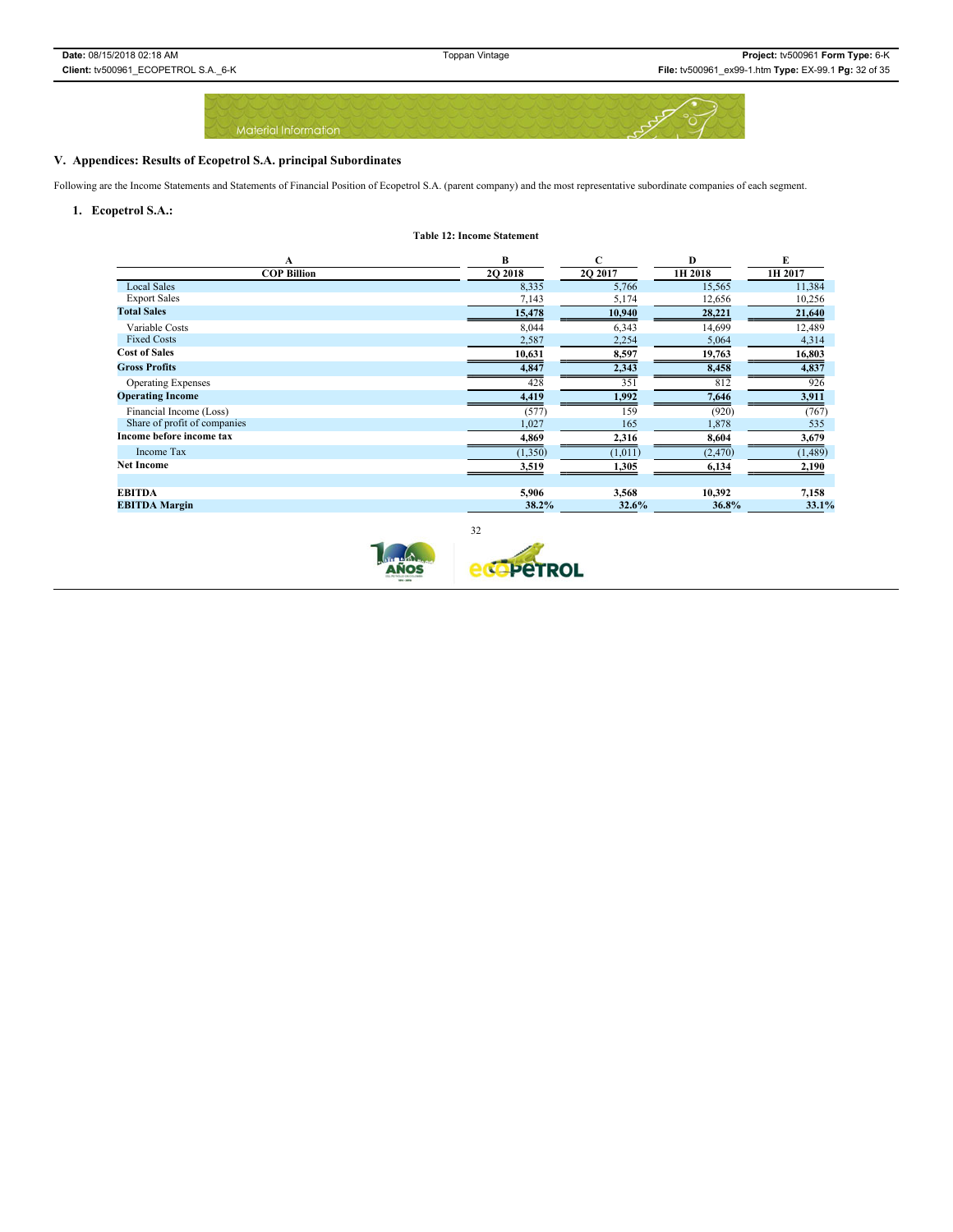## V. Appendices: Results of Ecopetrol S.A. principal Subordinates

Following are the Income Statements and Statements of Financial Position of Ecopetrol S.A. (parent company) and the most representative subordinate companies of each segment.

### 1. Ecopetrol S.A.:

**Table 12: Income Statement**

| A | B | C | D | E |
|---|---|---|---|---|
| **COP Billion** | **2Q 2018** | **2Q 2017** | **1H 2018** | **1H 2017** |
| Local Sales | 8,335 | 5,766 | 15,565 | 11,384 |
| Export Sales | 7,143 | 5,174 | 12,656 | 10,256 |
| **Total Sales** | **15,478** | **10,940** | **28,221** | **21,640** |
| Variable Costs | 8,044 | 6,343 | 14,699 | 12,489 |
| Fixed Costs | 2,587 | 2,254 | 5,064 | 4,314 |
| **Cost of Sales** | **10,631** | **8,597** | **19,763** | **16,803** |
| **Gross Profits** | **4,847** | **2,343** | **8,458** | **4,837** |
| Operating Expenses | 428 | 351 | 812 | 926 |
| **Operating Income** | **4,419** | **1,992** | **7,646** | **3,911** |
| Financial Income (Loss) | (577) | 159 | (920) | (767) |
| Share of profit of companies | 1,027 | 165 | 1,878 | 535 |
| **Income before income tax** | **4,869** | **2,316** | **8,604** | **3,679** |
| Income Tax | (1,350) | (1,011) | (2,470) | (1,489) |
| **Net Income** | **3,519** | **1,305** | **6,134** | **2,190** |
| | | | | |
| **EBITDA** | **5,906** | **3,568** | **10,392** | **7,158** |
| **EBITDA Margin** | **38.2%** | **32.6%** | **36.8%** | **33.1%** |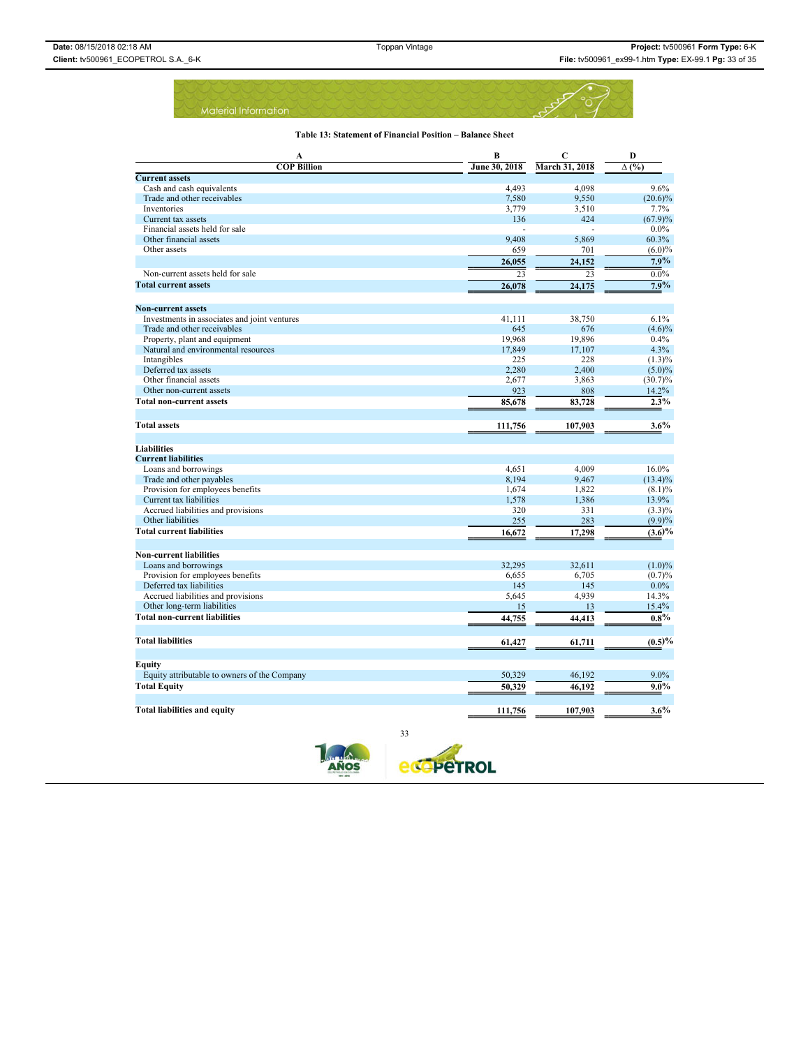Material Information

**Table 13: Statement of Financial Position – Balance Sheet**

| A | B | C | D |
|---|---|---|---|
| **COP Billion** | **June 30, 2018** | **March 31, 2018** | **Δ (%)** |
| **Current assets** | | | |
| Cash and cash equivalents | 4,493 | 4,098 | 9.6% |
| Trade and other receivables | 7,580 | 9,550 | (20.6)% |
| Inventories | 3,779 | 3,510 | 7.7% |
| Current tax assets | 136 | 424 | (67.9)% |
| Financial assets held for sale | - | - | 0.0% |
| Other financial assets | 9,408 | 5,869 | 60.3% |
| Other assets | 659 | 701 | (6.0)% |
| | **26,055** | **24,152** | **7.9%** |
| Non-current assets held for sale | 23 | 23 | 0.0% |
| **Total current assets** | **26,078** | **24,175** | **7.9%** |
| | | | |
| **Non-current assets** | | | |
| Investments in associates and joint ventures | 41,111 | 38,750 | 6.1% |
| Trade and other receivables | 645 | 676 | (4.6)% |
| Property, plant and equipment | 19,968 | 19,896 | 0.4% |
| Natural and environmental resources | 17,849 | 17,107 | 4.3% |
| Intangibles | 225 | 228 | (1.3)% |
| Deferred tax assets | 2,280 | 2,400 | (5.0)% |
| Other financial assets | 2,677 | 3,863 | (30.7)% |
| Other non-current assets | 923 | 808 | 14.2% |
| **Total non-current assets** | **85,678** | **83,728** | **2.3%** |
| | | | |
| **Total assets** | **111,756** | **107,903** | **3.6%** |
| | | | |
| **Liabilities** | | | |
| **Current liabilities** | | | |
| Loans and borrowings | 4,651 | 4,009 | 16.0% |
| Trade and other payables | 8,194 | 9,467 | (13.4)% |
| Provision for employees benefits | 1,674 | 1,822 | (8.1)% |
| Current tax liabilities | 1,578 | 1,386 | 13.9% |
| Accrued liabilities and provisions | 320 | 331 | (3.3)% |
| Other liabilities | 255 | 283 | (9.9)% |
| **Total current liabilities** | **16,672** | **17,298** | **(3.6)%** |
| | | | |
| **Non-current liabilities** | | | |
| Loans and borrowings | 32,295 | 32,611 | (1.0)% |
| Provision for employees benefits | 6,655 | 6,705 | (0.7)% |
| Deferred tax liabilities | 145 | 145 | 0.0% |
| Accrued liabilities and provisions | 5,645 | 4,939 | 14.3% |
| Other long-term liabilities | 15 | 13 | 15.4% |
| **Total non-current liabilities** | **44,755** | **44,413** | **0.8%** |
| | | | |
| **Total liabilities** | **61,427** | **61,711** | **(0.5)%** |
| | | | |
| **Equity** | | | |
| Equity attributable to owners of the Company | 50,329 | 46,192 | 9.0% |
| **Total Equity** | **50,329** | **46,192** | **9.0%** |
| | | | |
| **Total liabilities and equity** | **111,756** | **107,903** | **3.6%** |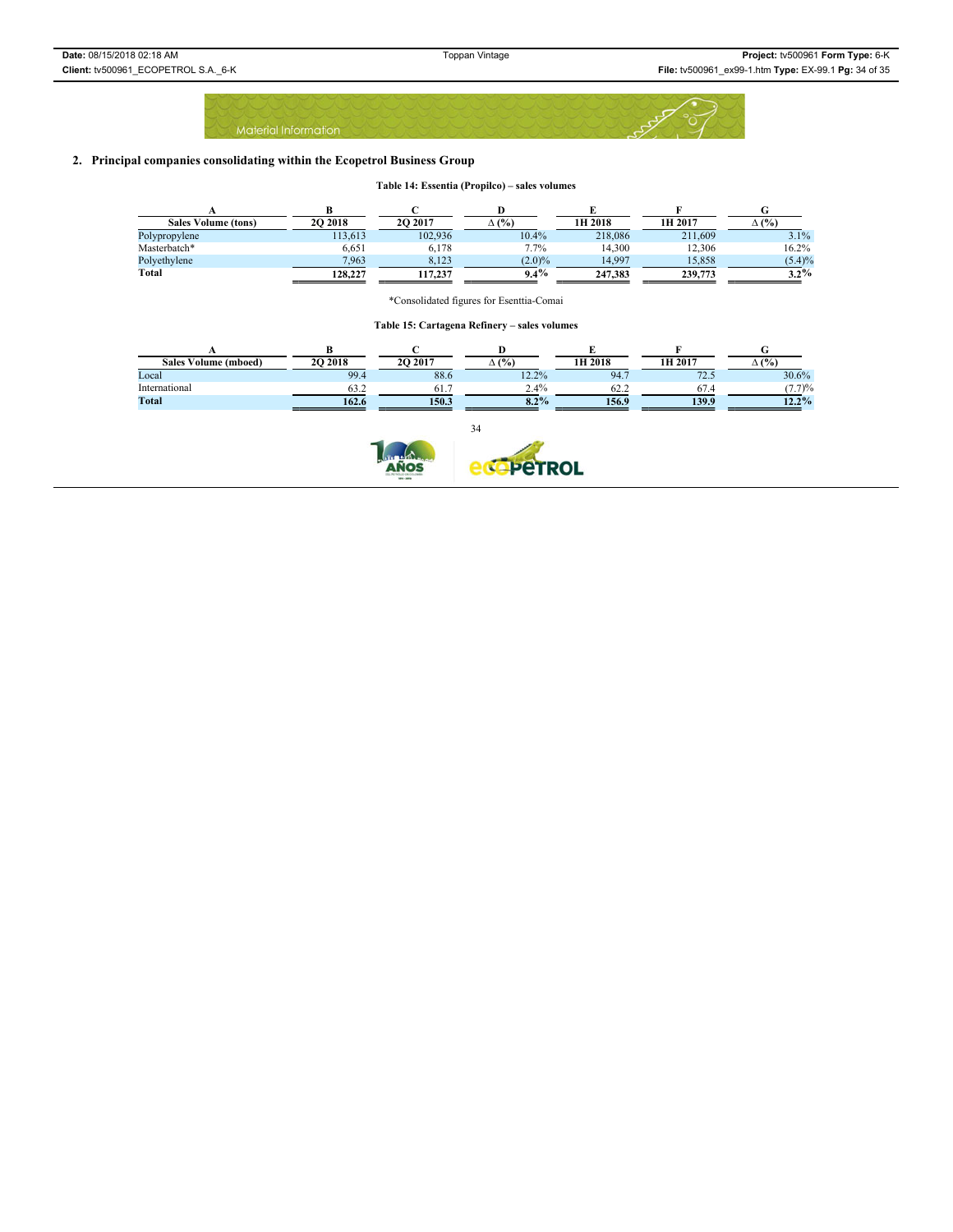## 2. Principal companies consolidating within the Ecopetrol Business Group

**Table 14: Essentia (Propilco) – sales volumes**

| A | B | C | D | E | F | G |
|---|---|---|---|---|---|---|
| **Sales Volume (tons)** | **2Q 2018** | **2Q 2017** | **∆ (%)** | **1H 2018** | **1H 2017** | **∆ (%)** |
| Polypropylene | 113,613 | 102,936 | 10.4% | 218,086 | 211,609 | 3.1% |
| Masterbatch* | 6,651 | 6,178 | 7.7% | 14,300 | 12,306 | 16.2% |
| Polyethylene | 7,963 | 8,123 | (2.0)% | 14,997 | 15,858 | (5.4)% |
| **Total** | **128,227** | **117,237** | **9.4%** | **247,383** | **239,773** | **3.2%** |

*Consolidated figures for Esenttia-Comai

**Table 15: Cartagena Refinery – sales volumes**

| A | B | C | D | E | F | G |
|---|---|---|---|---|---|---|
| **Sales Volume (mboed)** | **2Q 2018** | **2Q 2017** | **∆ (%)** | **1H 2018** | **1H 2017** | **∆ (%)** |
| Local | 99.4 | 88.6 | 12.2% | 94.7 | 72.5 | 30.6% |
| International | 63.2 | 61.7 | 2.4% | 62.2 | 67.4 | (7.7)% |
| **Total** | **162.6** | **150.3** | **8.2%** | **156.9** | **139.9** | **12.2%** |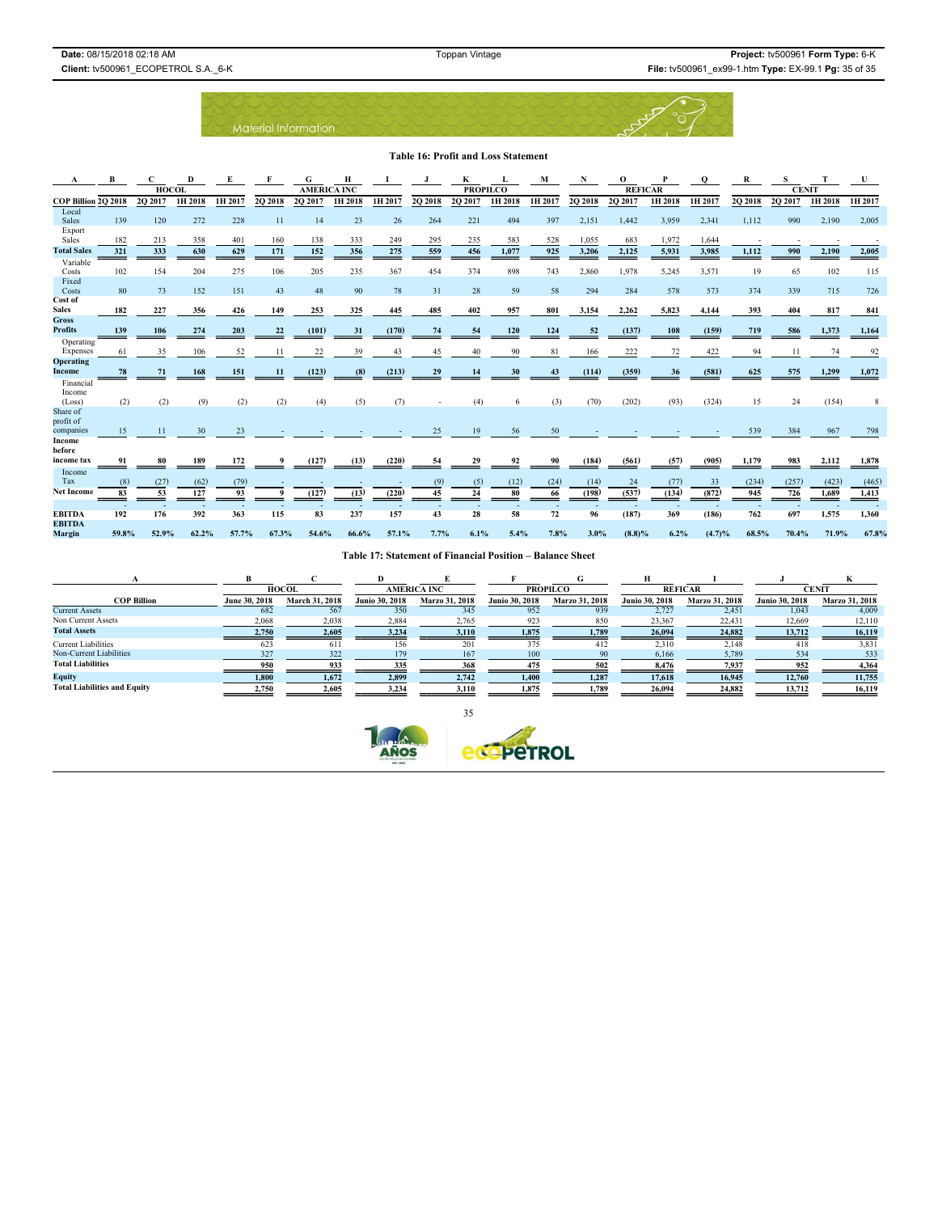Material Information

**Table 16: Profit and Loss Statement**

| A | B | C | D | E | F | G | H | I | J | K | L | M | N | O | P | Q | R | S | T | U |
|---|---|---|---|---|---|---|---|---|---|---|---|---|---|---|---|---|---|---|---|---|
| | HOCOL | | | | AMERICA INC | | | | PROPILCO | | | | REFICAR | | | | CENIT | | | |
| COP Billion | 2Q 2018 | 2Q 2017 | 1H 2018 | 1H 2017 | 2Q 2018 | 2Q 2017 | 1H 2018 | 1H 2017 | 2Q 2018 | 2Q 2017 | 1H 2018 | 1H 2017 | 2Q 2018 | 2Q 2017 | 1H 2018 | 1H 2017 | 2Q 2018 | 2Q 2017 | 1H 2018 | 1H 2017 |
| Local Sales | 139 | 120 | 272 | 228 | 11 | 14 | 23 | 26 | 264 | 221 | 494 | 397 | 2,151 | 1,442 | 3,959 | 2,341 | 1,112 | 990 | 2,190 | 2,005 |
| Export Sales | 182 | 213 | 358 | 401 | 160 | 138 | 333 | 249 | 295 | 235 | 583 | 528 | 1,055 | 683 | 1,972 | 1,644 | - | - | - | - |
| **Total Sales** | **321** | **333** | **630** | **629** | **171** | **152** | **356** | **275** | **559** | **456** | **1,077** | **925** | **3,206** | **2,125** | **5,931** | **3,985** | **1,112** | **990** | **2,190** | **2,005** |
| Variable Costs | 102 | 154 | 204 | 275 | 106 | 205 | 235 | 367 | 454 | 374 | 898 | 743 | 2,860 | 1,978 | 5,245 | 3,571 | 19 | 65 | 102 | 115 |
| Fixed Costs | 80 | 73 | 152 | 151 | 43 | 48 | 90 | 78 | 31 | 28 | 59 | 58 | 294 | 284 | 578 | 573 | 374 | 339 | 715 | 726 |
| **Cost of Sales** | **182** | **227** | **356** | **426** | **149** | **253** | **325** | **445** | **485** | **402** | **957** | **801** | **3,154** | **2,262** | **5,823** | **4,144** | **393** | **404** | **817** | **841** |
| **Gross Profits** | **139** | **106** | **274** | **203** | **22** | **(101)** | **31** | **(170)** | **74** | **54** | **120** | **124** | **52** | **(137)** | **108** | **(159)** | **719** | **586** | **1,373** | **1,164** |
| Operating Expenses | 61 | 35 | 106 | 52 | 11 | 22 | 39 | 43 | 45 | 40 | 90 | 81 | 166 | 222 | 72 | 422 | 94 | 11 | 74 | 92 |
| **Operating Income** | **78** | **71** | **168** | **151** | **11** | **(123)** | **(8)** | **(213)** | **29** | **14** | **30** | **43** | **(114)** | **(359)** | **36** | **(581)** | **625** | **575** | **1,299** | **1,072** |
| Financial Income (Loss) | (2) | (2) | (9) | (2) | (2) | (4) | (5) | (7) | - | (4) | 6 | (3) | (70) | (202) | (93) | (324) | 15 | 24 | (154) | 8 |
| Share of profit of companies | 15 | 11 | 30 | 23 | - | - | - | - | 25 | 19 | 56 | 50 | - | - | - | - | 539 | 384 | 967 | 798 |
| **Income before income tax** | **91** | **80** | **189** | **172** | **9** | **(127)** | **(13)** | **(220)** | **54** | **29** | **92** | **90** | **(184)** | **(561)** | **(57)** | **(905)** | **1,179** | **983** | **2,112** | **1,878** |
| Income Tax | (8) | (27) | (62) | (79) | - | - | - | - | (9) | (5) | (12) | (24) | (14) | 24 | (77) | 33 | (234) | (257) | (423) | (465) |
| **Net Income** | **83** | **53** | **127** | **93** | **9** | **(127)** | **(13)** | **(220)** | **45** | **24** | **80** | **66** | **(198)** | **(537)** | **(134)** | **(872)** | **945** | **726** | **1,689** | **1,413** |
| **EBITDA** | **192** | **176** | **392** | **363** | **115** | **83** | **237** | **157** | **43** | **28** | **58** | **72** | **96** | **(187)** | **369** | **(186)** | **762** | **697** | **1,575** | **1,360** |
| **EBITDA Margin** | **59.8%** | **52.9%** | **62.2%** | **57.7%** | **67.3%** | **54.6%** | **66.6%** | **57.1%** | **7.7%** | **6.1%** | **5.4%** | **7.8%** | **3.0%** | **(8.8)%** | **6.2%** | **(4.7)%** | **68.5%** | **70.4%** | **71.9%** | **67.8%** |

**Table 17: Statement of Financial Position – Balance Sheet**

| A | B | C | D | E | F | G | H | I | J | K |
|---|---|---|---|---|---|---|---|---|---|---|
| | HOCOL | | AMERICA INC | | PROPILCO | | REFICAR | | CENIT | |
| COP Billion | June 30, 2018 | March 31, 2018 | Junio 30, 2018 | Marzo 31, 2018 | Junio 30, 2018 | Marzo 31, 2018 | Junio 30, 2018 | Marzo 31, 2018 | Junio 30, 2018 | Marzo 31, 2018 |
| Current Assets | 682 | 567 | 350 | 345 | 952 | 939 | 2,727 | 2,451 | 1,043 | 4,009 |
| Non Current Assets | 2,068 | 2,038 | 2,884 | 2,765 | 923 | 850 | 23,367 | 22,431 | 12,669 | 12,110 |
| **Total Assets** | **2,750** | **2,605** | **3,234** | **3,110** | **1,875** | **1,789** | **26,094** | **24,882** | **13,712** | **16,119** |
| Current Liabilities | 623 | 611 | 156 | 201 | 375 | 412 | 2,310 | 2,148 | 418 | 3,831 |
| Non-Current Liabilities | 327 | 322 | 179 | 167 | 100 | 90 | 6,166 | 5,789 | 534 | 533 |
| **Total Liabilities** | **950** | **933** | **335** | **368** | **475** | **502** | **8,476** | **7,937** | **952** | **4,364** |
| **Equity** | **1,800** | **1,672** | **2,899** | **2,742** | **1,400** | **1,287** | **17,618** | **16,945** | **12,760** | **11,755** |
| **Total Liabilities and Equity** | **2,750** | **2,605** | **3,234** | **3,110** | **1,875** | **1,789** | **26,094** | **24,882** | **13,712** | **16,119** |